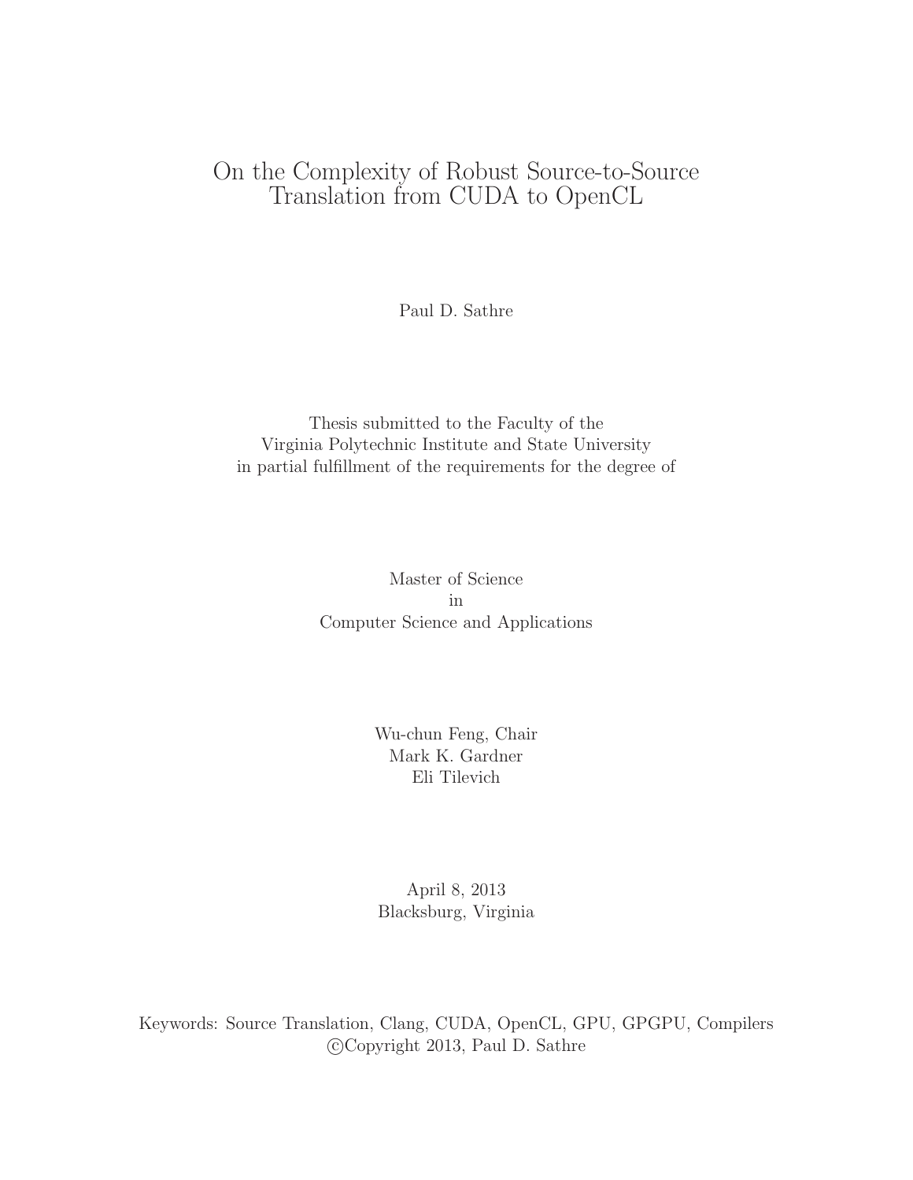# On the Complexity of Robust Source-to-Source Translation from CUDA to OpenCL

Paul D. Sathre

Thesis submitted to the Faculty of the
Virginia Polytechnic Institute and State University
in partial fulfillment of the requirements for the degree of

Master of Science
in
Computer Science and Applications

Wu-chun Feng, Chair
Mark K. Gardner
Eli Tilevich

April 8, 2013
Blacksburg, Virginia

Keywords: Source Translation, Clang, CUDA, OpenCL, GPU, GPGPU, Compilers
©Copyright 2013, Paul D. Sathre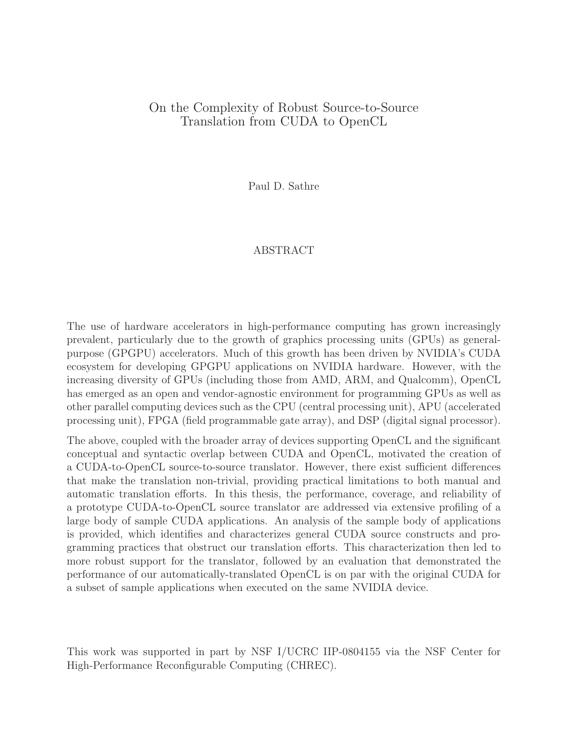# On the Complexity of Robust Source-to-Source Translation from CUDA to OpenCL

Paul D. Sathre

## ABSTRACT

The use of hardware accelerators in high-performance computing has grown increasingly prevalent, particularly due to the growth of graphics processing units (GPUs) as general-purpose (GPGPU) accelerators. Much of this growth has been driven by NVIDIA's CUDA ecosystem for developing GPGPU applications on NVIDIA hardware. However, with the increasing diversity of GPUs (including those from AMD, ARM, and Qualcomm), OpenCL has emerged as an open and vendor-agnostic environment for programming GPUs as well as other parallel computing devices such as the CPU (central processing unit), APU (accelerated processing unit), FPGA (field programmable gate array), and DSP (digital signal processor).

The above, coupled with the broader array of devices supporting OpenCL and the significant conceptual and syntactic overlap between CUDA and OpenCL, motivated the creation of a CUDA-to-OpenCL source-to-source translator. However, there exist sufficient differences that make the translation non-trivial, providing practical limitations to both manual and automatic translation efforts. In this thesis, the performance, coverage, and reliability of a prototype CUDA-to-OpenCL source translator are addressed via extensive profiling of a large body of sample CUDA applications. An analysis of the sample body of applications is provided, which identifies and characterizes general CUDA source constructs and programming practices that obstruct our translation efforts. This characterization then led to more robust support for the translator, followed by an evaluation that demonstrated the performance of our automatically-translated OpenCL is on par with the original CUDA for a subset of sample applications when executed on the same NVIDIA device.

This work was supported in part by NSF I/UCRC IIP-0804155 via the NSF Center for High-Performance Reconfigurable Computing (CHREC).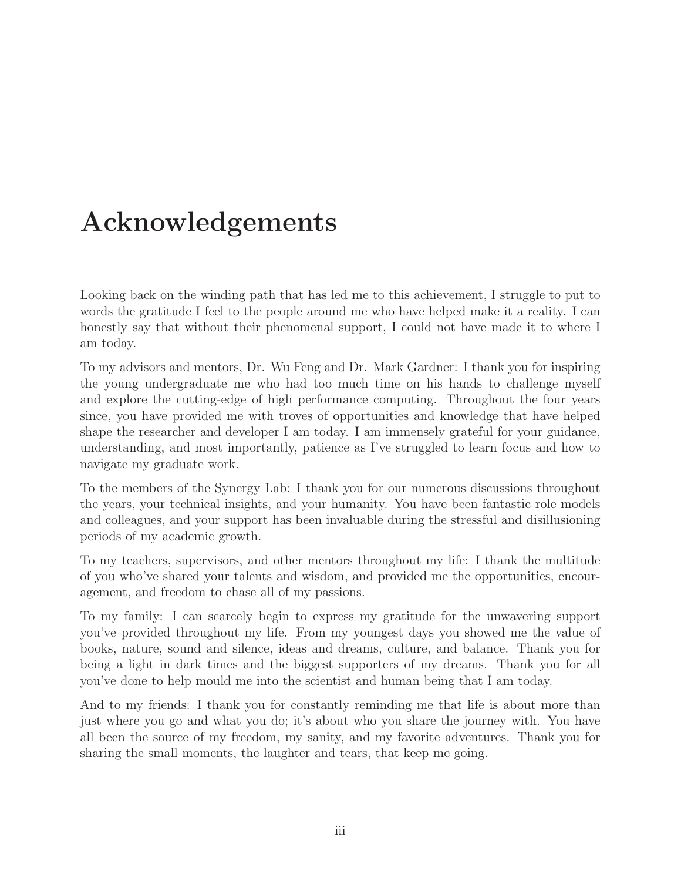# Acknowledgements

Looking back on the winding path that has led me to this achievement, I struggle to put to words the gratitude I feel to the people around me who have helped make it a reality. I can honestly say that without their phenomenal support, I could not have made it to where I am today.

To my advisors and mentors, Dr. Wu Feng and Dr. Mark Gardner: I thank you for inspiring the young undergraduate me who had too much time on his hands to challenge myself and explore the cutting-edge of high performance computing. Throughout the four years since, you have provided me with troves of opportunities and knowledge that have helped shape the researcher and developer I am today. I am immensely grateful for your guidance, understanding, and most importantly, patience as I've struggled to learn focus and how to navigate my graduate work.

To the members of the Synergy Lab: I thank you for our numerous discussions throughout the years, your technical insights, and your humanity. You have been fantastic role models and colleagues, and your support has been invaluable during the stressful and disillusioning periods of my academic growth.

To my teachers, supervisors, and other mentors throughout my life: I thank the multitude of you who've shared your talents and wisdom, and provided me the opportunities, encouragement, and freedom to chase all of my passions.

To my family: I can scarcely begin to express my gratitude for the unwavering support you've provided throughout my life. From my youngest days you showed me the value of books, nature, sound and silence, ideas and dreams, culture, and balance. Thank you for being a light in dark times and the biggest supporters of my dreams. Thank you for all you've done to help mould me into the scientist and human being that I am today.

And to my friends: I thank you for constantly reminding me that life is about more than just where you go and what you do; it's about who you share the journey with. You have all been the source of my freedom, my sanity, and my favorite adventures. Thank you for sharing the small moments, the laughter and tears, that keep me going.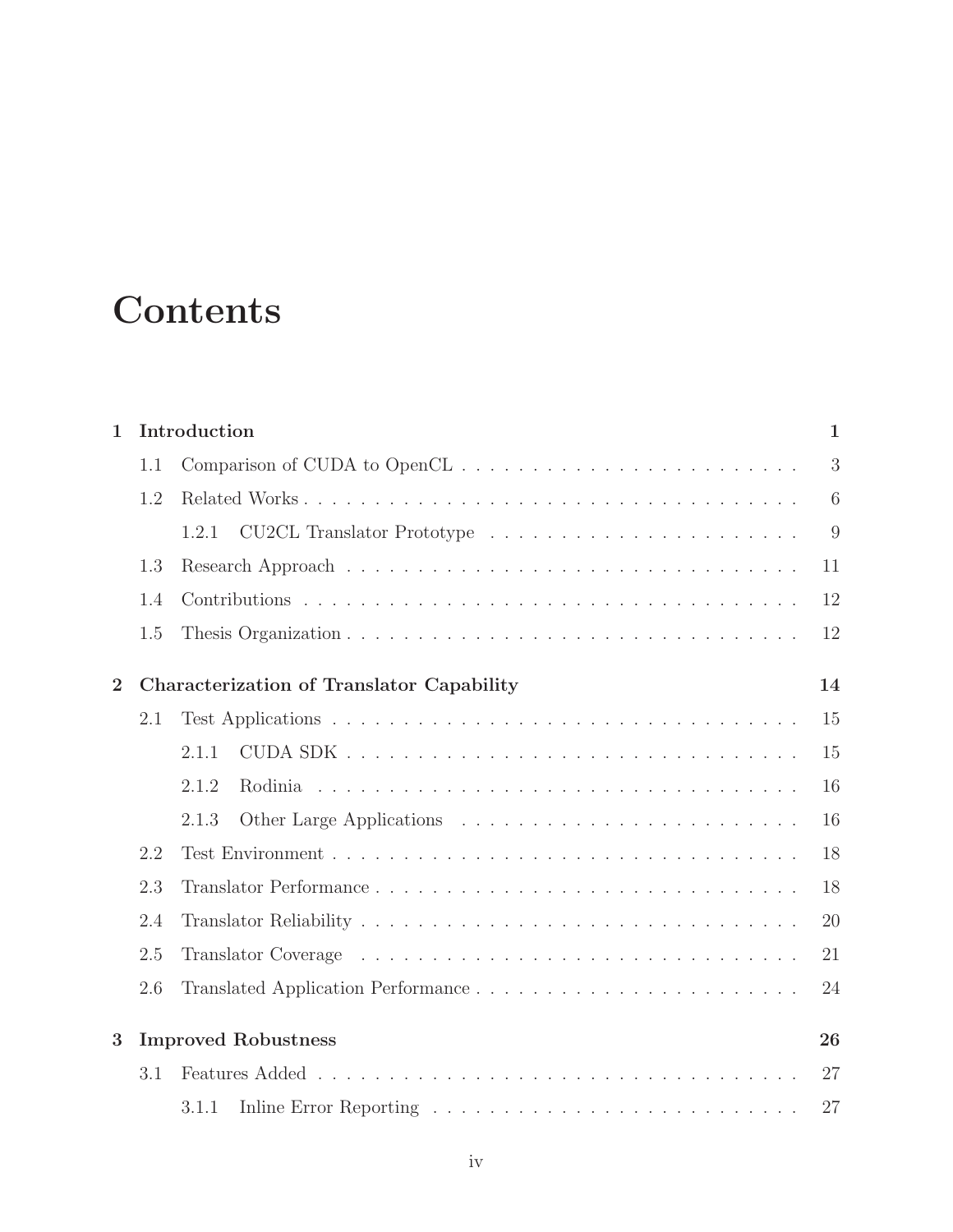# Contents

**1 Introduction** **1**

- 1.1 Comparison of CUDA to OpenCL . . . . . . . . . . . . . . . . . . . . . . . . 3
- 1.2 Related Works . . . . . . . . . . . . . . . . . . . . . . . . . . . . . . . . . . 6
  - 1.2.1 CU2CL Translator Prototype . . . . . . . . . . . . . . . . . . . . . . 9
- 1.3 Research Approach . . . . . . . . . . . . . . . . . . . . . . . . . . . . . . . 11
- 1.4 Contributions . . . . . . . . . . . . . . . . . . . . . . . . . . . . . . . . . . 12
- 1.5 Thesis Organization . . . . . . . . . . . . . . . . . . . . . . . . . . . . . . . 12

**2 Characterization of Translator Capability** **14**

- 2.1 Test Applications . . . . . . . . . . . . . . . . . . . . . . . . . . . . . . . . 15
  - 2.1.1 CUDA SDK . . . . . . . . . . . . . . . . . . . . . . . . . . . . . . . . 15
  - 2.1.2 Rodinia . . . . . . . . . . . . . . . . . . . . . . . . . . . . . . . . . . 16
  - 2.1.3 Other Large Applications . . . . . . . . . . . . . . . . . . . . . . . . 16
- 2.2 Test Environment . . . . . . . . . . . . . . . . . . . . . . . . . . . . . . . . 18
- 2.3 Translator Performance . . . . . . . . . . . . . . . . . . . . . . . . . . . . . 18
- 2.4 Translator Reliability . . . . . . . . . . . . . . . . . . . . . . . . . . . . . . 20
- 2.5 Translator Coverage . . . . . . . . . . . . . . . . . . . . . . . . . . . . . . . 21
- 2.6 Translated Application Performance . . . . . . . . . . . . . . . . . . . . . . . 24

**3 Improved Robustness** **26**

- 3.1 Features Added . . . . . . . . . . . . . . . . . . . . . . . . . . . . . . . . . 27
  - 3.1.1 Inline Error Reporting . . . . . . . . . . . . . . . . . . . . . . . . . . 27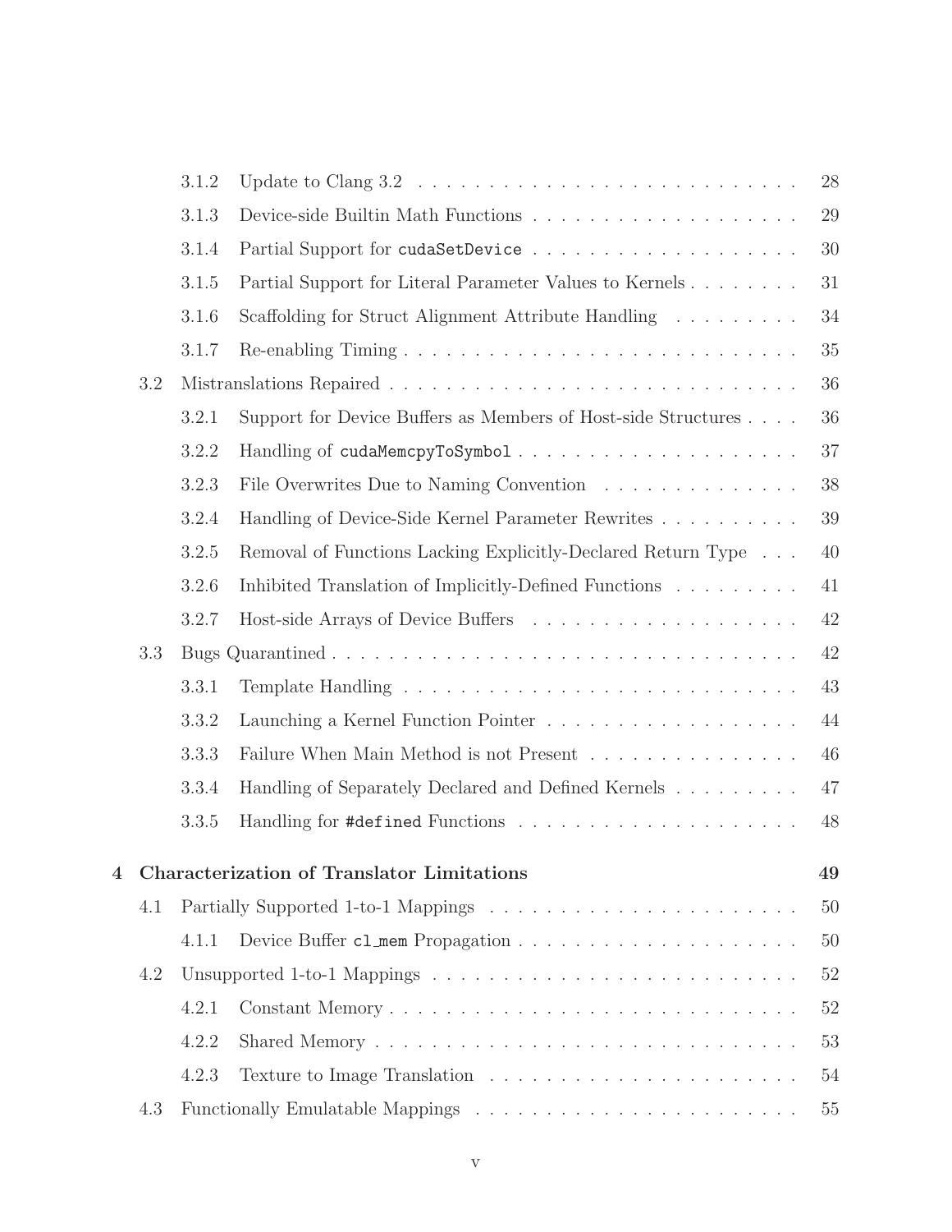3.1.2 Update to Clang 3.2 . . . . . . . . . . . . . . . . . . . . . . . . . . . 28

3.1.3 Device-side Builtin Math Functions . . . . . . . . . . . . . . . . . . . . 29

3.1.4 Partial Support for `cudaSetDevice` . . . . . . . . . . . . . . . . . . . . 30

3.1.5 Partial Support for Literal Parameter Values to Kernels . . . . . . . . 31

3.1.6 Scaffolding for Struct Alignment Attribute Handling . . . . . . . . . 34

3.1.7 Re-enabling Timing . . . . . . . . . . . . . . . . . . . . . . . . . . . . . 35

3.2 Mistranslations Repaired . . . . . . . . . . . . . . . . . . . . . . . . . . . . . 36

3.2.1 Support for Device Buffers as Members of Host-side Structures . . . . 36

3.2.2 Handling of `cudaMemcpyToSymbol` . . . . . . . . . . . . . . . . . . . . 37

3.2.3 File Overwrites Due to Naming Convention . . . . . . . . . . . . . . 38

3.2.4 Handling of Device-Side Kernel Parameter Rewrites . . . . . . . . . . 39

3.2.5 Removal of Functions Lacking Explicitly-Declared Return Type . . . 40

3.2.6 Inhibited Translation of Implicitly-Defined Functions . . . . . . . . . 41

3.2.7 Host-side Arrays of Device Buffers . . . . . . . . . . . . . . . . . . . 42

3.3 Bugs Quarantined . . . . . . . . . . . . . . . . . . . . . . . . . . . . . . . . . 42

3.3.1 Template Handling . . . . . . . . . . . . . . . . . . . . . . . . . . . . . 43

3.3.2 Launching a Kernel Function Pointer . . . . . . . . . . . . . . . . . . . 44

3.3.3 Failure When Main Method is not Present . . . . . . . . . . . . . . . 46

3.3.4 Handling of Separately Declared and Defined Kernels . . . . . . . . . 47

3.3.5 Handling for `#defined` Functions . . . . . . . . . . . . . . . . . . . . 48

**4 Characterization of Translator Limitations** **49**

4.1 Partially Supported 1-to-1 Mappings . . . . . . . . . . . . . . . . . . . . . . 50

4.1.1 Device Buffer `cl_mem` Propagation . . . . . . . . . . . . . . . . . . . . 50

4.2 Unsupported 1-to-1 Mappings . . . . . . . . . . . . . . . . . . . . . . . . . . 52

4.2.1 Constant Memory . . . . . . . . . . . . . . . . . . . . . . . . . . . . . . 52

4.2.2 Shared Memory . . . . . . . . . . . . . . . . . . . . . . . . . . . . . . . 53

4.2.3 Texture to Image Translation . . . . . . . . . . . . . . . . . . . . . . 54

4.3 Functionally Emulatable Mappings . . . . . . . . . . . . . . . . . . . . . . . 55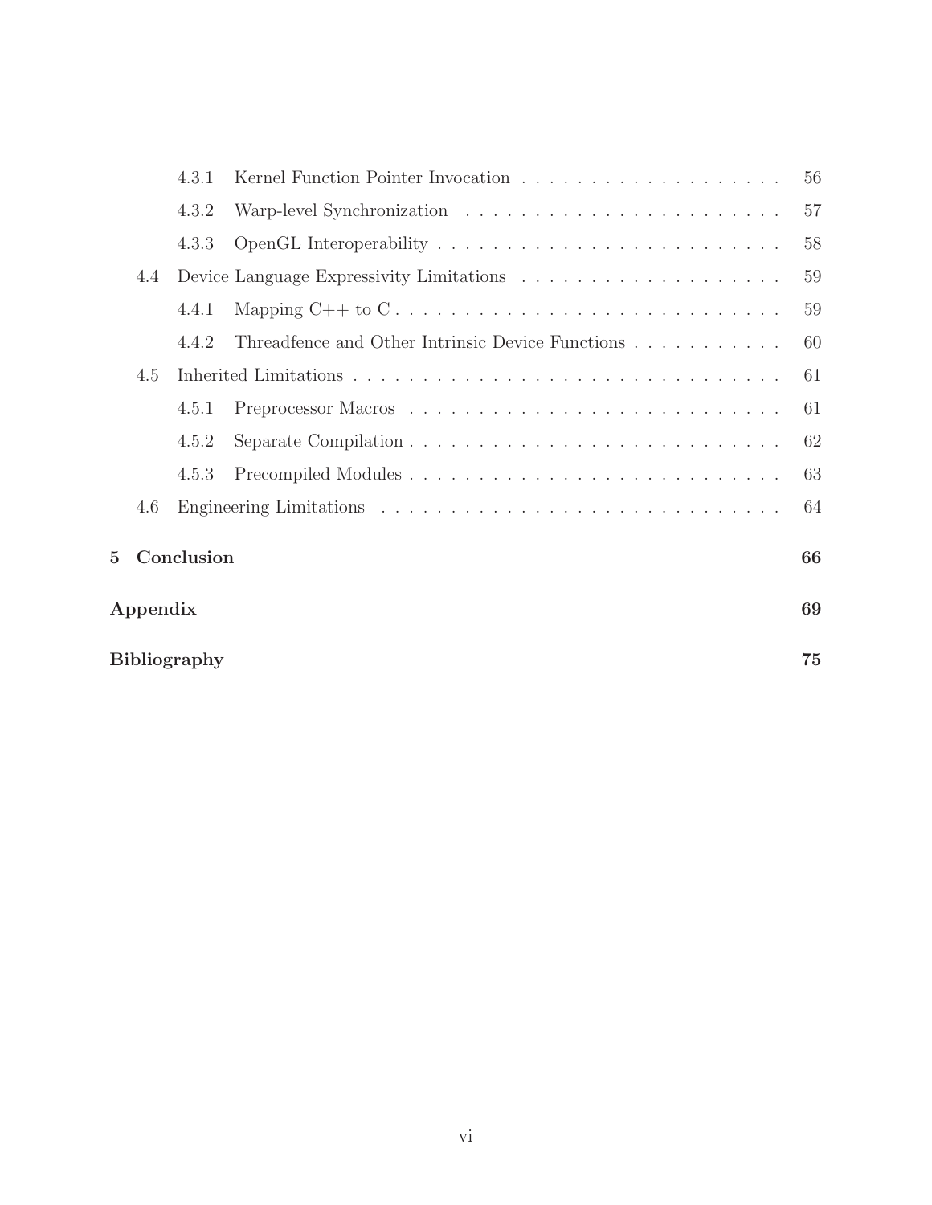- 4.3.1 Kernel Function Pointer Invocation . . . . . . . . . . . . . . . . . . . 56
- 4.3.2 Warp-level Synchronization . . . . . . . . . . . . . . . . . . . . . . . 57
- 4.3.3 OpenGL Interoperability . . . . . . . . . . . . . . . . . . . . . . . . . 58

4.4 Device Language Expressivity Limitations . . . . . . . . . . . . . . . . . . . 59

- 4.4.1 Mapping C++ to C . . . . . . . . . . . . . . . . . . . . . . . . . . . . 59
- 4.4.2 Threadfence and Other Intrinsic Device Functions . . . . . . . . . . . 60

4.5 Inherited Limitations . . . . . . . . . . . . . . . . . . . . . . . . . . . . . . 61

- 4.5.1 Preprocessor Macros . . . . . . . . . . . . . . . . . . . . . . . . . . . 61
- 4.5.2 Separate Compilation . . . . . . . . . . . . . . . . . . . . . . . . . . . 62
- 4.5.3 Precompiled Modules . . . . . . . . . . . . . . . . . . . . . . . . . . . 63

4.6 Engineering Limitations . . . . . . . . . . . . . . . . . . . . . . . . . . . . . 64

**5 Conclusion** **66**

**Appendix** **69**

**Bibliography** **75**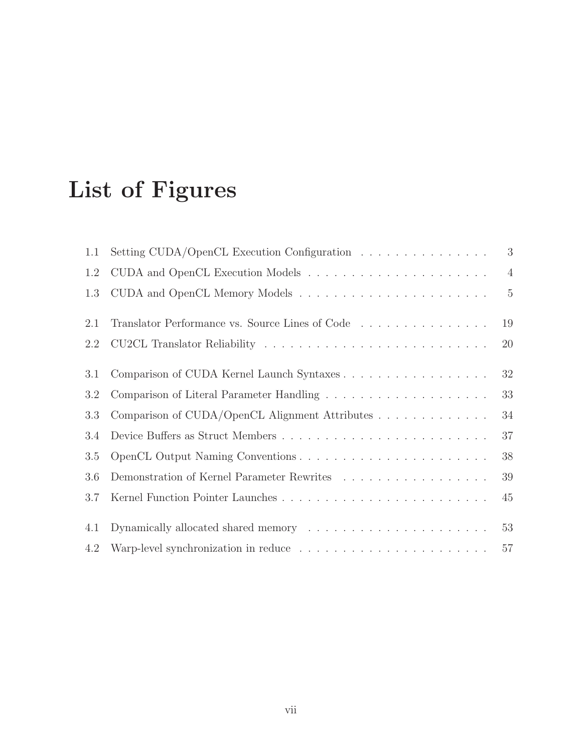# List of Figures

| | | |
|---|---|---|
| 1.1 | Setting CUDA/OpenCL Execution Configuration | 3 |
| 1.2 | CUDA and OpenCL Execution Models | 4 |
| 1.3 | CUDA and OpenCL Memory Models | 5 |
| 2.1 | Translator Performance vs. Source Lines of Code | 19 |
| 2.2 | CU2CL Translator Reliability | 20 |
| 3.1 | Comparison of CUDA Kernel Launch Syntaxes | 32 |
| 3.2 | Comparison of Literal Parameter Handling | 33 |
| 3.3 | Comparison of CUDA/OpenCL Alignment Attributes | 34 |
| 3.4 | Device Buffers as Struct Members | 37 |
| 3.5 | OpenCL Output Naming Conventions | 38 |
| 3.6 | Demonstration of Kernel Parameter Rewrites | 39 |
| 3.7 | Kernel Function Pointer Launches | 45 |
| 4.1 | Dynamically allocated shared memory | 53 |
| 4.2 | Warp-level synchronization in reduce | 57 |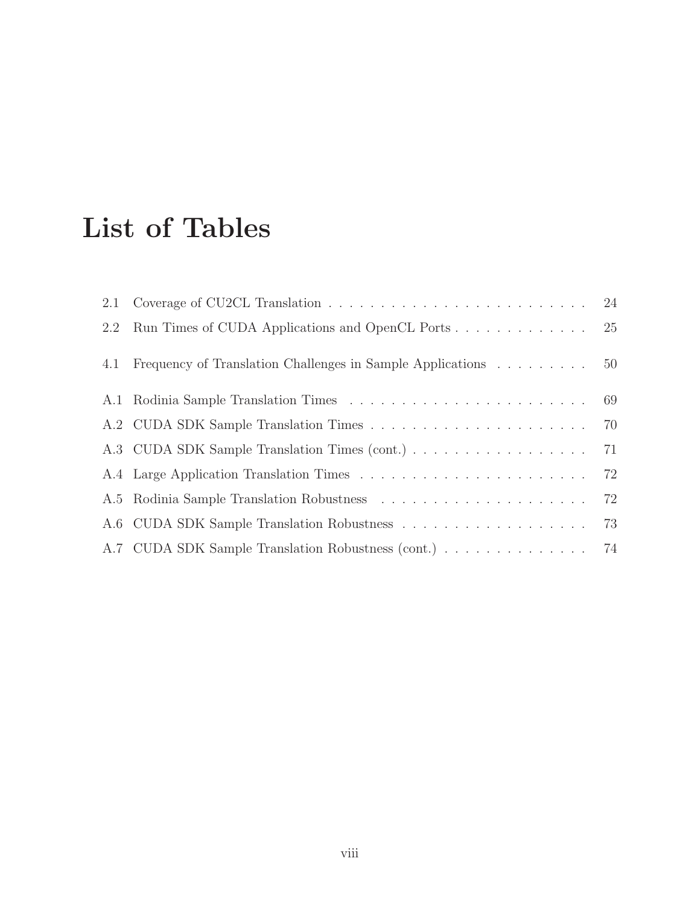# List of Tables

2.1 Coverage of CU2CL Translation . . . . . . . . . . . . . . . . . . . . . . . . . . 24

2.2 Run Times of CUDA Applications and OpenCL Ports . . . . . . . . . . . . . . 25

4.1 Frequency of Translation Challenges in Sample Applications . . . . . . . . . 50

A.1 Rodinia Sample Translation Times . . . . . . . . . . . . . . . . . . . . . . . . 69

A.2 CUDA SDK Sample Translation Times . . . . . . . . . . . . . . . . . . . . . . 70

A.3 CUDA SDK Sample Translation Times (cont.) . . . . . . . . . . . . . . . . . . 71

A.4 Large Application Translation Times . . . . . . . . . . . . . . . . . . . . . . . 72

A.5 Rodinia Sample Translation Robustness . . . . . . . . . . . . . . . . . . . . . 72

A.6 CUDA SDK Sample Translation Robustness . . . . . . . . . . . . . . . . . . . 73

A.7 CUDA SDK Sample Translation Robustness (cont.) . . . . . . . . . . . . . . . 74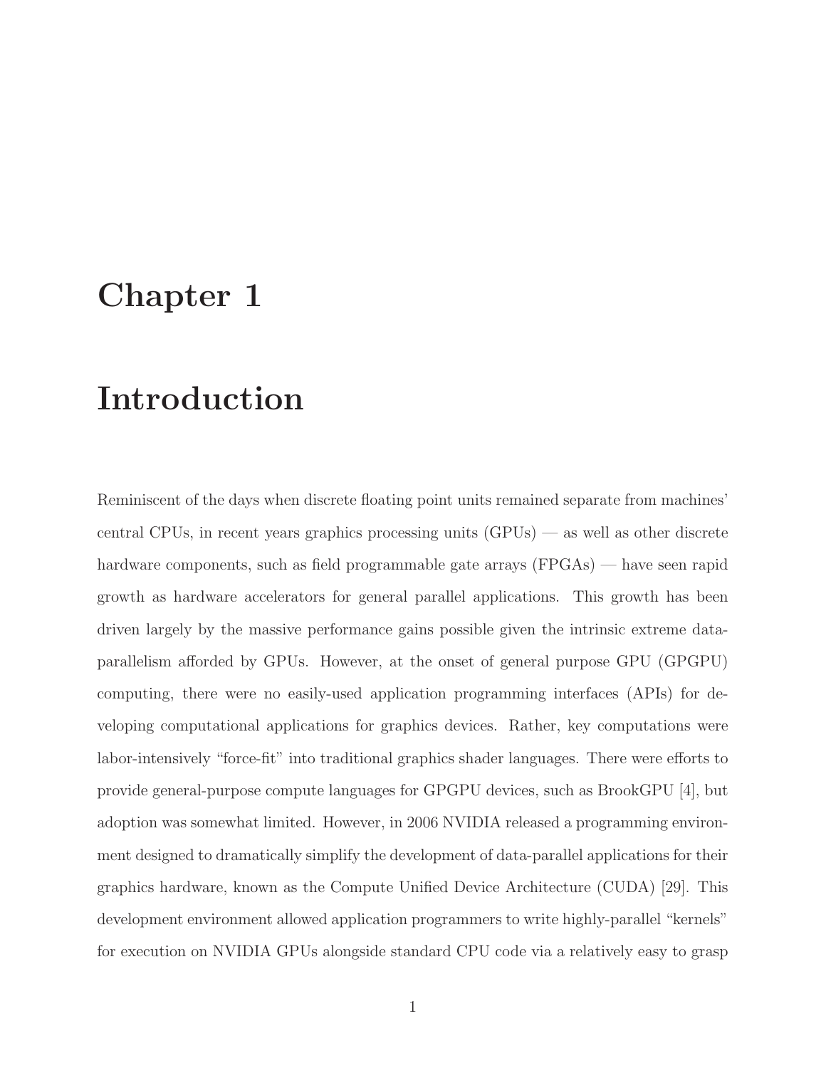# Chapter 1

# Introduction

Reminiscent of the days when discrete floating point units remained separate from machines' central CPUs, in recent years graphics processing units (GPUs) — as well as other discrete hardware components, such as field programmable gate arrays (FPGAs) — have seen rapid growth as hardware accelerators for general parallel applications. This growth has been driven largely by the massive performance gains possible given the intrinsic extreme data-parallelism afforded by GPUs. However, at the onset of general purpose GPU (GPGPU) computing, there were no easily-used application programming interfaces (APIs) for developing computational applications for graphics devices. Rather, key computations were labor-intensively "force-fit" into traditional graphics shader languages. There were efforts to provide general-purpose compute languages for GPGPU devices, such as BrookGPU [4], but adoption was somewhat limited. However, in 2006 NVIDIA released a programming environment designed to dramatically simplify the development of data-parallel applications for their graphics hardware, known as the Compute Unified Device Architecture (CUDA) [29]. This development environment allowed application programmers to write highly-parallel "kernels" for execution on NVIDIA GPUs alongside standard CPU code via a relatively easy to grasp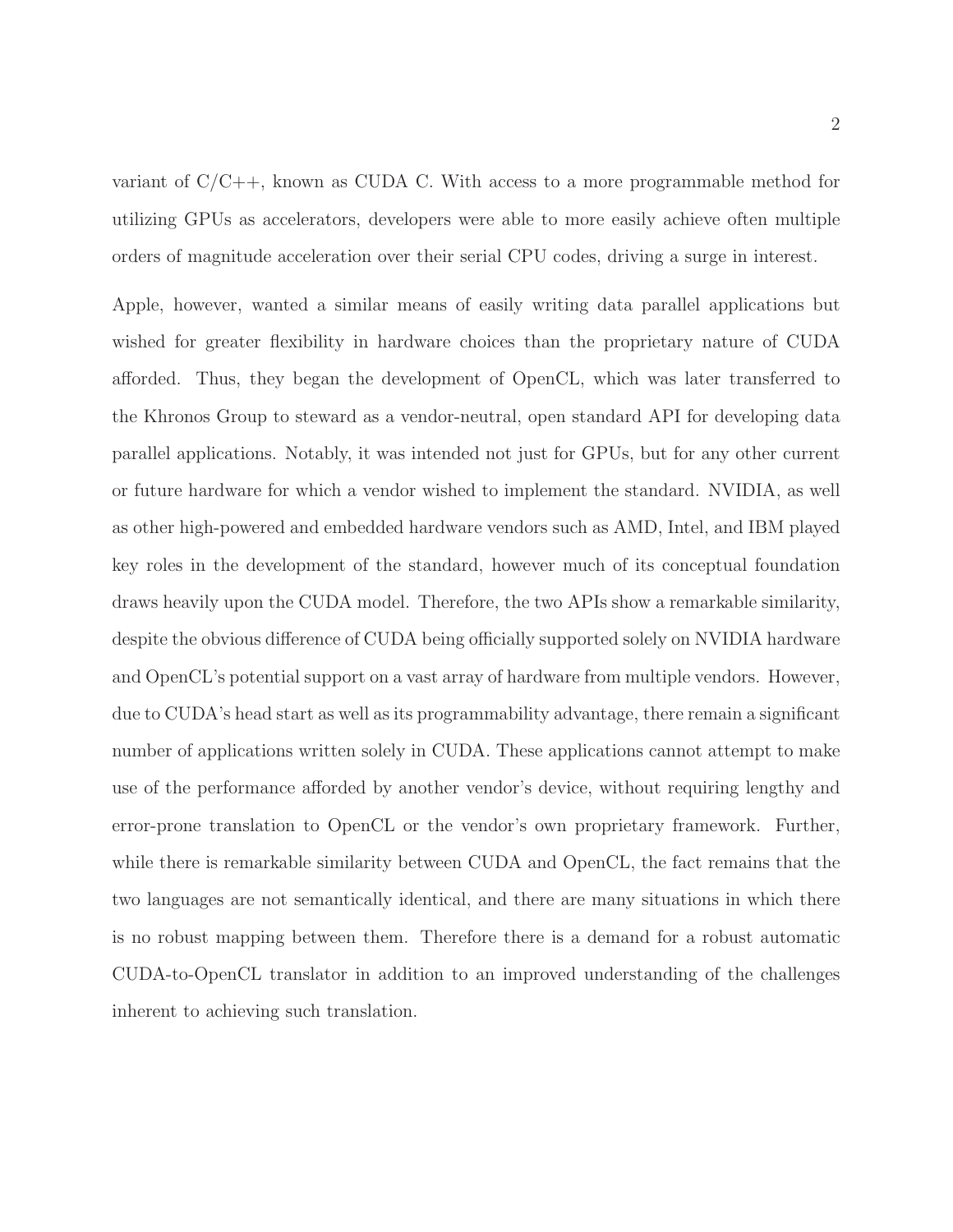variant of C/C++, known as CUDA C. With access to a more programmable method for utilizing GPUs as accelerators, developers were able to more easily achieve often multiple orders of magnitude acceleration over their serial CPU codes, driving a surge in interest.

Apple, however, wanted a similar means of easily writing data parallel applications but wished for greater flexibility in hardware choices than the proprietary nature of CUDA afforded. Thus, they began the development of OpenCL, which was later transferred to the Khronos Group to steward as a vendor-neutral, open standard API for developing data parallel applications. Notably, it was intended not just for GPUs, but for any other current or future hardware for which a vendor wished to implement the standard. NVIDIA, as well as other high-powered and embedded hardware vendors such as AMD, Intel, and IBM played key roles in the development of the standard, however much of its conceptual foundation draws heavily upon the CUDA model. Therefore, the two APIs show a remarkable similarity, despite the obvious difference of CUDA being officially supported solely on NVIDIA hardware and OpenCL's potential support on a vast array of hardware from multiple vendors. However, due to CUDA's head start as well as its programmability advantage, there remain a significant number of applications written solely in CUDA. These applications cannot attempt to make use of the performance afforded by another vendor's device, without requiring lengthy and error-prone translation to OpenCL or the vendor's own proprietary framework. Further, while there is remarkable similarity between CUDA and OpenCL, the fact remains that the two languages are not semantically identical, and there are many situations in which there is no robust mapping between them. Therefore there is a demand for a robust automatic CUDA-to-OpenCL translator in addition to an improved understanding of the challenges inherent to achieving such translation.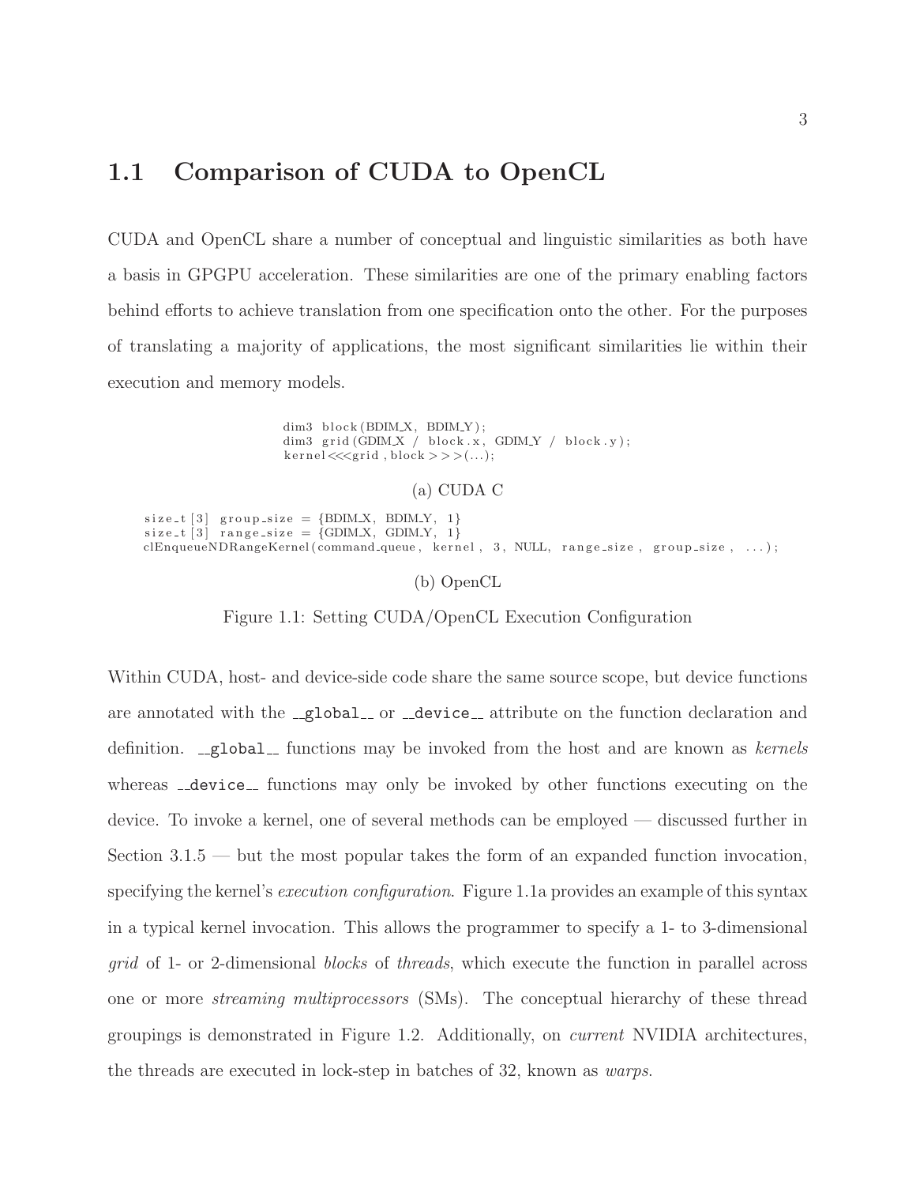## 1.1 Comparison of CUDA to OpenCL

CUDA and OpenCL share a number of conceptual and linguistic similarities as both have a basis in GPGPU acceleration. These similarities are one of the primary enabling factors behind efforts to achieve translation from one specification onto the other. For the purposes of translating a majority of applications, the most significant similarities lie within their execution and memory models.

```
dim3 block(BDIM_X, BDIM_Y);
dim3 grid(GDIM_X / block.x, GDIM_Y / block.y);
kernel<<<grid, block>>>(...);
```

(a) CUDA C

```
size_t[3] group_size = {BDIM_X, BDIM_Y, 1}
size_t[3] range_size = {GDIM_X, GDIM_Y, 1}
clEnqueueNDRangeKernel(command_queue, kernel, 3, NULL, range_size, group_size, ...);
```

(b) OpenCL

Figure 1.1: Setting CUDA/OpenCL Execution Configuration

Within CUDA, host- and device-side code share the same source scope, but device functions are annotated with the `__global__` or `__device__` attribute on the function declaration and definition. `__global__` functions may be invoked from the host and are known as *kernels* whereas `__device__` functions may only be invoked by other functions executing on the device. To invoke a kernel, one of several methods can be employed — discussed further in Section 3.1.5 — but the most popular takes the form of an expanded function invocation, specifying the kernel's *execution configuration*. Figure 1.1a provides an example of this syntax in a typical kernel invocation. This allows the programmer to specify a 1- to 3-dimensional *grid* of 1- or 2-dimensional *blocks* of *threads*, which execute the function in parallel across one or more *streaming multiprocessors* (SMs). The conceptual hierarchy of these thread groupings is demonstrated in Figure 1.2. Additionally, on *current* NVIDIA architectures, the threads are executed in lock-step in batches of 32, known as *warps*.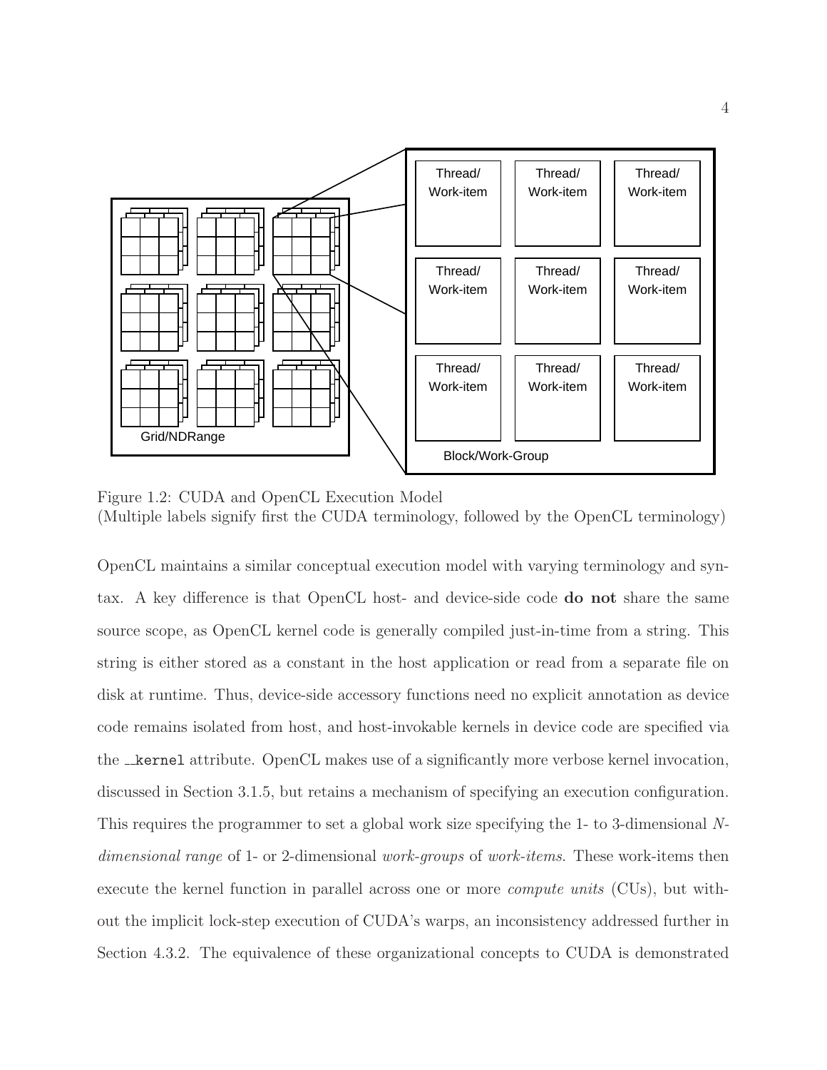Figure 1.2: CUDA and OpenCL Execution Model
(Multiple labels signify first the CUDA terminology, followed by the OpenCL terminology)

OpenCL maintains a similar conceptual execution model with varying terminology and syntax. A key difference is that OpenCL host- and device-side code **do not** share the same source scope, as OpenCL kernel code is generally compiled just-in-time from a string. This string is either stored as a constant in the host application or read from a separate file on disk at runtime. Thus, device-side accessory functions need no explicit annotation as device code remains isolated from host, and host-invokable kernels in device code are specified via the `__kernel` attribute. OpenCL makes use of a significantly more verbose kernel invocation, discussed in Section 3.1.5, but retains a mechanism of specifying an execution configuration. This requires the programmer to set a global work size specifying the 1- to 3-dimensional *N-dimensional range* of 1- or 2-dimensional *work-groups* of *work-items*. These work-items then execute the kernel function in parallel across one or more *compute units* (CUs), but without the implicit lock-step execution of CUDA's warps, an inconsistency addressed further in Section 4.3.2. The equivalence of these organizational concepts to CUDA is demonstrated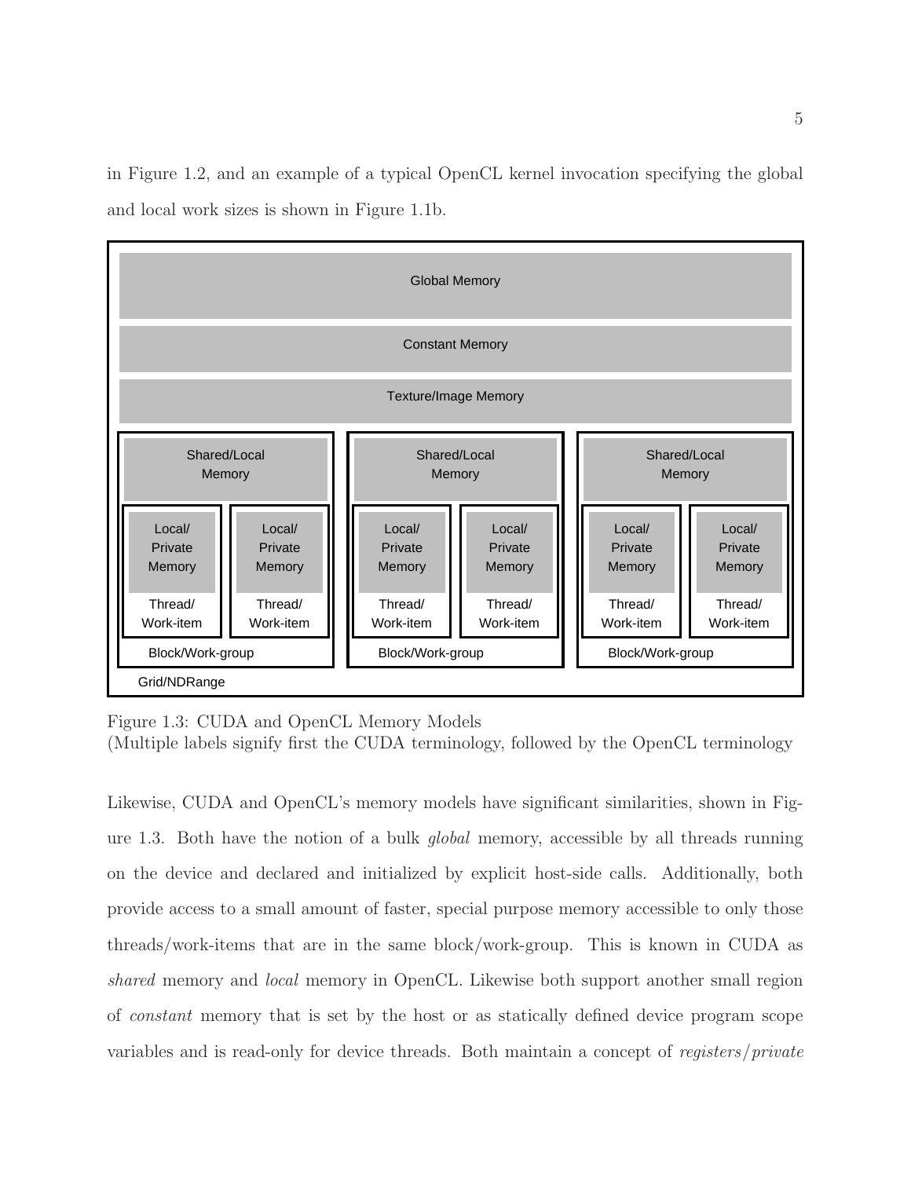in Figure 1.2, and an example of a typical OpenCL kernel invocation specifying the global and local work sizes is shown in Figure 1.1b.

Figure 1.3: CUDA and OpenCL Memory Models
(Multiple labels signify first the CUDA terminology, followed by the OpenCL terminology

Likewise, CUDA and OpenCL's memory models have significant similarities, shown in Figure 1.3. Both have the notion of a bulk *global* memory, accessible by all threads running on the device and declared and initialized by explicit host-side calls. Additionally, both provide access to a small amount of faster, special purpose memory accessible to only those threads/work-items that are in the same block/work-group. This is known in CUDA as *shared* memory and *local* memory in OpenCL. Likewise both support another small region of *constant* memory that is set by the host or as statically defined device program scope variables and is read-only for device threads. Both maintain a concept of *registers/private*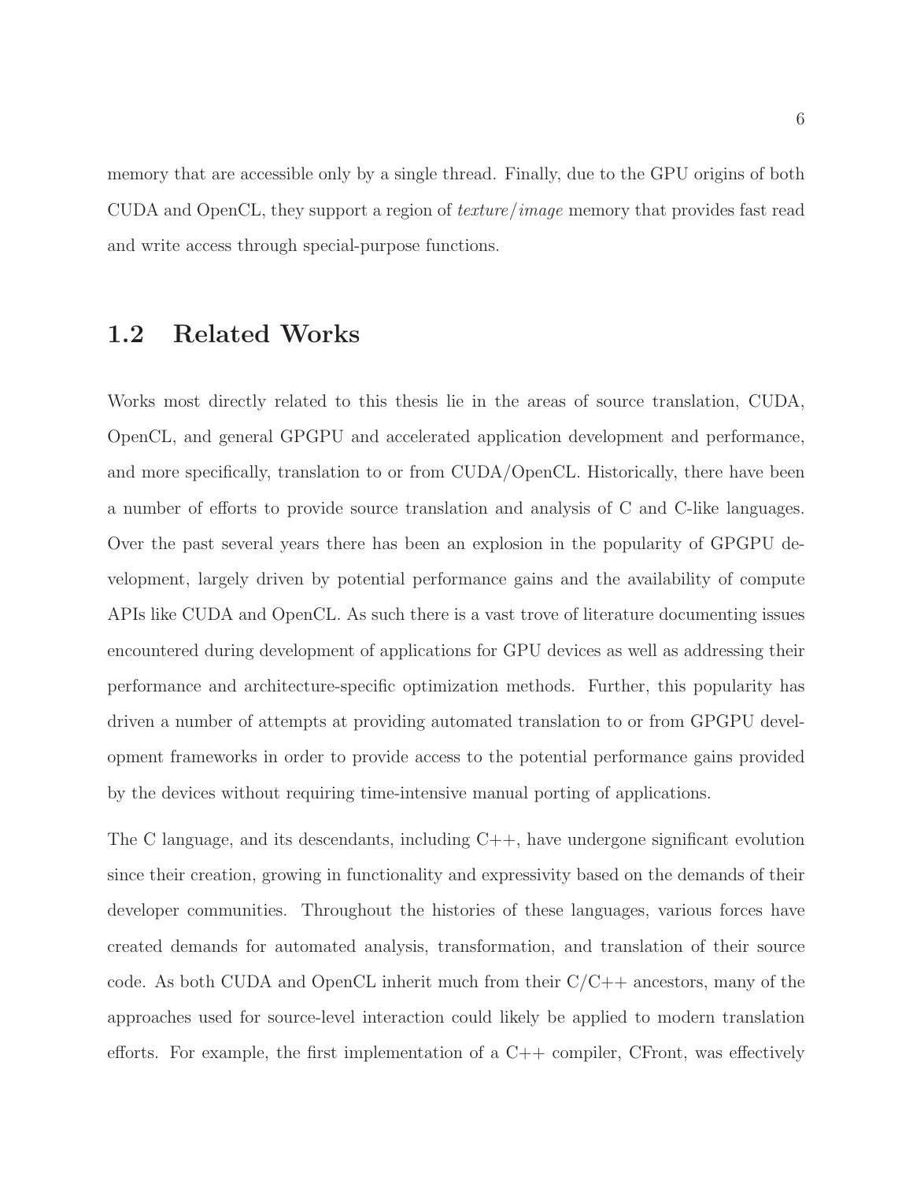memory that are accessible only by a single thread. Finally, due to the GPU origins of both CUDA and OpenCL, they support a region of *texture/image* memory that provides fast read and write access through special-purpose functions.

## 1.2 Related Works

Works most directly related to this thesis lie in the areas of source translation, CUDA, OpenCL, and general GPGPU and accelerated application development and performance, and more specifically, translation to or from CUDA/OpenCL. Historically, there have been a number of efforts to provide source translation and analysis of C and C-like languages. Over the past several years there has been an explosion in the popularity of GPGPU development, largely driven by potential performance gains and the availability of compute APIs like CUDA and OpenCL. As such there is a vast trove of literature documenting issues encountered during development of applications for GPU devices as well as addressing their performance and architecture-specific optimization methods. Further, this popularity has driven a number of attempts at providing automated translation to or from GPGPU development frameworks in order to provide access to the potential performance gains provided by the devices without requiring time-intensive manual porting of applications.

The C language, and its descendants, including C++, have undergone significant evolution since their creation, growing in functionality and expressivity based on the demands of their developer communities. Throughout the histories of these languages, various forces have created demands for automated analysis, transformation, and translation of their source code. As both CUDA and OpenCL inherit much from their C/C++ ancestors, many of the approaches used for source-level interaction could likely be applied to modern translation efforts. For example, the first implementation of a C++ compiler, CFront, was effectively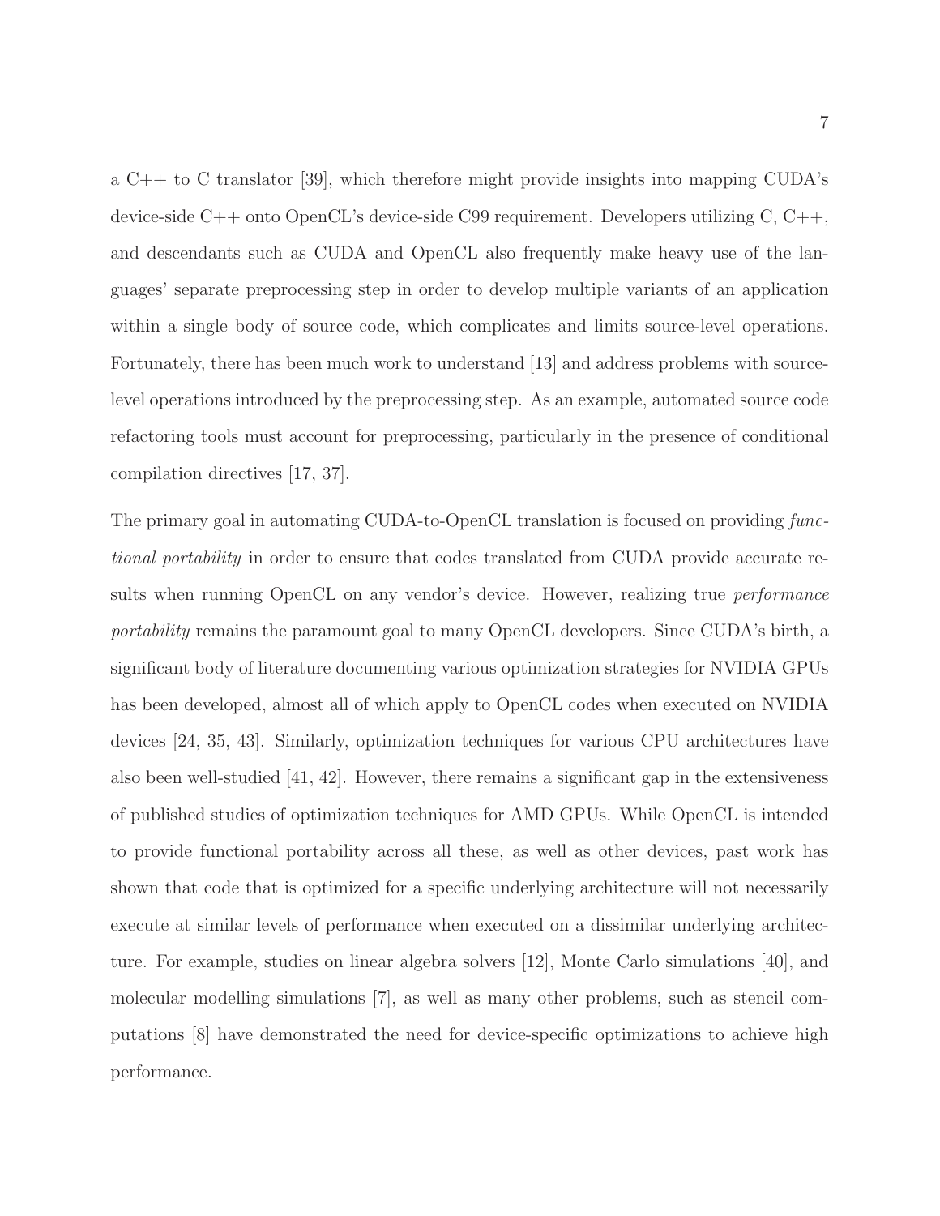a C++ to C translator [39], which therefore might provide insights into mapping CUDA's device-side C++ onto OpenCL's device-side C99 requirement. Developers utilizing C, C++, and descendants such as CUDA and OpenCL also frequently make heavy use of the languages' separate preprocessing step in order to develop multiple variants of an application within a single body of source code, which complicates and limits source-level operations. Fortunately, there has been much work to understand [13] and address problems with source-level operations introduced by the preprocessing step. As an example, automated source code refactoring tools must account for preprocessing, particularly in the presence of conditional compilation directives [17, 37].

The primary goal in automating CUDA-to-OpenCL translation is focused on providing *functional portability* in order to ensure that codes translated from CUDA provide accurate results when running OpenCL on any vendor's device. However, realizing true *performance portability* remains the paramount goal to many OpenCL developers. Since CUDA's birth, a significant body of literature documenting various optimization strategies for NVIDIA GPUs has been developed, almost all of which apply to OpenCL codes when executed on NVIDIA devices [24, 35, 43]. Similarly, optimization techniques for various CPU architectures have also been well-studied [41, 42]. However, there remains a significant gap in the extensiveness of published studies of optimization techniques for AMD GPUs. While OpenCL is intended to provide functional portability across all these, as well as other devices, past work has shown that code that is optimized for a specific underlying architecture will not necessarily execute at similar levels of performance when executed on a dissimilar underlying architecture. For example, studies on linear algebra solvers [12], Monte Carlo simulations [40], and molecular modelling simulations [7], as well as many other problems, such as stencil computations [8] have demonstrated the need for device-specific optimizations to achieve high performance.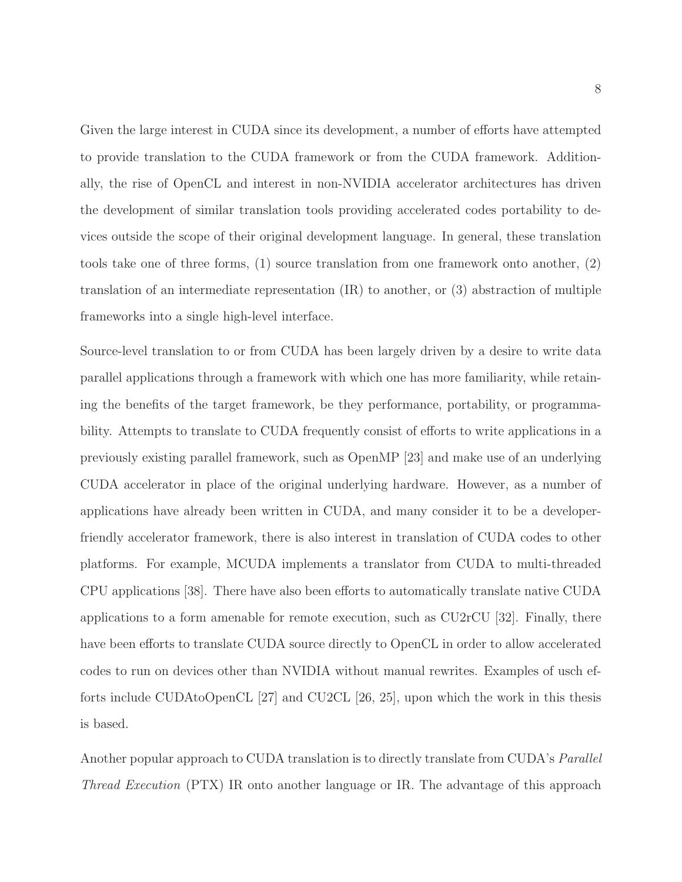Given the large interest in CUDA since its development, a number of efforts have attempted to provide translation to the CUDA framework or from the CUDA framework. Additionally, the rise of OpenCL and interest in non-NVIDIA accelerator architectures has driven the development of similar translation tools providing accelerated codes portability to devices outside the scope of their original development language. In general, these translation tools take one of three forms, (1) source translation from one framework onto another, (2) translation of an intermediate representation (IR) to another, or (3) abstraction of multiple frameworks into a single high-level interface.

Source-level translation to or from CUDA has been largely driven by a desire to write data parallel applications through a framework with which one has more familiarity, while retaining the benefits of the target framework, be they performance, portability, or programmability. Attempts to translate to CUDA frequently consist of efforts to write applications in a previously existing parallel framework, such as OpenMP [23] and make use of an underlying CUDA accelerator in place of the original underlying hardware. However, as a number of applications have already been written in CUDA, and many consider it to be a developer-friendly accelerator framework, there is also interest in translation of CUDA codes to other platforms. For example, MCUDA implements a translator from CUDA to multi-threaded CPU applications [38]. There have also been efforts to automatically translate native CUDA applications to a form amenable for remote execution, such as CU2rCU [32]. Finally, there have been efforts to translate CUDA source directly to OpenCL in order to allow accelerated codes to run on devices other than NVIDIA without manual rewrites. Examples of usch efforts include CUDAtoOpenCL [27] and CU2CL [26, 25], upon which the work in this thesis is based.

Another popular approach to CUDA translation is to directly translate from CUDA's *Parallel Thread Execution* (PTX) IR onto another language or IR. The advantage of this approach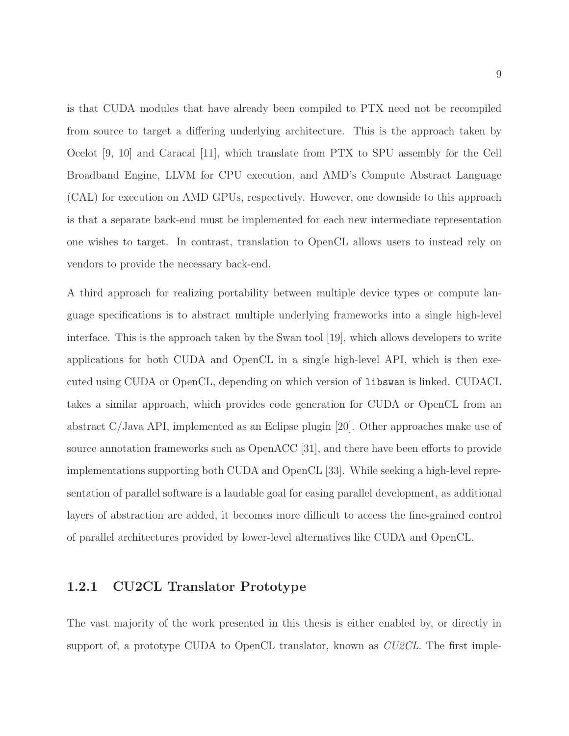is that CUDA modules that have already been compiled to PTX need not be recompiled from source to target a differing underlying architecture. This is the approach taken by Ocelot [9, 10] and Caracal [11], which translate from PTX to SPU assembly for the Cell Broadband Engine, LLVM for CPU execution, and AMD's Compute Abstract Language (CAL) for execution on AMD GPUs, respectively. However, one downside to this approach is that a separate back-end must be implemented for each new intermediate representation one wishes to target. In contrast, translation to OpenCL allows users to instead rely on vendors to provide the necessary back-end.

A third approach for realizing portability between multiple device types or compute language specifications is to abstract multiple underlying frameworks into a single high-level interface. This is the approach taken by the Swan tool [19], which allows developers to write applications for both CUDA and OpenCL in a single high-level API, which is then executed using CUDA or OpenCL, depending on which version of `libswan` is linked. CUDACL takes a similar approach, which provides code generation for CUDA or OpenCL from an abstract C/Java API, implemented as an Eclipse plugin [20]. Other approaches make use of source annotation frameworks such as OpenACC [31], and there have been efforts to provide implementations supporting both CUDA and OpenCL [33]. While seeking a high-level representation of parallel software is a laudable goal for easing parallel development, as additional layers of abstraction are added, it becomes more difficult to access the fine-grained control of parallel architectures provided by lower-level alternatives like CUDA and OpenCL.

### 1.2.1 CU2CL Translator Prototype

The vast majority of the work presented in this thesis is either enabled by, or directly in support of, a prototype CUDA to OpenCL translator, known as *CU2CL*. The first imple-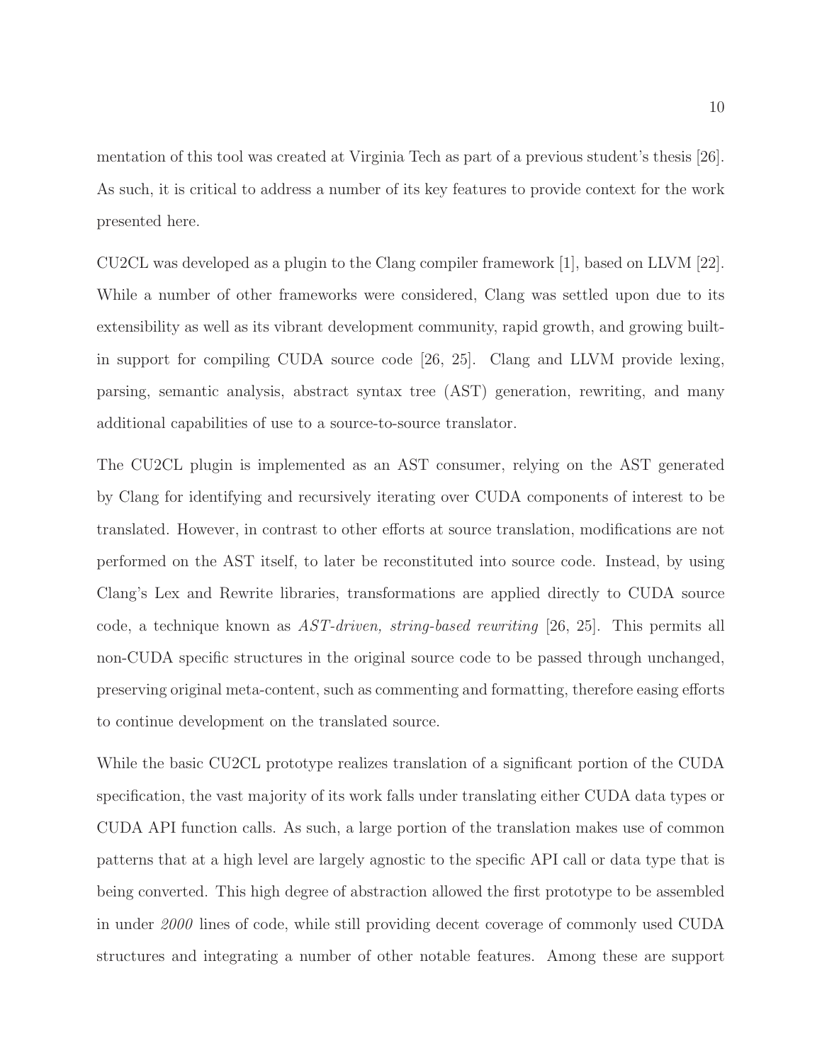mentation of this tool was created at Virginia Tech as part of a previous student's thesis [26]. As such, it is critical to address a number of its key features to provide context for the work presented here.

CU2CL was developed as a plugin to the Clang compiler framework [1], based on LLVM [22]. While a number of other frameworks were considered, Clang was settled upon due to its extensibility as well as its vibrant development community, rapid growth, and growing built-in support for compiling CUDA source code [26, 25]. Clang and LLVM provide lexing, parsing, semantic analysis, abstract syntax tree (AST) generation, rewriting, and many additional capabilities of use to a source-to-source translator.

The CU2CL plugin is implemented as an AST consumer, relying on the AST generated by Clang for identifying and recursively iterating over CUDA components of interest to be translated. However, in contrast to other efforts at source translation, modifications are not performed on the AST itself, to later be reconstituted into source code. Instead, by using Clang's Lex and Rewrite libraries, transformations are applied directly to CUDA source code, a technique known as *AST-driven, string-based rewriting* [26, 25]. This permits all non-CUDA specific structures in the original source code to be passed through unchanged, preserving original meta-content, such as commenting and formatting, therefore easing efforts to continue development on the translated source.

While the basic CU2CL prototype realizes translation of a significant portion of the CUDA specification, the vast majority of its work falls under translating either CUDA data types or CUDA API function calls. As such, a large portion of the translation makes use of common patterns that at a high level are largely agnostic to the specific API call or data type that is being converted. This high degree of abstraction allowed the first prototype to be assembled in under *2000* lines of code, while still providing decent coverage of commonly used CUDA structures and integrating a number of other notable features. Among these are support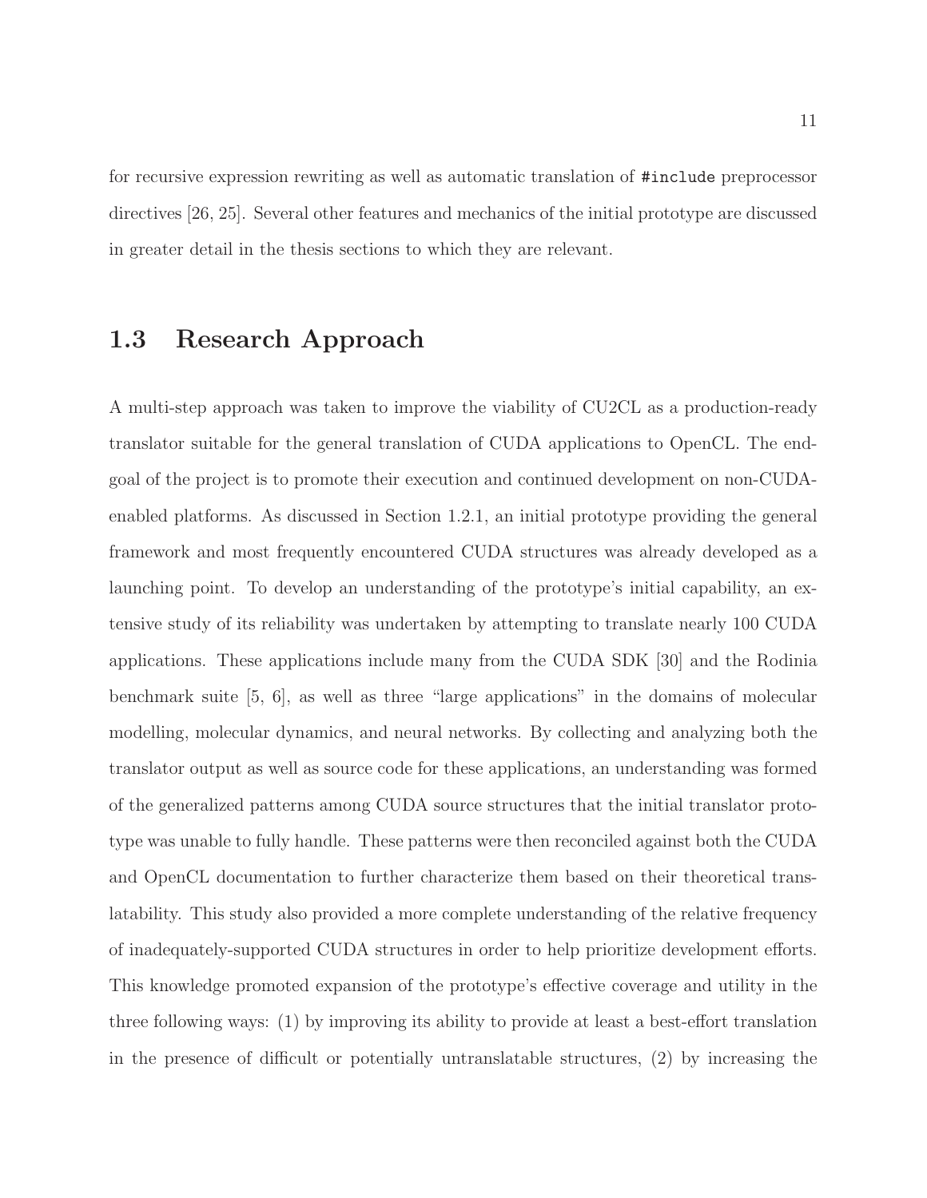for recursive expression rewriting as well as automatic translation of `#include` preprocessor directives [26, 25]. Several other features and mechanics of the initial prototype are discussed in greater detail in the thesis sections to which they are relevant.

## 1.3 Research Approach

A multi-step approach was taken to improve the viability of CU2CL as a production-ready translator suitable for the general translation of CUDA applications to OpenCL. The end-goal of the project is to promote their execution and continued development on non-CUDA-enabled platforms. As discussed in Section 1.2.1, an initial prototype providing the general framework and most frequently encountered CUDA structures was already developed as a launching point. To develop an understanding of the prototype's initial capability, an extensive study of its reliability was undertaken by attempting to translate nearly 100 CUDA applications. These applications include many from the CUDA SDK [30] and the Rodinia benchmark suite [5, 6], as well as three "large applications" in the domains of molecular modelling, molecular dynamics, and neural networks. By collecting and analyzing both the translator output as well as source code for these applications, an understanding was formed of the generalized patterns among CUDA source structures that the initial translator prototype was unable to fully handle. These patterns were then reconciled against both the CUDA and OpenCL documentation to further characterize them based on their theoretical translatability. This study also provided a more complete understanding of the relative frequency of inadequately-supported CUDA structures in order to help prioritize development efforts. This knowledge promoted expansion of the prototype's effective coverage and utility in the three following ways: (1) by improving its ability to provide at least a best-effort translation in the presence of difficult or potentially untranslatable structures, (2) by increasing the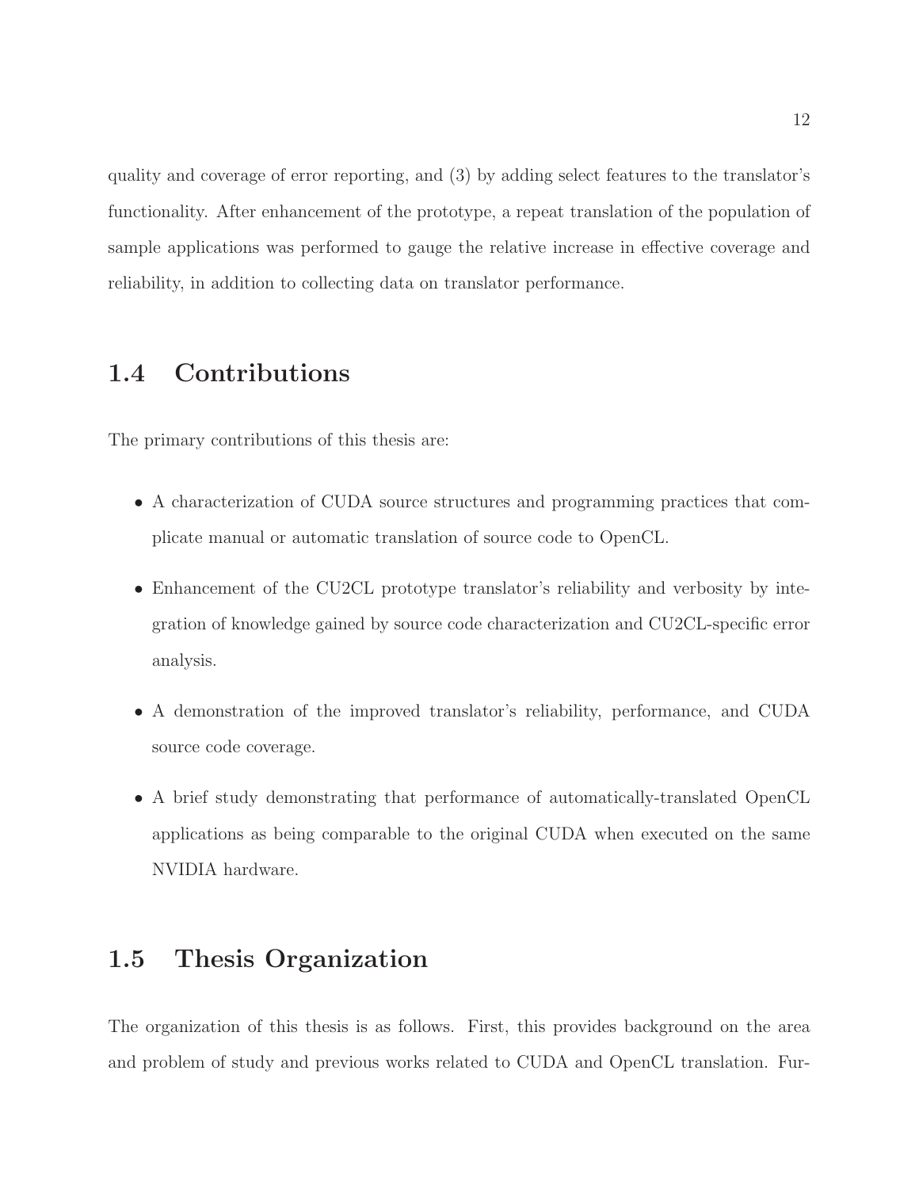quality and coverage of error reporting, and (3) by adding select features to the translator's functionality. After enhancement of the prototype, a repeat translation of the population of sample applications was performed to gauge the relative increase in effective coverage and reliability, in addition to collecting data on translator performance.

## 1.4 Contributions

The primary contributions of this thesis are:

- A characterization of CUDA source structures and programming practices that complicate manual or automatic translation of source code to OpenCL.
- Enhancement of the CU2CL prototype translator's reliability and verbosity by integration of knowledge gained by source code characterization and CU2CL-specific error analysis.
- A demonstration of the improved translator's reliability, performance, and CUDA source code coverage.
- A brief study demonstrating that performance of automatically-translated OpenCL applications as being comparable to the original CUDA when executed on the same NVIDIA hardware.

## 1.5 Thesis Organization

The organization of this thesis is as follows. First, this provides background on the area and problem of study and previous works related to CUDA and OpenCL translation. Fur-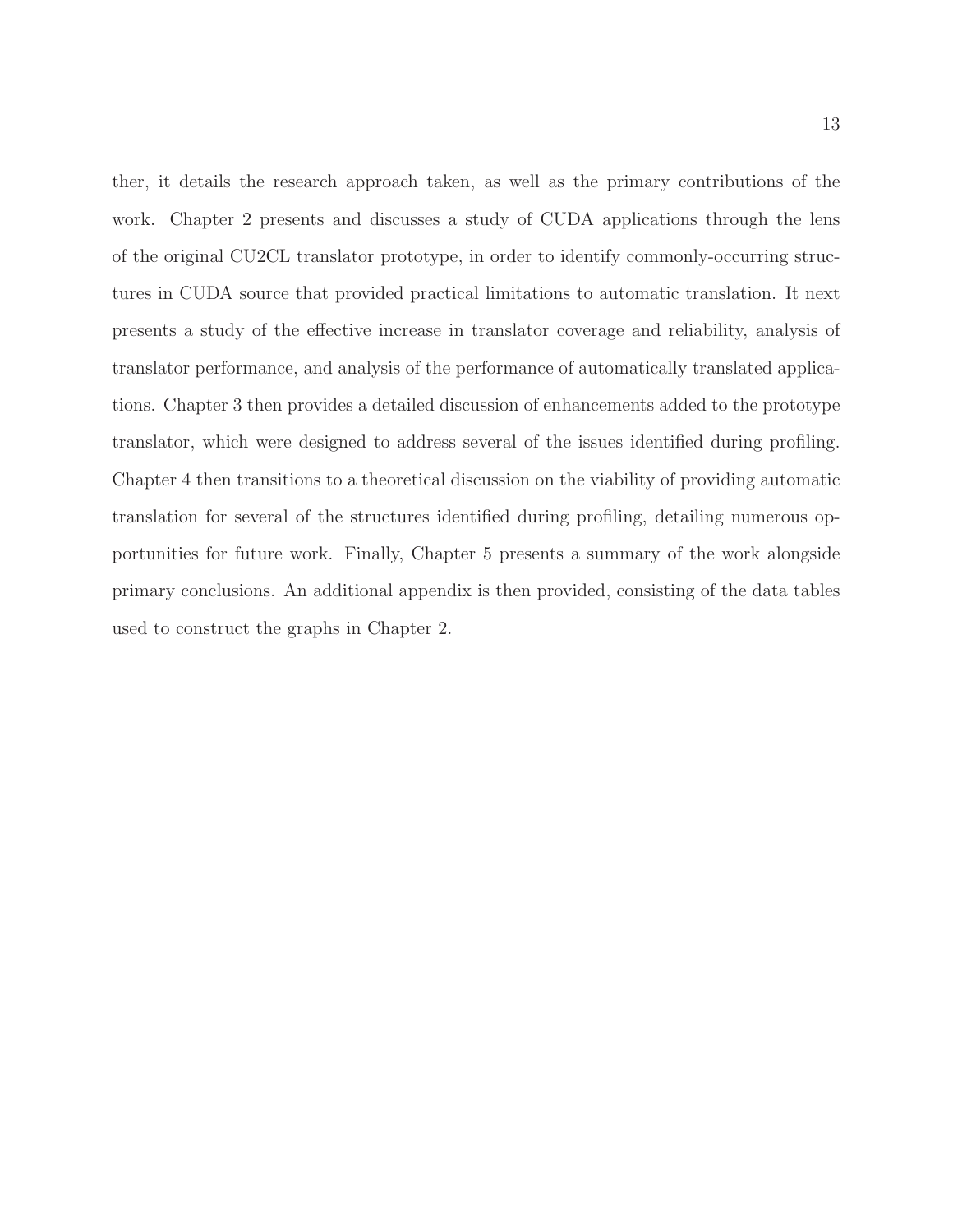ther, it details the research approach taken, as well as the primary contributions of the work. Chapter 2 presents and discusses a study of CUDA applications through the lens of the original CU2CL translator prototype, in order to identify commonly-occurring structures in CUDA source that provided practical limitations to automatic translation. It next presents a study of the effective increase in translator coverage and reliability, analysis of translator performance, and analysis of the performance of automatically translated applications. Chapter 3 then provides a detailed discussion of enhancements added to the prototype translator, which were designed to address several of the issues identified during profiling. Chapter 4 then transitions to a theoretical discussion on the viability of providing automatic translation for several of the structures identified during profiling, detailing numerous opportunities for future work. Finally, Chapter 5 presents a summary of the work alongside primary conclusions. An additional appendix is then provided, consisting of the data tables used to construct the graphs in Chapter 2.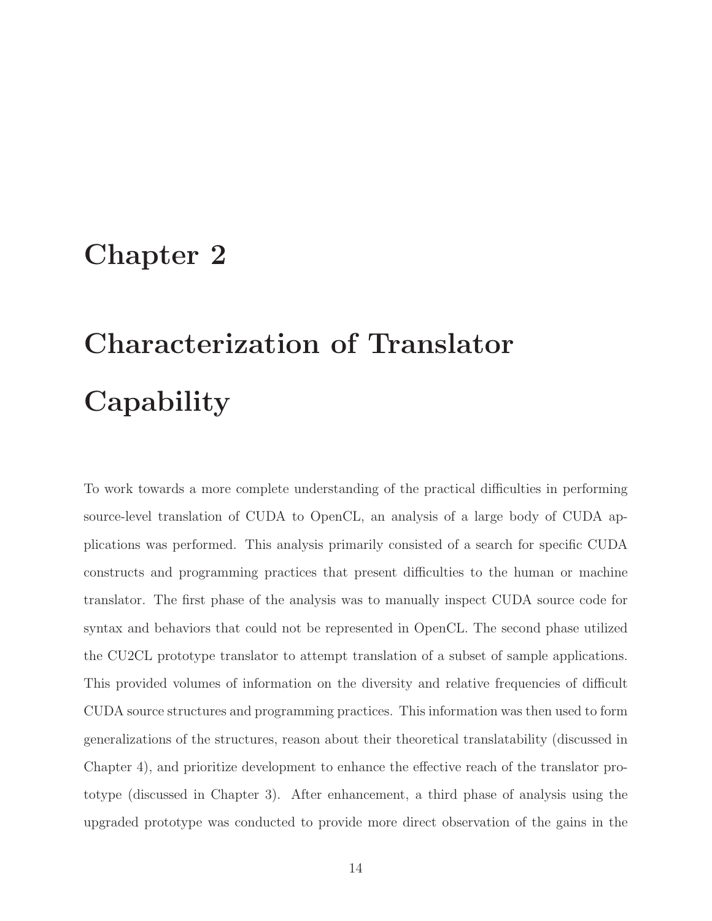# Chapter 2

# Characterization of Translator Capability

To work towards a more complete understanding of the practical difficulties in performing source-level translation of CUDA to OpenCL, an analysis of a large body of CUDA applications was performed. This analysis primarily consisted of a search for specific CUDA constructs and programming practices that present difficulties to the human or machine translator. The first phase of the analysis was to manually inspect CUDA source code for syntax and behaviors that could not be represented in OpenCL. The second phase utilized the CU2CL prototype translator to attempt translation of a subset of sample applications. This provided volumes of information on the diversity and relative frequencies of difficult CUDA source structures and programming practices. This information was then used to form generalizations of the structures, reason about their theoretical translatability (discussed in Chapter 4), and prioritize development to enhance the effective reach of the translator prototype (discussed in Chapter 3). After enhancement, a third phase of analysis using the upgraded prototype was conducted to provide more direct observation of the gains in the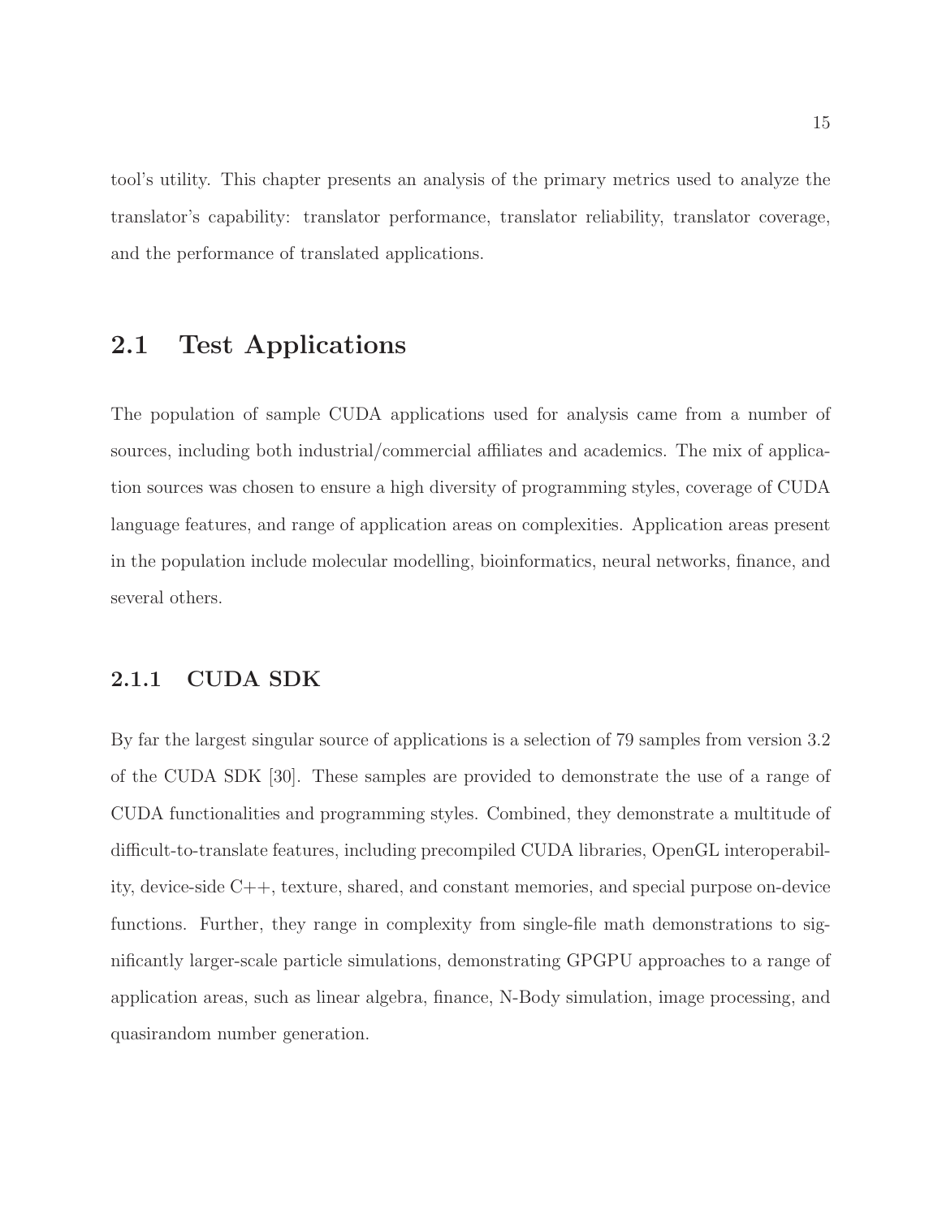tool's utility. This chapter presents an analysis of the primary metrics used to analyze the translator's capability: translator performance, translator reliability, translator coverage, and the performance of translated applications.

## 2.1 Test Applications

The population of sample CUDA applications used for analysis came from a number of sources, including both industrial/commercial affiliates and academics. The mix of application sources was chosen to ensure a high diversity of programming styles, coverage of CUDA language features, and range of application areas on complexities. Application areas present in the population include molecular modelling, bioinformatics, neural networks, finance, and several others.

### 2.1.1 CUDA SDK

By far the largest singular source of applications is a selection of 79 samples from version 3.2 of the CUDA SDK [30]. These samples are provided to demonstrate the use of a range of CUDA functionalities and programming styles. Combined, they demonstrate a multitude of difficult-to-translate features, including precompiled CUDA libraries, OpenGL interoperability, device-side C++, texture, shared, and constant memories, and special purpose on-device functions. Further, they range in complexity from single-file math demonstrations to significantly larger-scale particle simulations, demonstrating GPGPU approaches to a range of application areas, such as linear algebra, finance, N-Body simulation, image processing, and quasirandom number generation.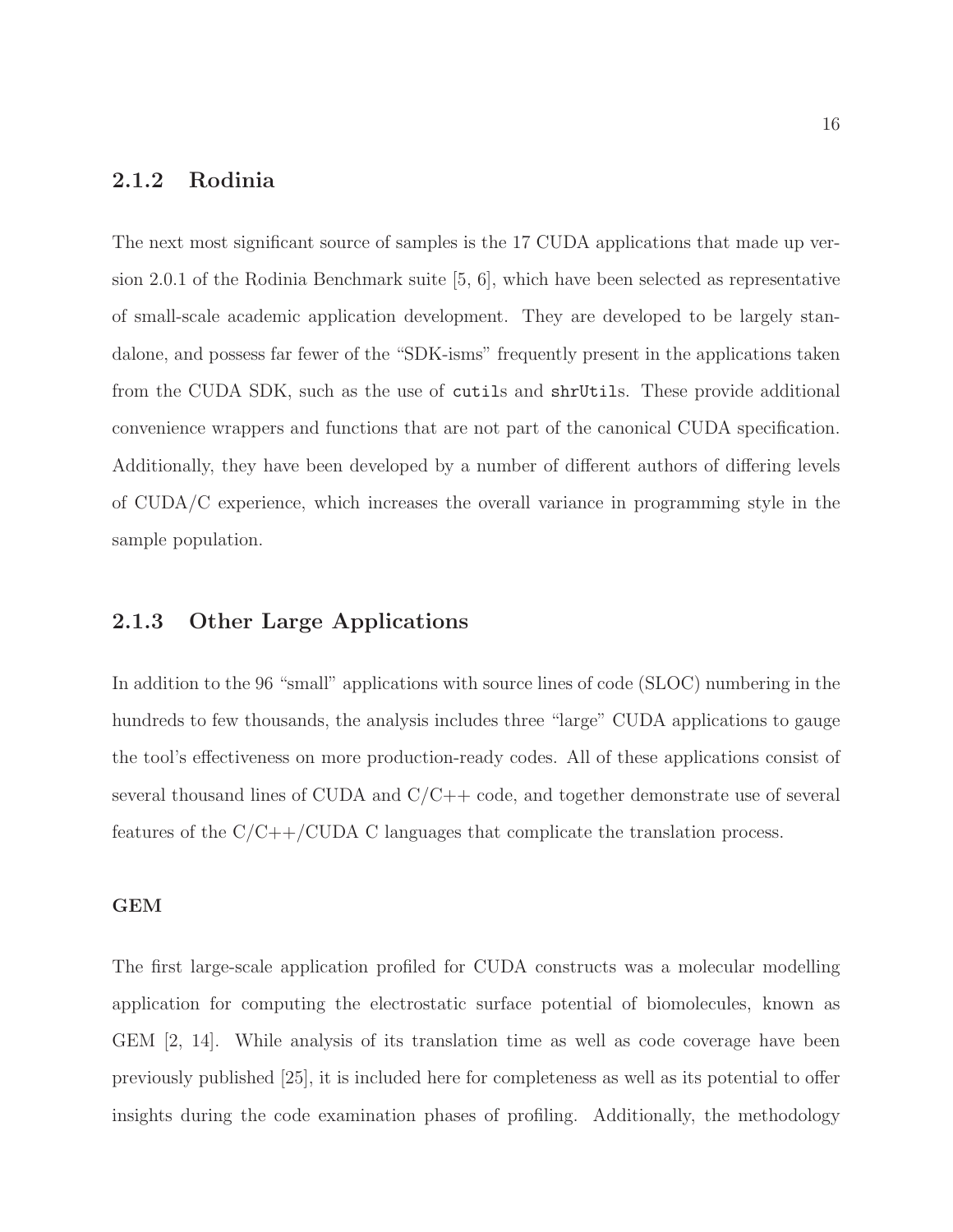### 2.1.2 Rodinia

The next most significant source of samples is the 17 CUDA applications that made up version 2.0.1 of the Rodinia Benchmark suite [5, 6], which have been selected as representative of small-scale academic application development. They are developed to be largely standalone, and possess far fewer of the "SDK-isms" frequently present in the applications taken from the CUDA SDK, such as the use of `cutils` and `shrUtils`. These provide additional convenience wrappers and functions that are not part of the canonical CUDA specification. Additionally, they have been developed by a number of different authors of differing levels of CUDA/C experience, which increases the overall variance in programming style in the sample population.

### 2.1.3 Other Large Applications

In addition to the 96 "small" applications with source lines of code (SLOC) numbering in the hundreds to few thousands, the analysis includes three "large" CUDA applications to gauge the tool's effectiveness on more production-ready codes. All of these applications consist of several thousand lines of CUDA and C/C++ code, and together demonstrate use of several features of the C/C++/CUDA C languages that complicate the translation process.

#### GEM

The first large-scale application profiled for CUDA constructs was a molecular modelling application for computing the electrostatic surface potential of biomolecules, known as GEM [2, 14]. While analysis of its translation time as well as code coverage have been previously published [25], it is included here for completeness as well as its potential to offer insights during the code examination phases of profiling. Additionally, the methodology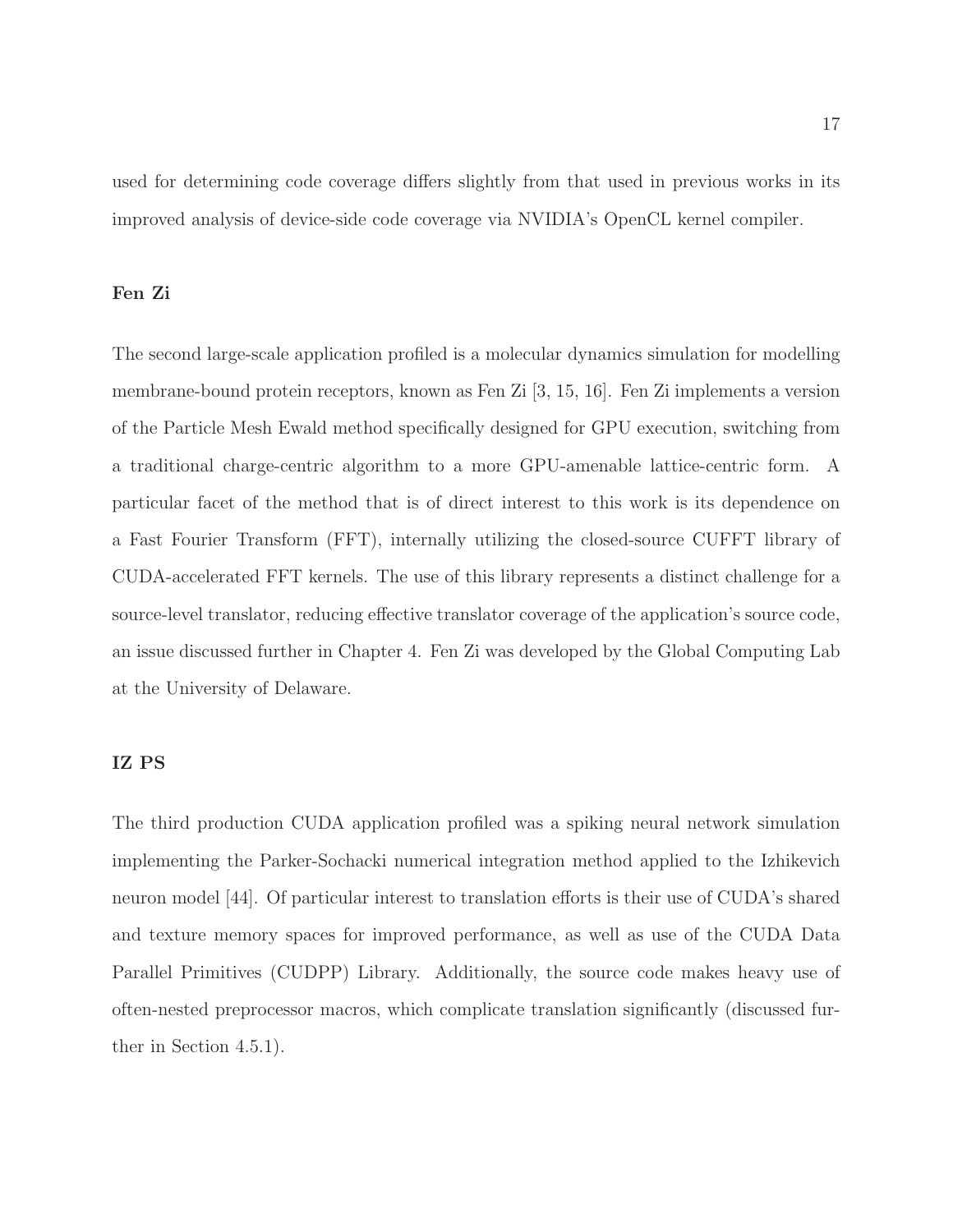used for determining code coverage differs slightly from that used in previous works in its improved analysis of device-side code coverage via NVIDIA's OpenCL kernel compiler.

#### Fen Zi

The second large-scale application profiled is a molecular dynamics simulation for modelling membrane-bound protein receptors, known as Fen Zi [3, 15, 16]. Fen Zi implements a version of the Particle Mesh Ewald method specifically designed for GPU execution, switching from a traditional charge-centric algorithm to a more GPU-amenable lattice-centric form. A particular facet of the method that is of direct interest to this work is its dependence on a Fast Fourier Transform (FFT), internally utilizing the closed-source CUFFT library of CUDA-accelerated FFT kernels. The use of this library represents a distinct challenge for a source-level translator, reducing effective translator coverage of the application's source code, an issue discussed further in Chapter 4. Fen Zi was developed by the Global Computing Lab at the University of Delaware.

#### IZ PS

The third production CUDA application profiled was a spiking neural network simulation implementing the Parker-Sochacki numerical integration method applied to the Izhikevich neuron model [44]. Of particular interest to translation efforts is their use of CUDA's shared and texture memory spaces for improved performance, as well as use of the CUDA Data Parallel Primitives (CUDPP) Library. Additionally, the source code makes heavy use of often-nested preprocessor macros, which complicate translation significantly (discussed further in Section 4.5.1).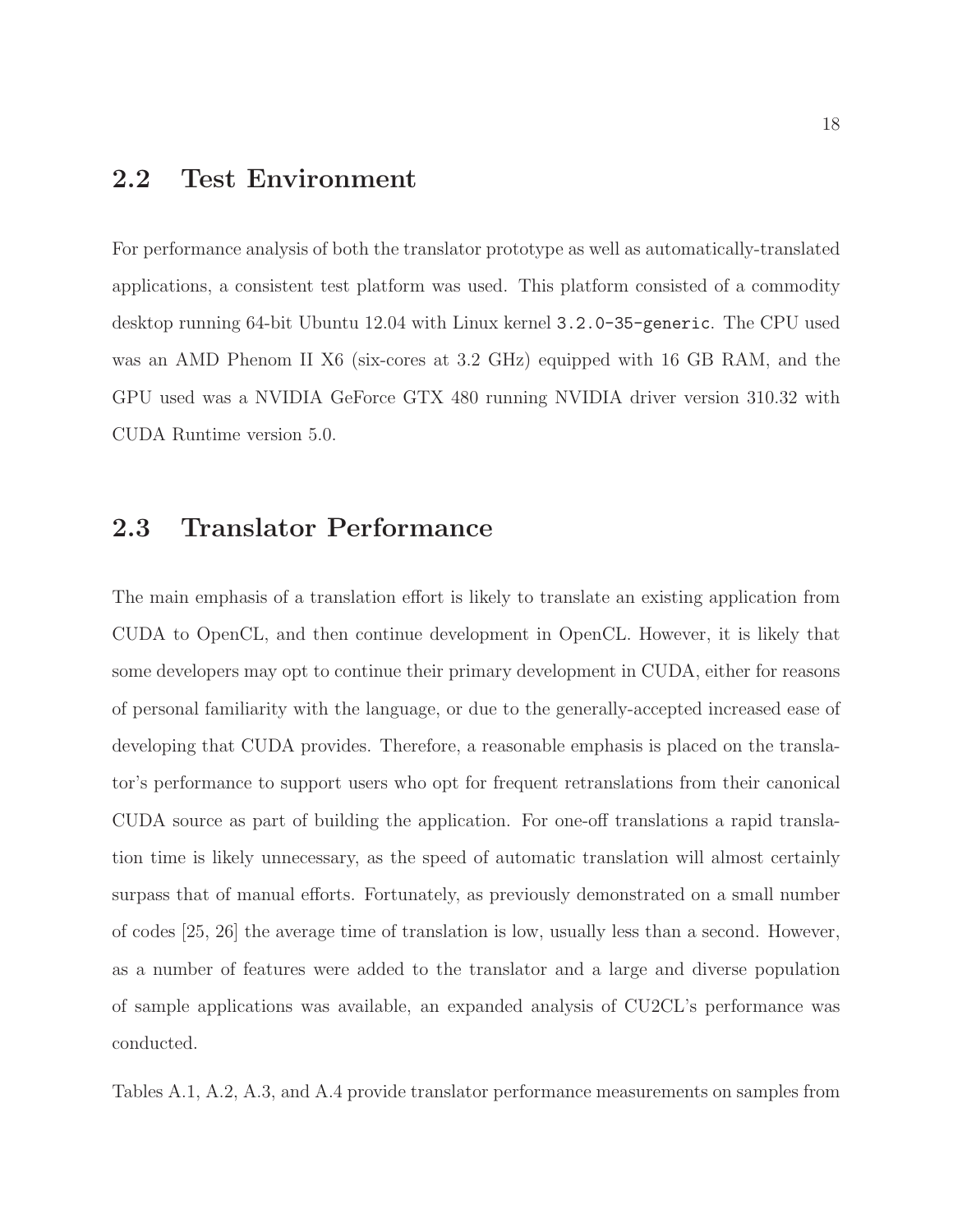## 2.2 Test Environment

For performance analysis of both the translator prototype as well as automatically-translated applications, a consistent test platform was used. This platform consisted of a commodity desktop running 64-bit Ubuntu 12.04 with Linux kernel `3.2.0-35-generic`. The CPU used was an AMD Phenom II X6 (six-cores at 3.2 GHz) equipped with 16 GB RAM, and the GPU used was a NVIDIA GeForce GTX 480 running NVIDIA driver version 310.32 with CUDA Runtime version 5.0.

## 2.3 Translator Performance

The main emphasis of a translation effort is likely to translate an existing application from CUDA to OpenCL, and then continue development in OpenCL. However, it is likely that some developers may opt to continue their primary development in CUDA, either for reasons of personal familiarity with the language, or due to the generally-accepted increased ease of developing that CUDA provides. Therefore, a reasonable emphasis is placed on the translator's performance to support users who opt for frequent retranslations from their canonical CUDA source as part of building the application. For one-off translations a rapid translation time is likely unnecessary, as the speed of automatic translation will almost certainly surpass that of manual efforts. Fortunately, as previously demonstrated on a small number of codes [25, 26] the average time of translation is low, usually less than a second. However, as a number of features were added to the translator and a large and diverse population of sample applications was available, an expanded analysis of CU2CL's performance was conducted.

Tables A.1, A.2, A.3, and A.4 provide translator performance measurements on samples from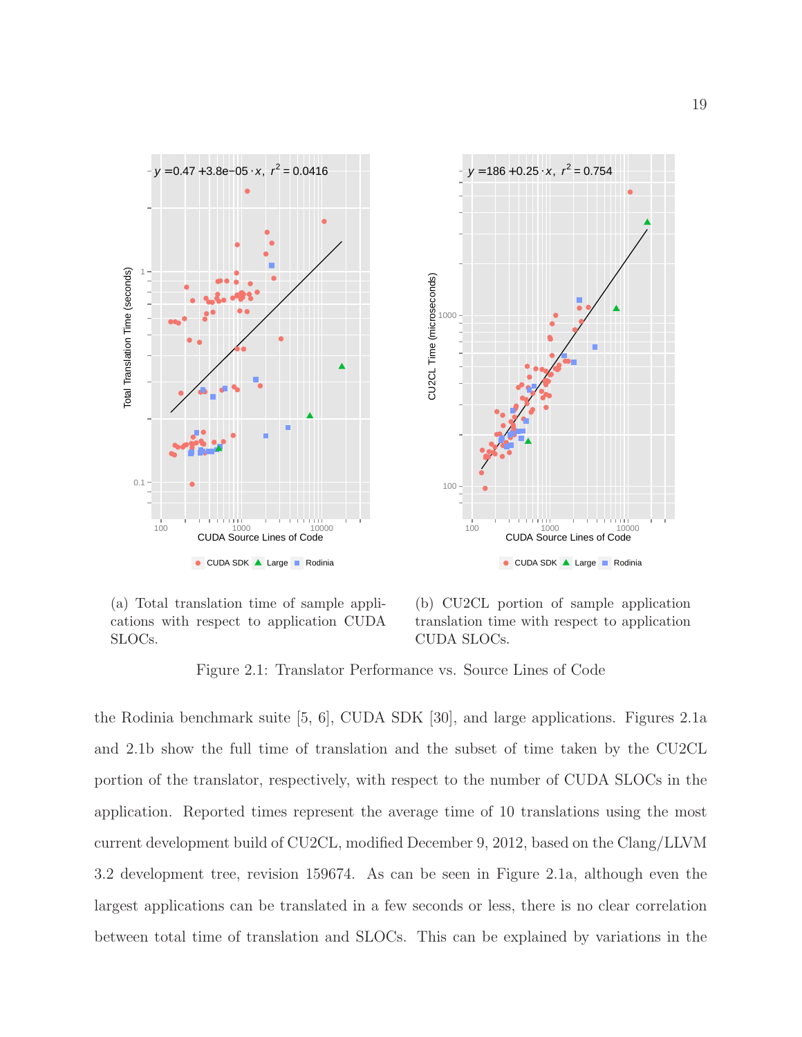(a) Total translation time of sample applications with respect to application CUDA SLOCs.

(b) CU2CL portion of sample application translation time with respect to application CUDA SLOCs.

Figure 2.1: Translator Performance vs. Source Lines of Code

the Rodinia benchmark suite [5, 6], CUDA SDK [30], and large applications. Figures 2.1a and 2.1b show the full time of translation and the subset of time taken by the CU2CL portion of the translator, respectively, with respect to the number of CUDA SLOCs in the application. Reported times represent the average time of 10 translations using the most current development build of CU2CL, modified December 9, 2012, based on the Clang/LLVM 3.2 development tree, revision 159674. As can be seen in Figure 2.1a, although even the largest applications can be translated in a few seconds or less, there is no clear correlation between total time of translation and SLOCs. This can be explained by variations in the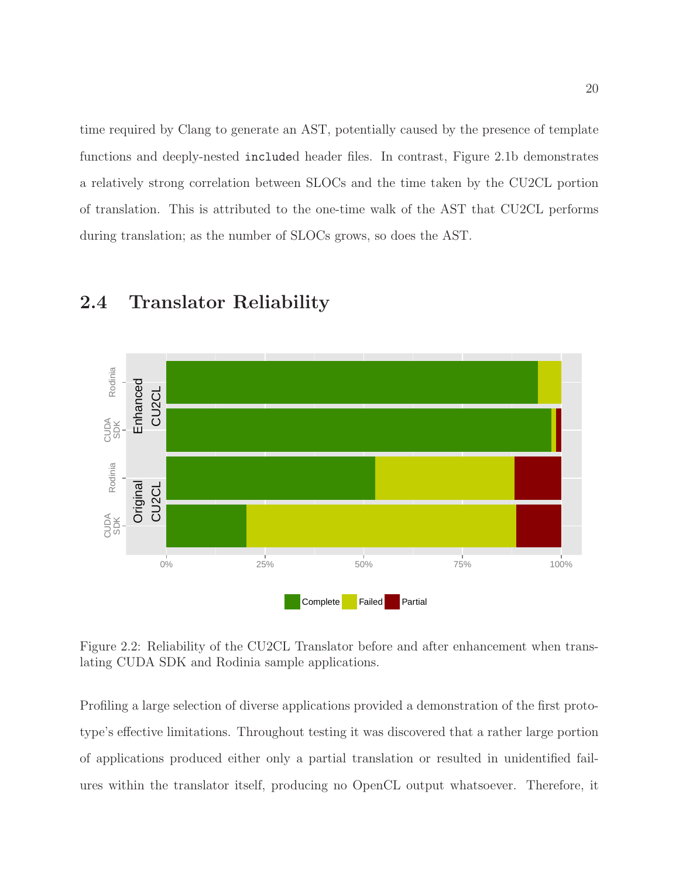time required by Clang to generate an AST, potentially caused by the presence of template functions and deeply-nested `include`d header files. In contrast, Figure 2.1b demonstrates a relatively strong correlation between SLOCs and the time taken by the CU2CL portion of translation. This is attributed to the one-time walk of the AST that CU2CL performs during translation; as the number of SLOCs grows, so does the AST.

## 2.4 Translator Reliability

Figure 2.2: Reliability of the CU2CL Translator before and after enhancement when translating CUDA SDK and Rodinia sample applications.

Profiling a large selection of diverse applications provided a demonstration of the first prototype's effective limitations. Throughout testing it was discovered that a rather large portion of applications produced either only a partial translation or resulted in unidentified failures within the translator itself, producing no OpenCL output whatsoever. Therefore, it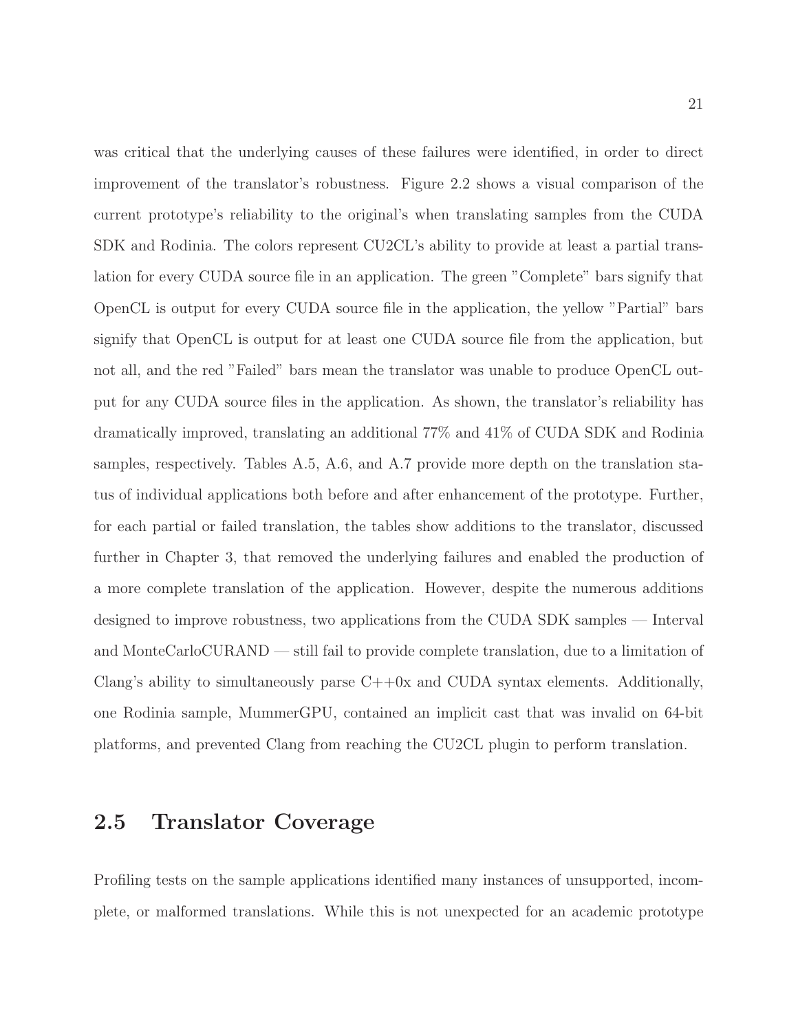was critical that the underlying causes of these failures were identified, in order to direct improvement of the translator's robustness. Figure 2.2 shows a visual comparison of the current prototype's reliability to the original's when translating samples from the CUDA SDK and Rodinia. The colors represent CU2CL's ability to provide at least a partial translation for every CUDA source file in an application. The green "Complete" bars signify that OpenCL is output for every CUDA source file in the application, the yellow "Partial" bars signify that OpenCL is output for at least one CUDA source file from the application, but not all, and the red "Failed" bars mean the translator was unable to produce OpenCL output for any CUDA source files in the application. As shown, the translator's reliability has dramatically improved, translating an additional 77% and 41% of CUDA SDK and Rodinia samples, respectively. Tables A.5, A.6, and A.7 provide more depth on the translation status of individual applications both before and after enhancement of the prototype. Further, for each partial or failed translation, the tables show additions to the translator, discussed further in Chapter 3, that removed the underlying failures and enabled the production of a more complete translation of the application. However, despite the numerous additions designed to improve robustness, two applications from the CUDA SDK samples — Interval and MonteCarloCURAND — still fail to provide complete translation, due to a limitation of Clang's ability to simultaneously parse C++0x and CUDA syntax elements. Additionally, one Rodinia sample, MummerGPU, contained an implicit cast that was invalid on 64-bit platforms, and prevented Clang from reaching the CU2CL plugin to perform translation.

## 2.5 Translator Coverage

Profiling tests on the sample applications identified many instances of unsupported, incomplete, or malformed translations. While this is not unexpected for an academic prototype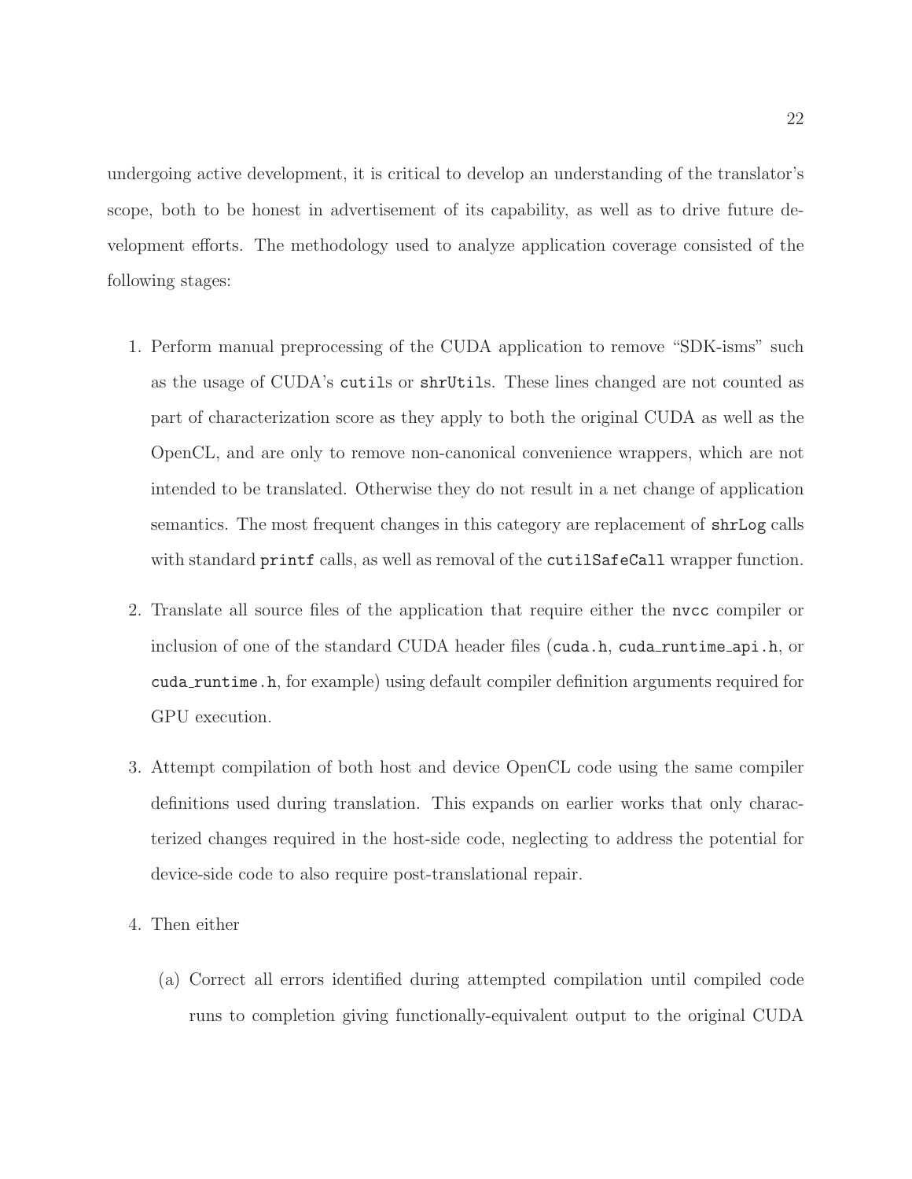undergoing active development, it is critical to develop an understanding of the translator's scope, both to be honest in advertisement of its capability, as well as to drive future development efforts. The methodology used to analyze application coverage consisted of the following stages:

1. Perform manual preprocessing of the CUDA application to remove "SDK-isms" such as the usage of CUDA's `cutil`s or `shrUtil`s. These lines changed are not counted as part of characterization score as they apply to both the original CUDA as well as the OpenCL, and are only to remove non-canonical convenience wrappers, which are not intended to be translated. Otherwise they do not result in a net change of application semantics. The most frequent changes in this category are replacement of `shrLog` calls with standard `printf` calls, as well as removal of the `cutilSafeCall` wrapper function.

2. Translate all source files of the application that require either the `nvcc` compiler or inclusion of one of the standard CUDA header files (`cuda.h`, `cuda_runtime_api.h`, or `cuda_runtime.h`, for example) using default compiler definition arguments required for GPU execution.

3. Attempt compilation of both host and device OpenCL code using the same compiler definitions used during translation. This expands on earlier works that only characterized changes required in the host-side code, neglecting to address the potential for device-side code to also require post-translational repair.

4. Then either

   (a) Correct all errors identified during attempted compilation until compiled code runs to completion giving functionally-equivalent output to the original CUDA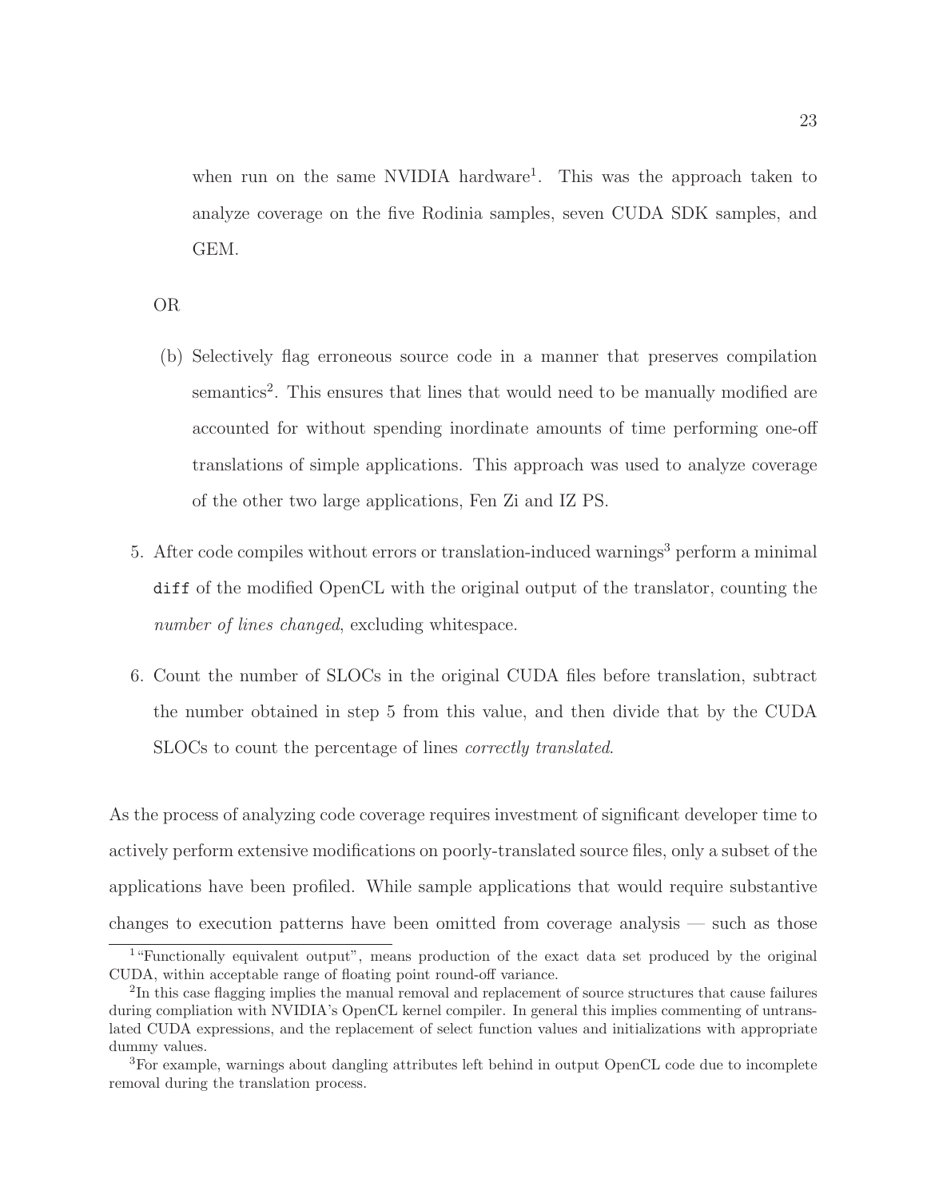when run on the same NVIDIA hardware[1]. This was the approach taken to analyze coverage on the five Rodinia samples, seven CUDA SDK samples, and GEM.

OR

(b) Selectively flag erroneous source code in a manner that preserves compilation semantics[2]. This ensures that lines that would need to be manually modified are accounted for without spending inordinate amounts of time performing one-off translations of simple applications. This approach was used to analyze coverage of the other two large applications, Fen Zi and IZ PS.

5. After code compiles without errors or translation-induced warnings[3] perform a minimal `diff` of the modified OpenCL with the original output of the translator, counting the *number of lines changed*, excluding whitespace.

6. Count the number of SLOCs in the original CUDA files before translation, subtract the number obtained in step 5 from this value, and then divide that by the CUDA SLOCs to count the percentage of lines *correctly translated*.

As the process of analyzing code coverage requires investment of significant developer time to actively perform extensive modifications on poorly-translated source files, only a subset of the applications have been profiled. While sample applications that would require substantive changes to execution patterns have been omitted from coverage analysis — such as those

---

[1] "Functionally equivalent output", means production of the exact data set produced by the original CUDA, within acceptable range of floating point round-off variance.

[2] In this case flagging implies the manual removal and replacement of source structures that cause failures during compliation with NVIDIA's OpenCL kernel compiler. In general this implies commenting of untranslated CUDA expressions, and the replacement of select function values and initializations with appropriate dummy values.

[3] For example, warnings about dangling attributes left behind in output OpenCL code due to incomplete removal during the translation process.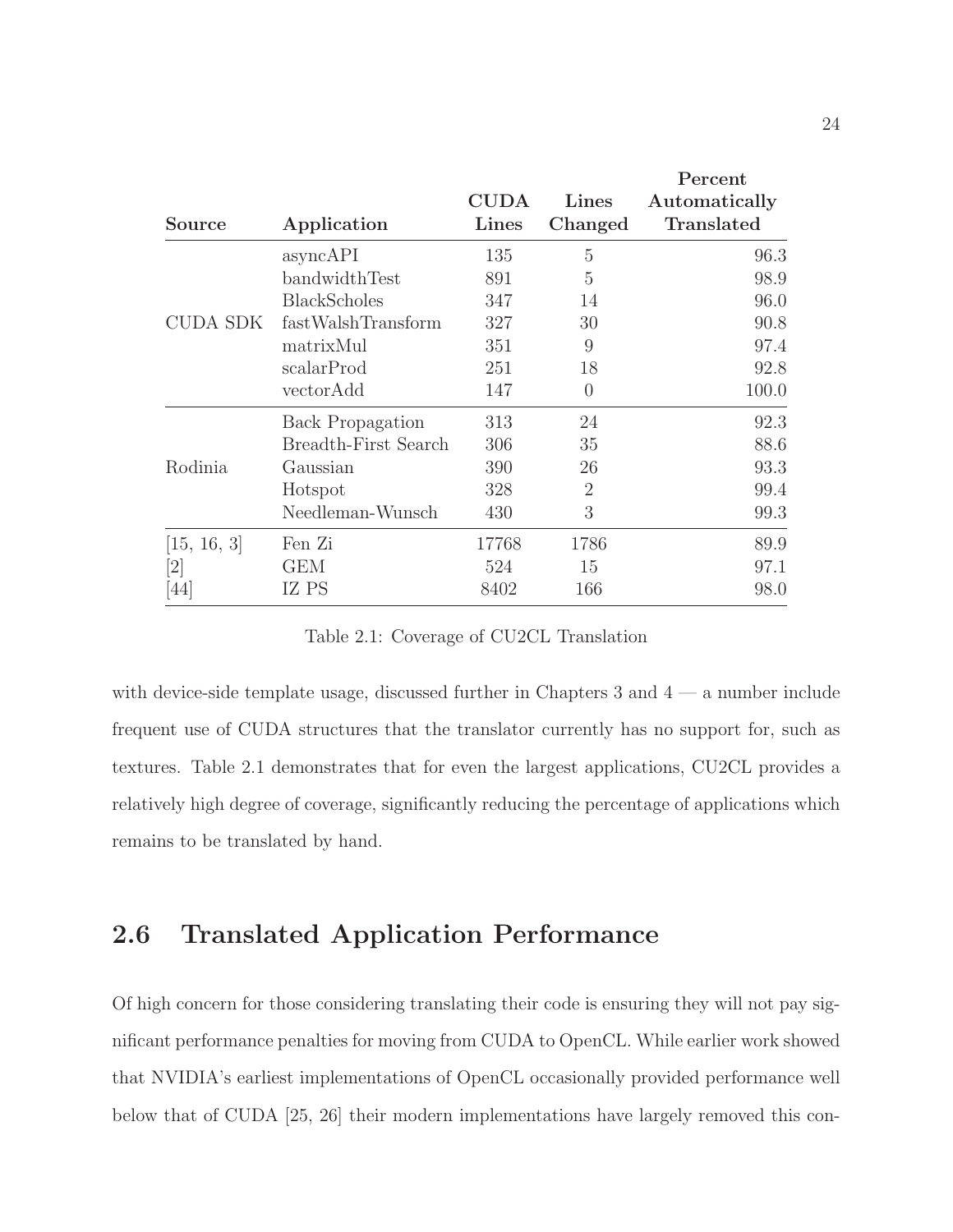| Source | Application | CUDA Lines | Lines Changed | Percent Automatically Translated |
|---|---|---|---|---|
| CUDA SDK | asyncAPI | 135 | 5 | 96.3 |
| | bandwidthTest | 891 | 5 | 98.9 |
| | BlackScholes | 347 | 14 | 96.0 |
| | fastWalshTransform | 327 | 30 | 90.8 |
| | matrixMul | 351 | 9 | 97.4 |
| | scalarProd | 251 | 18 | 92.8 |
| | vectorAdd | 147 | 0 | 100.0 |
| Rodinia | Back Propagation | 313 | 24 | 92.3 |
| | Breadth-First Search | 306 | 35 | 88.6 |
| | Gaussian | 390 | 26 | 93.3 |
| | Hotspot | 328 | 2 | 99.4 |
| | Needleman-Wunsch | 430 | 3 | 99.3 |
| [15, 16, 3] | Fen Zi | 17768 | 1786 | 89.9 |
| [2] | GEM | 524 | 15 | 97.1 |
| [44] | IZ PS | 8402 | 166 | 98.0 |

Table 2.1: Coverage of CU2CL Translation

with device-side template usage, discussed further in Chapters 3 and 4 — a number include frequent use of CUDA structures that the translator currently has no support for, such as textures. Table 2.1 demonstrates that for even the largest applications, CU2CL provides a relatively high degree of coverage, significantly reducing the percentage of applications which remains to be translated by hand.

## 2.6 Translated Application Performance

Of high concern for those considering translating their code is ensuring they will not pay significant performance penalties for moving from CUDA to OpenCL. While earlier work showed that NVIDIA's earliest implementations of OpenCL occasionally provided performance well below that of CUDA [25, 26] their modern implementations have largely removed this con-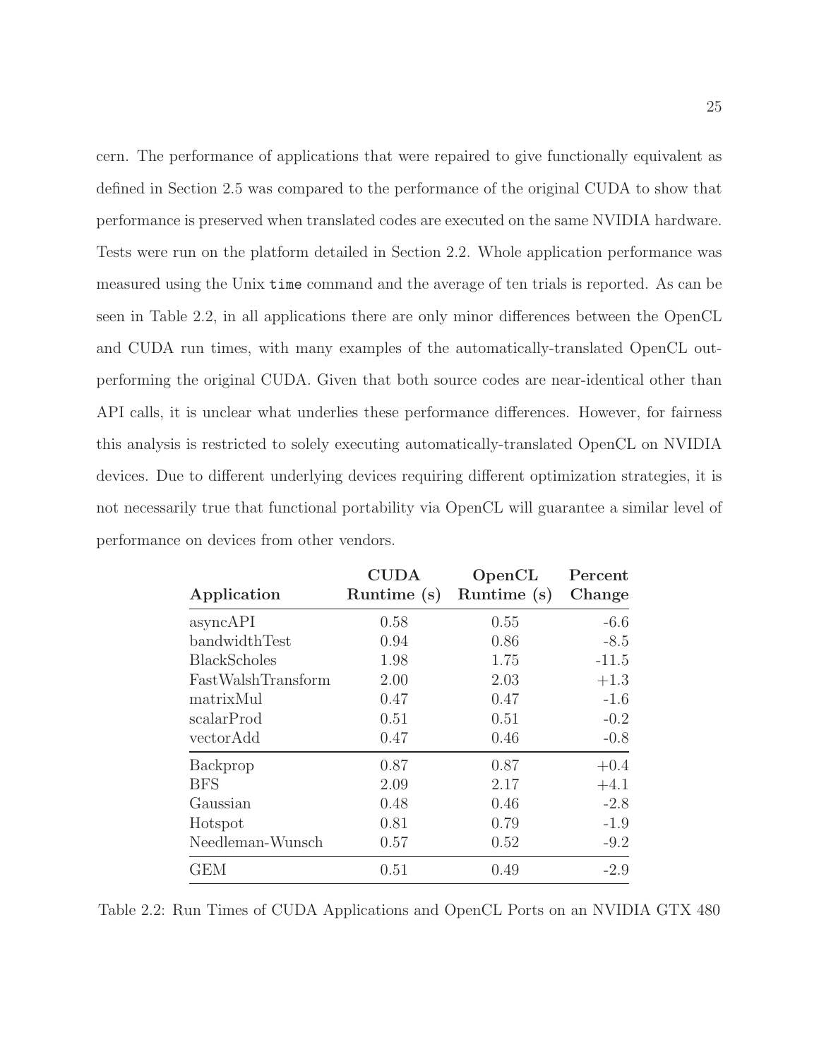cern. The performance of applications that were repaired to give functionally equivalent as defined in Section 2.5 was compared to the performance of the original CUDA to show that performance is preserved when translated codes are executed on the same NVIDIA hardware. Tests were run on the platform detailed in Section 2.2. Whole application performance was measured using the Unix `time` command and the average of ten trials is reported. As can be seen in Table 2.2, in all applications there are only minor differences between the OpenCL and CUDA run times, with many examples of the automatically-translated OpenCL outperforming the original CUDA. Given that both source codes are near-identical other than API calls, it is unclear what underlies these performance differences. However, for fairness this analysis is restricted to solely executing automatically-translated OpenCL on NVIDIA devices. Due to different underlying devices requiring different optimization strategies, it is not necessarily true that functional portability via OpenCL will guarantee a similar level of performance on devices from other vendors.

| Application | CUDA Runtime (s) | OpenCL Runtime (s) | Percent Change |
|---|---|---|---|
| asyncAPI | 0.58 | 0.55 | -6.6 |
| bandwidthTest | 0.94 | 0.86 | -8.5 |
| BlackScholes | 1.98 | 1.75 | -11.5 |
| FastWalshTransform | 2.00 | 2.03 | +1.3 |
| matrixMul | 0.47 | 0.47 | -1.6 |
| scalarProd | 0.51 | 0.51 | -0.2 |
| vectorAdd | 0.47 | 0.46 | -0.8 |
| Backprop | 0.87 | 0.87 | +0.4 |
| BFS | 2.09 | 2.17 | +4.1 |
| Gaussian | 0.48 | 0.46 | -2.8 |
| Hotspot | 0.81 | 0.79 | -1.9 |
| Needleman-Wunsch | 0.57 | 0.52 | -9.2 |
| GEM | 0.51 | 0.49 | -2.9 |

Table 2.2: Run Times of CUDA Applications and OpenCL Ports on an NVIDIA GTX 480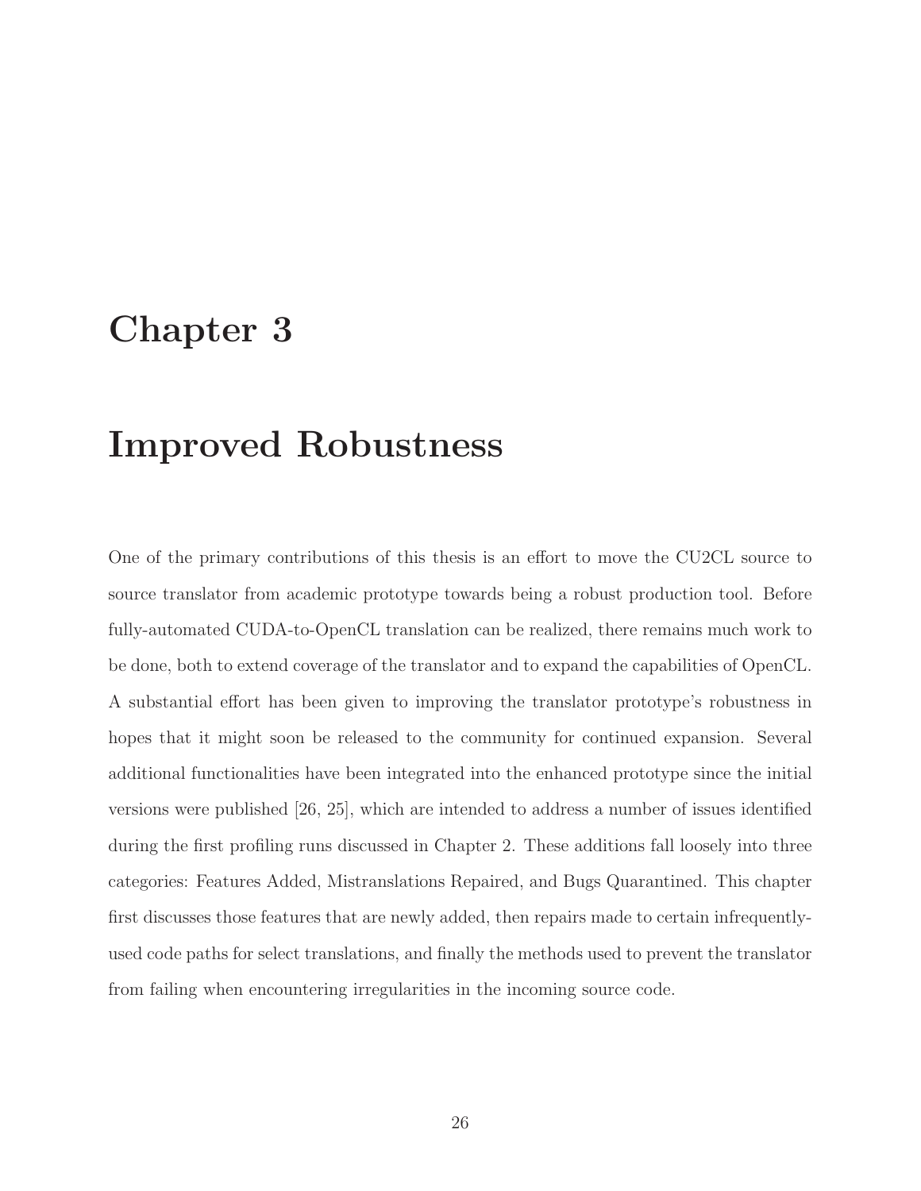# Chapter 3

# Improved Robustness

One of the primary contributions of this thesis is an effort to move the CU2CL source to source translator from academic prototype towards being a robust production tool. Before fully-automated CUDA-to-OpenCL translation can be realized, there remains much work to be done, both to extend coverage of the translator and to expand the capabilities of OpenCL. A substantial effort has been given to improving the translator prototype's robustness in hopes that it might soon be released to the community for continued expansion. Several additional functionalities have been integrated into the enhanced prototype since the initial versions were published [26, 25], which are intended to address a number of issues identified during the first profiling runs discussed in Chapter 2. These additions fall loosely into three categories: Features Added, Mistranslations Repaired, and Bugs Quarantined. This chapter first discusses those features that are newly added, then repairs made to certain infrequently-used code paths for select translations, and finally the methods used to prevent the translator from failing when encountering irregularities in the incoming source code.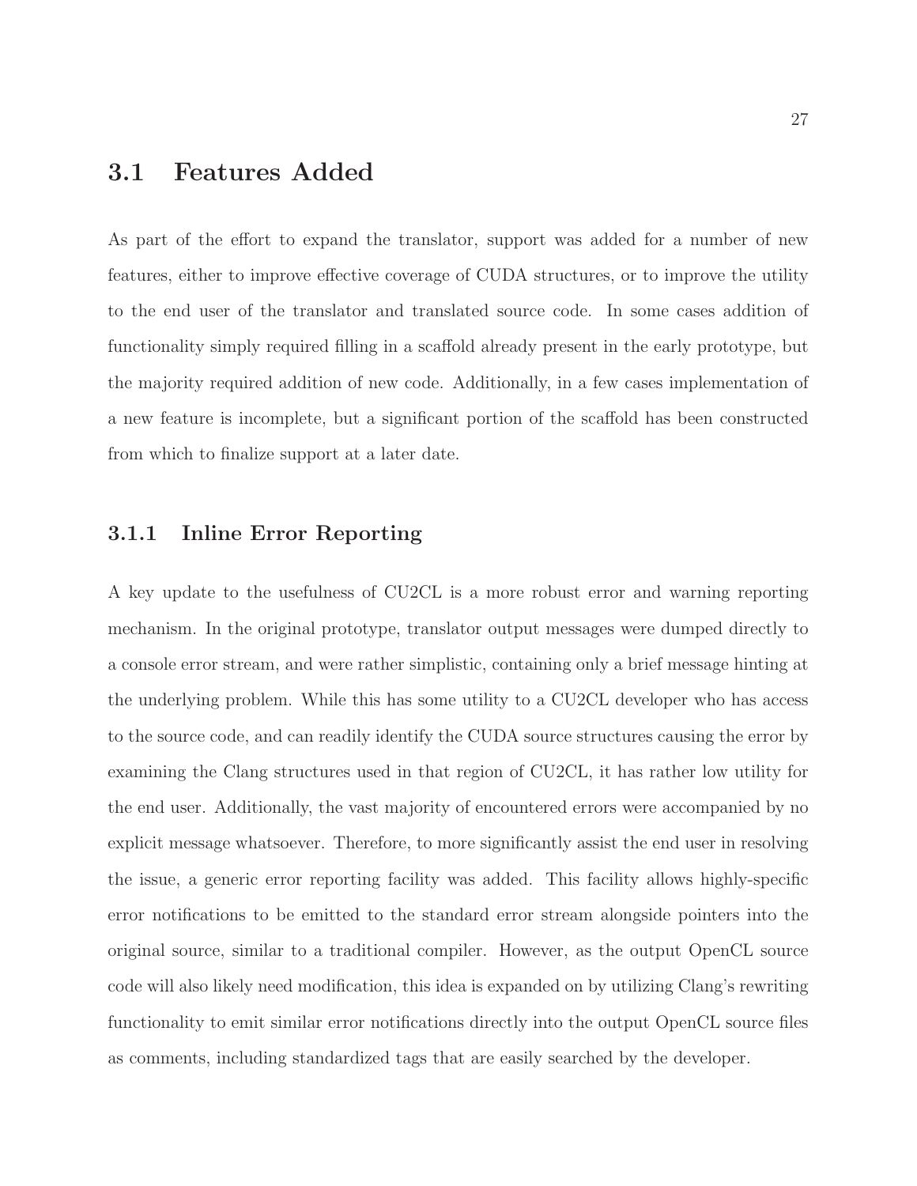## 3.1 Features Added

As part of the effort to expand the translator, support was added for a number of new features, either to improve effective coverage of CUDA structures, or to improve the utility to the end user of the translator and translated source code. In some cases addition of functionality simply required filling in a scaffold already present in the early prototype, but the majority required addition of new code. Additionally, in a few cases implementation of a new feature is incomplete, but a significant portion of the scaffold has been constructed from which to finalize support at a later date.

### 3.1.1 Inline Error Reporting

A key update to the usefulness of CU2CL is a more robust error and warning reporting mechanism. In the original prototype, translator output messages were dumped directly to a console error stream, and were rather simplistic, containing only a brief message hinting at the underlying problem. While this has some utility to a CU2CL developer who has access to the source code, and can readily identify the CUDA source structures causing the error by examining the Clang structures used in that region of CU2CL, it has rather low utility for the end user. Additionally, the vast majority of encountered errors were accompanied by no explicit message whatsoever. Therefore, to more significantly assist the end user in resolving the issue, a generic error reporting facility was added. This facility allows highly-specific error notifications to be emitted to the standard error stream alongside pointers into the original source, similar to a traditional compiler. However, as the output OpenCL source code will also likely need modification, this idea is expanded on by utilizing Clang's rewriting functionality to emit similar error notifications directly into the output OpenCL source files as comments, including standardized tags that are easily searched by the developer.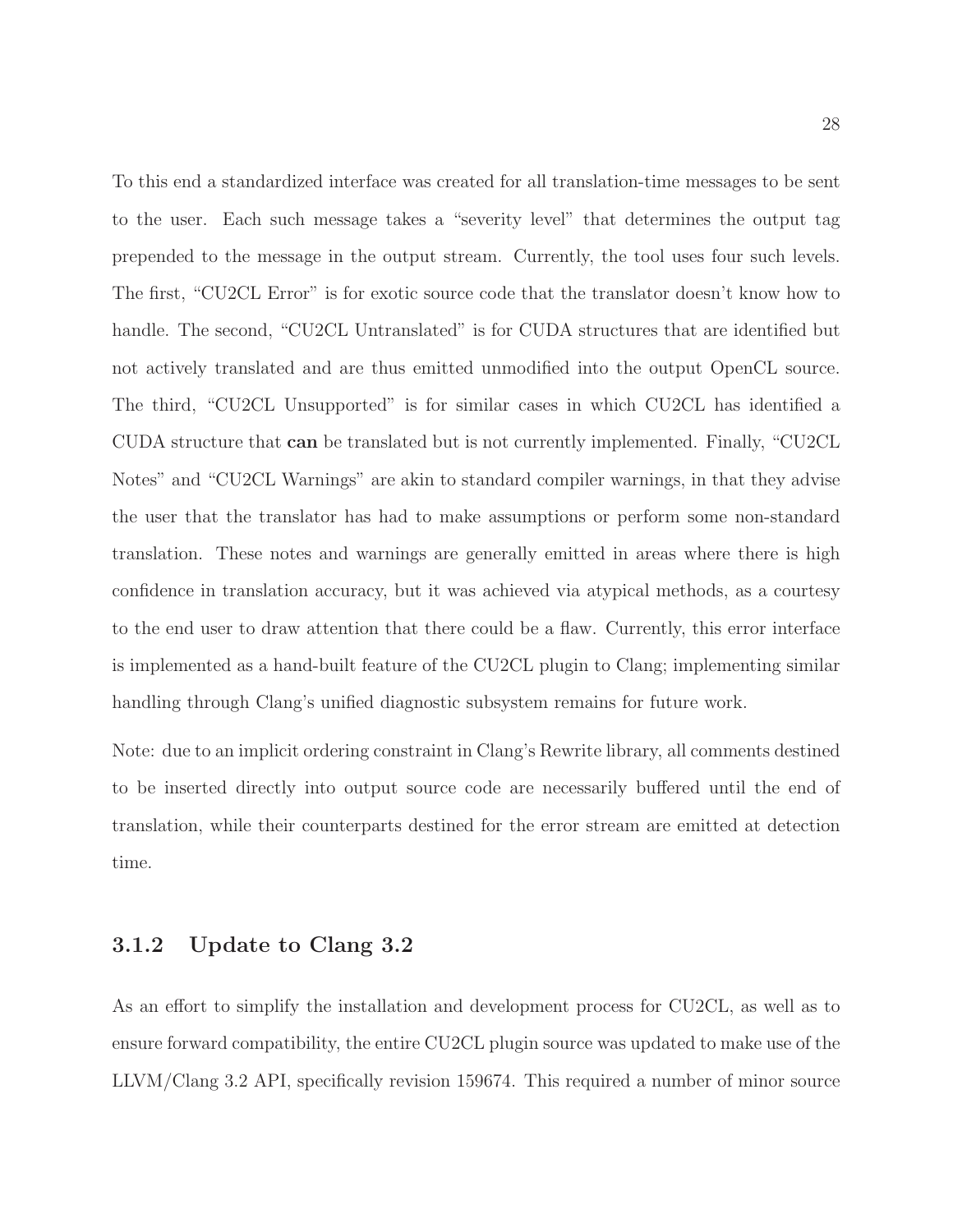To this end a standardized interface was created for all translation-time messages to be sent to the user. Each such message takes a "severity level" that determines the output tag prepended to the message in the output stream. Currently, the tool uses four such levels. The first, "CU2CL Error" is for exotic source code that the translator doesn't know how to handle. The second, "CU2CL Untranslated" is for CUDA structures that are identified but not actively translated and are thus emitted unmodified into the output OpenCL source. The third, "CU2CL Unsupported" is for similar cases in which CU2CL has identified a CUDA structure that **can** be translated but is not currently implemented. Finally, "CU2CL Notes" and "CU2CL Warnings" are akin to standard compiler warnings, in that they advise the user that the translator has had to make assumptions or perform some non-standard translation. These notes and warnings are generally emitted in areas where there is high confidence in translation accuracy, but it was achieved via atypical methods, as a courtesy to the end user to draw attention that there could be a flaw. Currently, this error interface is implemented as a hand-built feature of the CU2CL plugin to Clang; implementing similar handling through Clang's unified diagnostic subsystem remains for future work.

Note: due to an implicit ordering constraint in Clang's Rewrite library, all comments destined to be inserted directly into output source code are necessarily buffered until the end of translation, while their counterparts destined for the error stream are emitted at detection time.

### 3.1.2 Update to Clang 3.2

As an effort to simplify the installation and development process for CU2CL, as well as to ensure forward compatibility, the entire CU2CL plugin source was updated to make use of the LLVM/Clang 3.2 API, specifically revision 159674. This required a number of minor source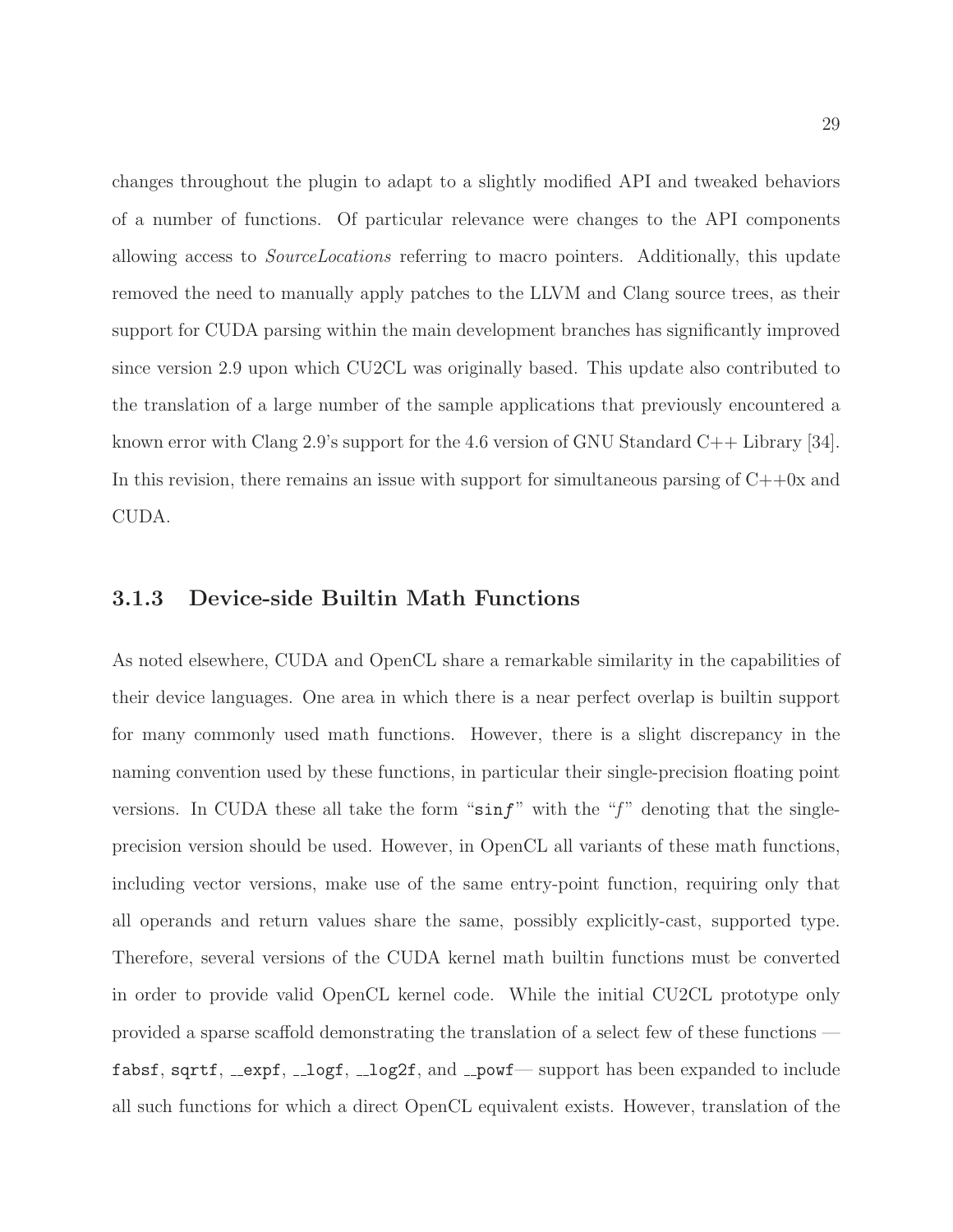changes throughout the plugin to adapt to a slightly modified API and tweaked behaviors of a number of functions. Of particular relevance were changes to the API components allowing access to *SourceLocations* referring to macro pointers. Additionally, this update removed the need to manually apply patches to the LLVM and Clang source trees, as their support for CUDA parsing within the main development branches has significantly improved since version 2.9 upon which CU2CL was originally based. This update also contributed to the translation of a large number of the sample applications that previously encountered a known error with Clang 2.9's support for the 4.6 version of GNU Standard C++ Library [34]. In this revision, there remains an issue with support for simultaneous parsing of C++0x and CUDA.

### 3.1.3 Device-side Builtin Math Functions

As noted elsewhere, CUDA and OpenCL share a remarkable similarity in the capabilities of their device languages. One area in which there is a near perfect overlap is builtin support for many commonly used math functions. However, there is a slight discrepancy in the naming convention used by these functions, in particular their single-precision floating point versions. In CUDA these all take the form "`sin`*f*" with the "*f*" denoting that the single-precision version should be used. However, in OpenCL all variants of these math functions, including vector versions, make use of the same entry-point function, requiring only that all operands and return values share the same, possibly explicitly-cast, supported type. Therefore, several versions of the CUDA kernel math builtin functions must be converted in order to provide valid OpenCL kernel code. While the initial CU2CL prototype only provided a sparse scaffold demonstrating the translation of a select few of these functions — `fabsf`, `sqrtf`, `__expf`, `__logf`, `__log2f`, and `__powf`— support has been expanded to include all such functions for which a direct OpenCL equivalent exists. However, translation of the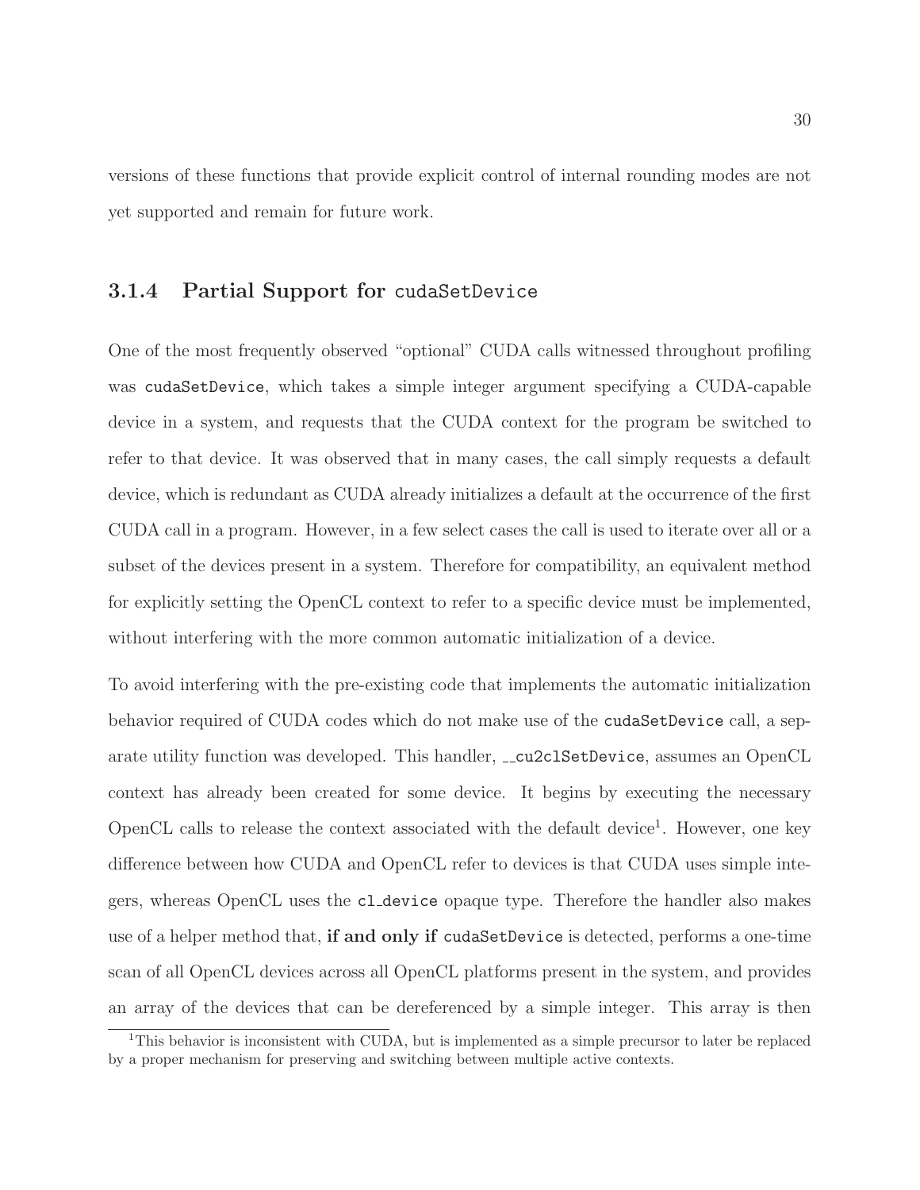versions of these functions that provide explicit control of internal rounding modes are not yet supported and remain for future work.

### 3.1.4 Partial Support for `cudaSetDevice`

One of the most frequently observed "optional" CUDA calls witnessed throughout profiling was `cudaSetDevice`, which takes a simple integer argument specifying a CUDA-capable device in a system, and requests that the CUDA context for the program be switched to refer to that device. It was observed that in many cases, the call simply requests a default device, which is redundant as CUDA already initializes a default at the occurrence of the first CUDA call in a program. However, in a few select cases the call is used to iterate over all or a subset of the devices present in a system. Therefore for compatibility, an equivalent method for explicitly setting the OpenCL context to refer to a specific device must be implemented, without interfering with the more common automatic initialization of a device.

To avoid interfering with the pre-existing code that implements the automatic initialization behavior required of CUDA codes which do not make use of the `cudaSetDevice` call, a separate utility function was developed. This handler, `__cu2clSetDevice`, assumes an OpenCL context has already been created for some device. It begins by executing the necessary OpenCL calls to release the context associated with the default device[1]. However, one key difference between how CUDA and OpenCL refer to devices is that CUDA uses simple integers, whereas OpenCL uses the `cl_device` opaque type. Therefore the handler also makes use of a helper method that, **if and only if** `cudaSetDevice` is detected, performs a one-time scan of all OpenCL devices across all OpenCL platforms present in the system, and provides an array of the devices that can be dereferenced by a simple integer. This array is then

[1] This behavior is inconsistent with CUDA, but is implemented as a simple precursor to later be replaced by a proper mechanism for preserving and switching between multiple active contexts.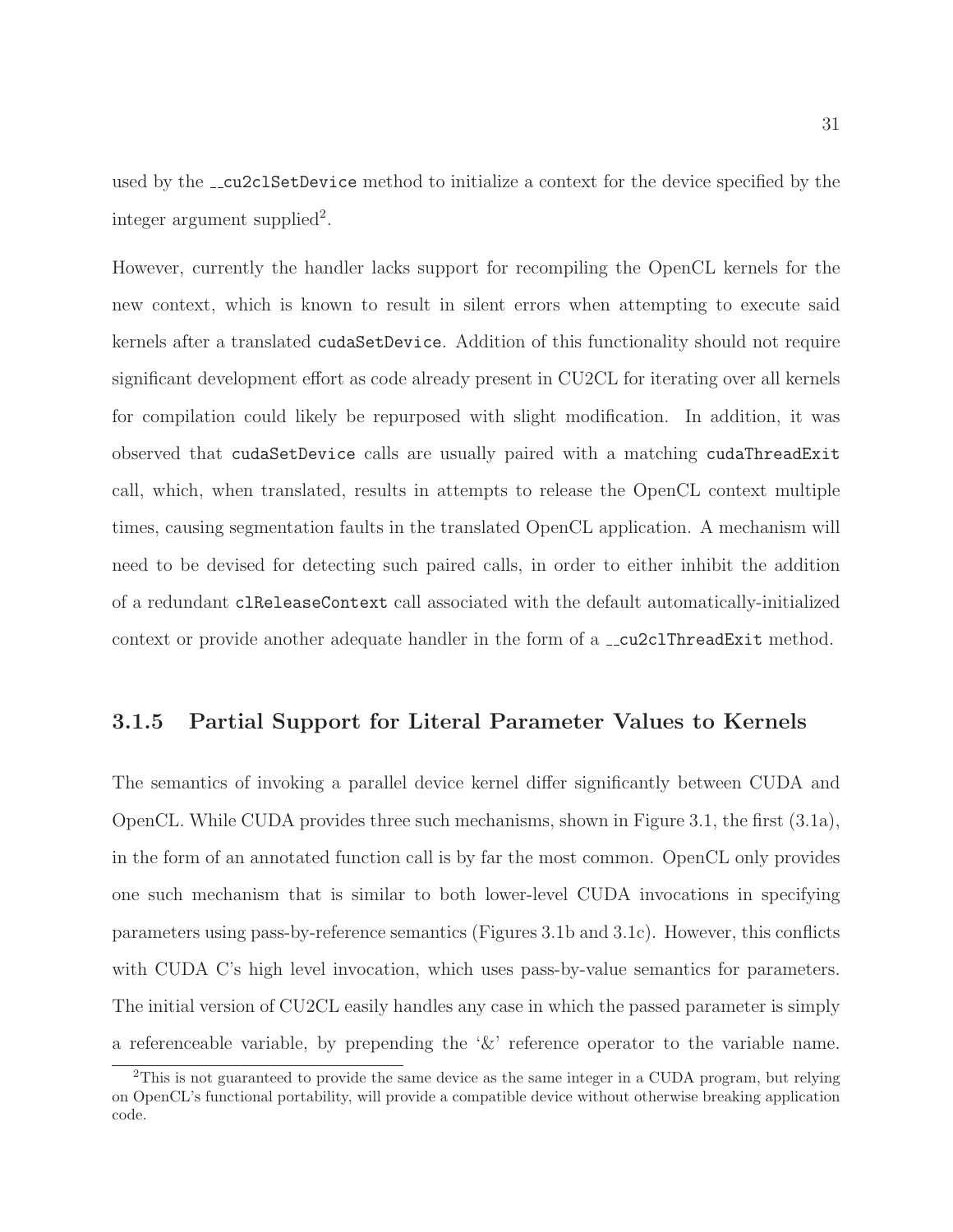used by the `__cu2clSetDevice` method to initialize a context for the device specified by the integer argument supplied[2].

However, currently the handler lacks support for recompiling the OpenCL kernels for the new context, which is known to result in silent errors when attempting to execute said kernels after a translated `cudaSetDevice`. Addition of this functionality should not require significant development effort as code already present in CU2CL for iterating over all kernels for compilation could likely be repurposed with slight modification. In addition, it was observed that `cudaSetDevice` calls are usually paired with a matching `cudaThreadExit` call, which, when translated, results in attempts to release the OpenCL context multiple times, causing segmentation faults in the translated OpenCL application. A mechanism will need to be devised for detecting such paired calls, in order to either inhibit the addition of a redundant `clReleaseContext` call associated with the default automatically-initialized context or provide another adequate handler in the form of a `__cu2clThreadExit` method.

### 3.1.5 Partial Support for Literal Parameter Values to Kernels

The semantics of invoking a parallel device kernel differ significantly between CUDA and OpenCL. While CUDA provides three such mechanisms, shown in Figure 3.1, the first (3.1a), in the form of an annotated function call is by far the most common. OpenCL only provides one such mechanism that is similar to both lower-level CUDA invocations in specifying parameters using pass-by-reference semantics (Figures 3.1b and 3.1c). However, this conflicts with CUDA C's high level invocation, which uses pass-by-value semantics for parameters. The initial version of CU2CL easily handles any case in which the passed parameter is simply a referenceable variable, by prepending the '&' reference operator to the variable name.

[2] This is not guaranteed to provide the same device as the same integer in a CUDA program, but relying on OpenCL's functional portability, will provide a compatible device without otherwise breaking application code.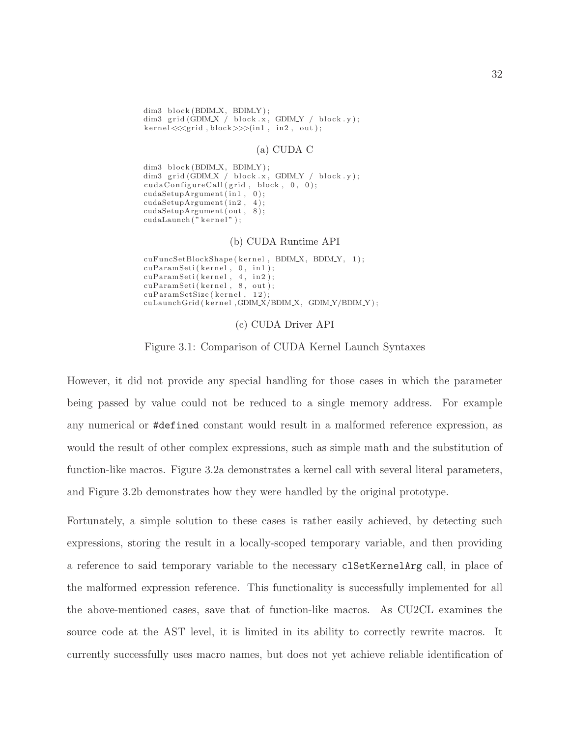```
dim3 block(BDIM_X, BDIM_Y);
dim3 grid(GDIM_X / block.x, GDIM_Y / block.y);
kernel<<<grid,block>>>(in1, in2, out);
```

(a) CUDA C

```
dim3 block(BDIM_X, BDIM_Y);
dim3 grid(GDIM_X / block.x, GDIM_Y / block.y);
cudaConfigureCall(grid, block, 0, 0);
cudaSetupArgument(in1, 0);
cudaSetupArgument(in2, 4);
cudaSetupArgument(out, 8);
cudaLaunch("kernel");
```

(b) CUDA Runtime API

```
cuFuncSetBlockShape(kernel, BDIM_X, BDIM_Y, 1);
cuParamSeti(kernel, 0, in1);
cuParamSeti(kernel, 4, in2);
cuParamSeti(kernel, 8, out);
cuParamSetSize(kernel, 12);
cuLaunchGrid(kernel,GDIM_X/BDIM_X, GDIM_Y/BDIM_Y);
```

(c) CUDA Driver API

Figure 3.1: Comparison of CUDA Kernel Launch Syntaxes

However, it did not provide any special handling for those cases in which the parameter being passed by value could not be reduced to a single memory address. For example any numerical or `#defined` constant would result in a malformed reference expression, as would the result of other complex expressions, such as simple math and the substitution of function-like macros. Figure 3.2a demonstrates a kernel call with several literal parameters, and Figure 3.2b demonstrates how they were handled by the original prototype.

Fortunately, a simple solution to these cases is rather easily achieved, by detecting such expressions, storing the result in a locally-scoped temporary variable, and then providing a reference to said temporary variable to the necessary `clSetKernelArg` call, in place of the malformed expression reference. This functionality is successfully implemented for all the above-mentioned cases, save that of function-like macros. As CU2CL examines the source code at the AST level, it is limited in its ability to correctly rewrite macros. It currently successfully uses macro names, but does not yet achieve reliable identification of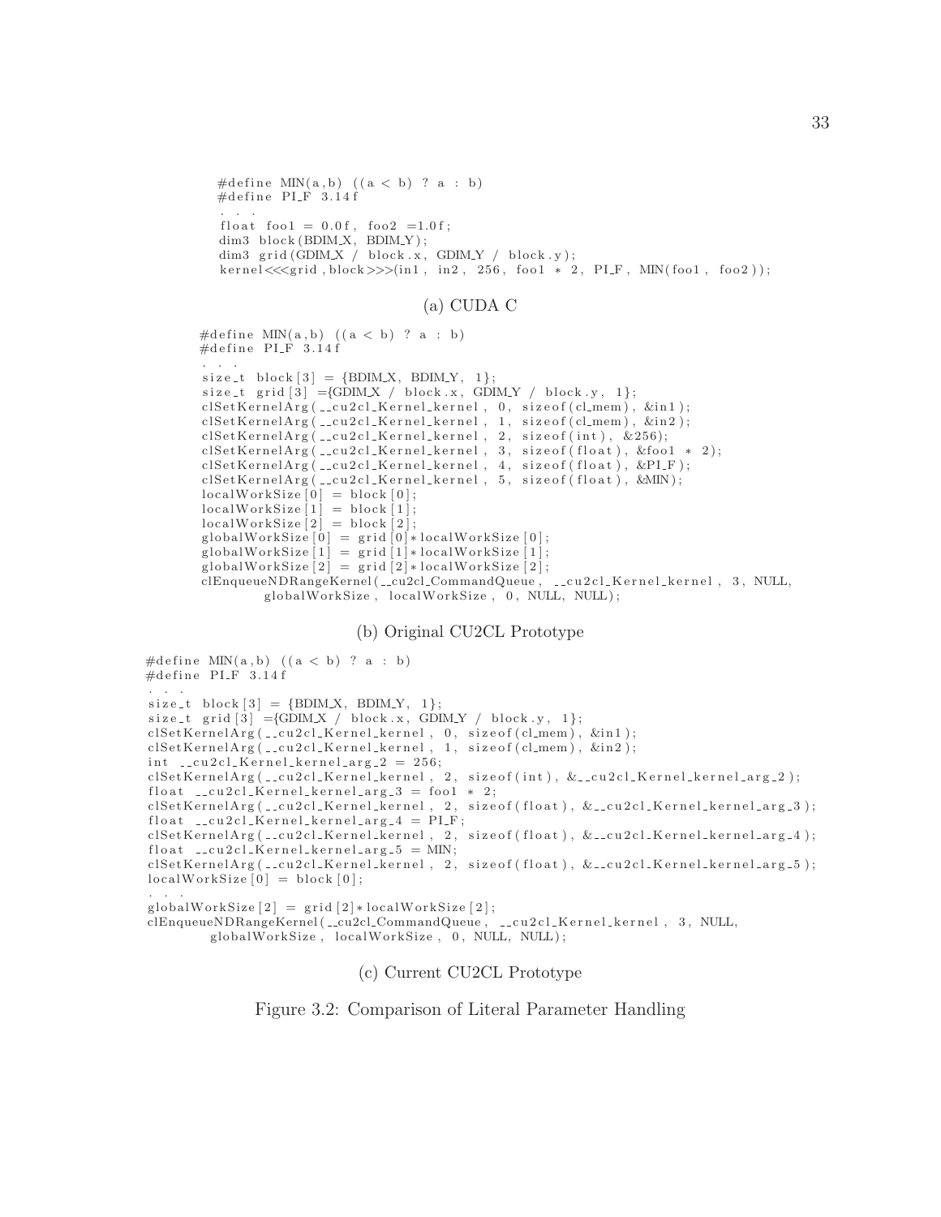```
#define MIN(a,b) ((a < b) ? a : b)
#define PI_F 3.14f
. . .
float foo1 = 0.0f, foo2 =1.0f;
dim3 block(BDIM_X, BDIM_Y);
dim3 grid(GDIM_X / block.x, GDIM_Y / block.y);
kernel<<<grid,block>>>(in1, in2, 256, foo1 * 2, PI_F, MIN(foo1, foo2));
```

(a) CUDA C

```
#define MIN(a,b) ((a < b) ? a : b)
#define PI_F 3.14f
. . .
size_t block[3] = {BDIM_X, BDIM_Y, 1};
size_t grid[3] ={GDIM_X / block.x, GDIM_Y / block.y, 1};
clSetKernelArg(__cu2cl_Kernel_kernel, 0, sizeof(cl_mem), &in1);
clSetKernelArg(__cu2cl_Kernel_kernel, 1, sizeof(cl_mem), &in2);
clSetKernelArg(__cu2cl_Kernel_kernel, 2, sizeof(int), &256);
clSetKernelArg(__cu2cl_Kernel_kernel, 3, sizeof(float), &foo1 * 2);
clSetKernelArg(__cu2cl_Kernel_kernel, 4, sizeof(float), &PI_F);
clSetKernelArg(__cu2cl_Kernel_kernel, 5, sizeof(float), &MIN);
localWorkSize[0] = block[0];
localWorkSize[1] = block[1];
localWorkSize[2] = block[2];
globalWorkSize[0] = grid[0]*localWorkSize[0];
globalWorkSize[1] = grid[1]*localWorkSize[1];
globalWorkSize[2] = grid[2]*localWorkSize[2];
clEnqueueNDRangeKernel(__cu2cl_CommandQueue, __cu2cl_Kernel_kernel, 3, NULL,
        globalWorkSize, localWorkSize, 0, NULL, NULL);
```

(b) Original CU2CL Prototype

```
#define MIN(a,b) ((a < b) ? a : b)
#define PI_F 3.14f
. . .
size_t block[3] = {BDIM_X, BDIM_Y, 1};
size_t grid[3] ={GDIM_X / block.x, GDIM_Y / block.y, 1};
clSetKernelArg(__cu2cl_Kernel_kernel, 0, sizeof(cl_mem), &in1);
clSetKernelArg(__cu2cl_Kernel_kernel, 1, sizeof(cl_mem), &in2);
int __cu2cl_Kernel_kernel_arg_2 = 256;
clSetKernelArg(__cu2cl_Kernel_kernel, 2, sizeof(int), &__cu2cl_Kernel_kernel_arg_2);
float __cu2cl_Kernel_kernel_arg_3 = foo1 * 2;
clSetKernelArg(__cu2cl_Kernel_kernel, 2, sizeof(float), &__cu2cl_Kernel_kernel_arg_3);
float __cu2cl_Kernel_kernel_arg_4 = PI_F;
clSetKernelArg(__cu2cl_Kernel_kernel, 2, sizeof(float), &__cu2cl_Kernel_kernel_arg_4);
float __cu2cl_Kernel_kernel_arg_5 = MIN;
clSetKernelArg(__cu2cl_Kernel_kernel, 2, sizeof(float), &__cu2cl_Kernel_kernel_arg_5);
localWorkSize[0] = block[0];
. . .
globalWorkSize[2] = grid[2]*localWorkSize[2];
clEnqueueNDRangeKernel(__cu2cl_CommandQueue, __cu2cl_Kernel_kernel, 3, NULL,
        globalWorkSize, localWorkSize, 0, NULL, NULL);
```

(c) Current CU2CL Prototype

Figure 3.2: Comparison of Literal Parameter Handling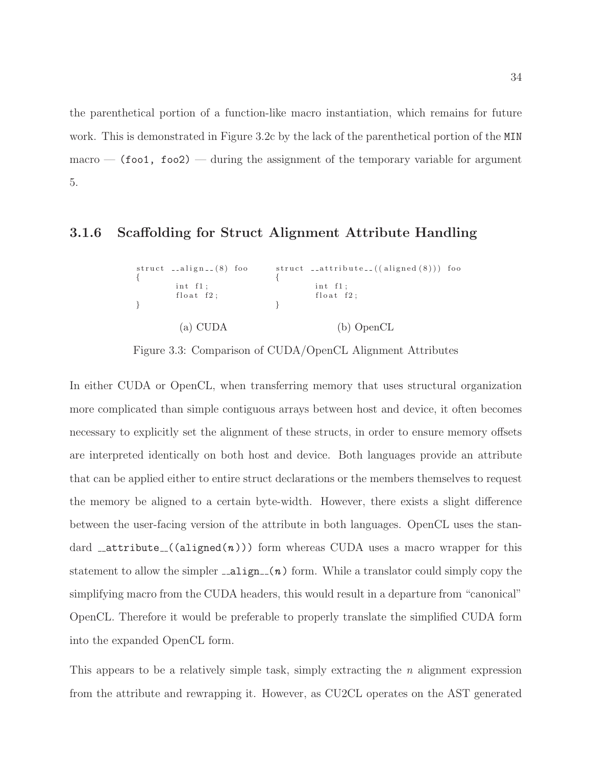the parenthetical portion of a function-like macro instantiation, which remains for future work. This is demonstrated in Figure 3.2c by the lack of the parenthetical portion of the `MIN` macro — `(foo1, foo2)` — during the assignment of the temporary variable for argument 5.

### 3.1.6 Scaffolding for Struct Alignment Attribute Handling

```
struct __align__(8) foo
{
        int f1;
        float f2;
}
```

(a) CUDA

```
struct __attribute__((aligned(8))) foo
{
        int f1;
        float f2;
}
```

(b) OpenCL

Figure 3.3: Comparison of CUDA/OpenCL Alignment Attributes

In either CUDA or OpenCL, when transferring memory that uses structural organization more complicated than simple contiguous arrays between host and device, it often becomes necessary to explicitly set the alignment of these structs, in order to ensure memory offsets are interpreted identically on both host and device. Both languages provide an attribute that can be applied either to entire struct declarations or the members themselves to request the memory be aligned to a certain byte-width. However, there exists a slight difference between the user-facing version of the attribute in both languages. OpenCL uses the standard `__attribute__((aligned(`*n*`)))` form whereas CUDA uses a macro wrapper for this statement to allow the simpler `__align__(`*n*`)` form. While a translator could simply copy the simplifying macro from the CUDA headers, this would result in a departure from "canonical" OpenCL. Therefore it would be preferable to properly translate the simplified CUDA form into the expanded OpenCL form.

This appears to be a relatively simple task, simply extracting the *n* alignment expression from the attribute and rewrapping it. However, as CU2CL operates on the AST generated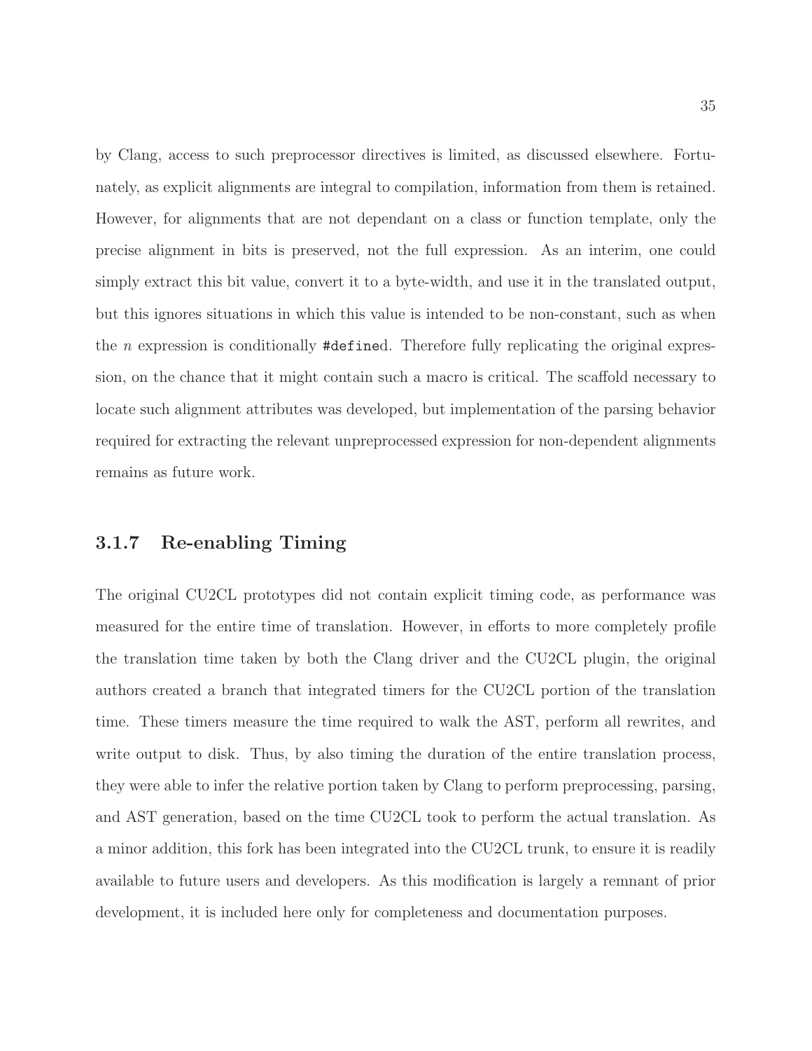by Clang, access to such preprocessor directives is limited, as discussed elsewhere. Fortunately, as explicit alignments are integral to compilation, information from them is retained. However, for alignments that are not dependant on a class or function template, only the precise alignment in bits is preserved, not the full expression. As an interim, one could simply extract this bit value, convert it to a byte-width, and use it in the translated output, but this ignores situations in which this value is intended to be non-constant, such as when the $n$ expression is conditionally `#define`d. Therefore fully replicating the original expression, on the chance that it might contain such a macro is critical. The scaffold necessary to locate such alignment attributes was developed, but implementation of the parsing behavior required for extracting the relevant unpreprocessed expression for non-dependent alignments remains as future work.

### 3.1.7 Re-enabling Timing

The original CU2CL prototypes did not contain explicit timing code, as performance was measured for the entire time of translation. However, in efforts to more completely profile the translation time taken by both the Clang driver and the CU2CL plugin, the original authors created a branch that integrated timers for the CU2CL portion of the translation time. These timers measure the time required to walk the AST, perform all rewrites, and write output to disk. Thus, by also timing the duration of the entire translation process, they were able to infer the relative portion taken by Clang to perform preprocessing, parsing, and AST generation, based on the time CU2CL took to perform the actual translation. As a minor addition, this fork has been integrated into the CU2CL trunk, to ensure it is readily available to future users and developers. As this modification is largely a remnant of prior development, it is included here only for completeness and documentation purposes.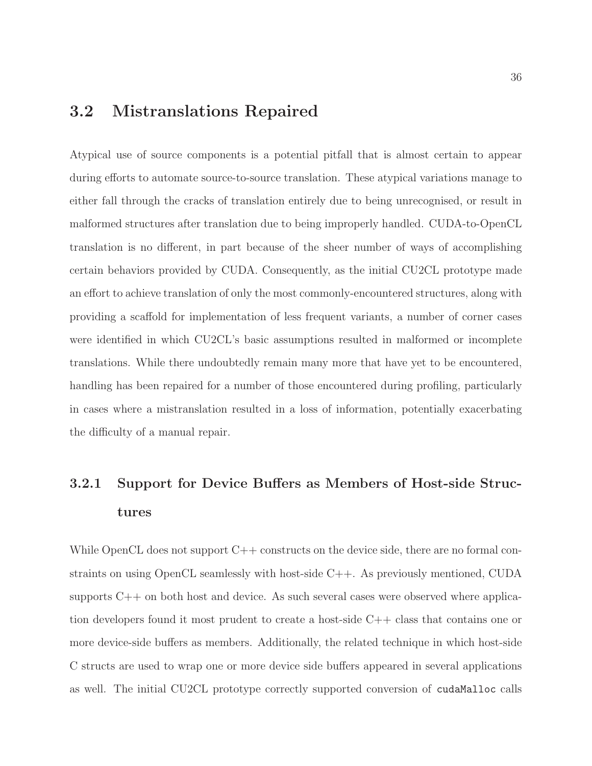## 3.2 Mistranslations Repaired

Atypical use of source components is a potential pitfall that is almost certain to appear during efforts to automate source-to-source translation. These atypical variations manage to either fall through the cracks of translation entirely due to being unrecognised, or result in malformed structures after translation due to being improperly handled. CUDA-to-OpenCL translation is no different, in part because of the sheer number of ways of accomplishing certain behaviors provided by CUDA. Consequently, as the initial CU2CL prototype made an effort to achieve translation of only the most commonly-encountered structures, along with providing a scaffold for implementation of less frequent variants, a number of corner cases were identified in which CU2CL's basic assumptions resulted in malformed or incomplete translations. While there undoubtedly remain many more that have yet to be encountered, handling has been repaired for a number of those encountered during profiling, particularly in cases where a mistranslation resulted in a loss of information, potentially exacerbating the difficulty of a manual repair.

### 3.2.1 Support for Device Buffers as Members of Host-side Structures

While OpenCL does not support C++ constructs on the device side, there are no formal constraints on using OpenCL seamlessly with host-side C++. As previously mentioned, CUDA supports C++ on both host and device. As such several cases were observed where application developers found it most prudent to create a host-side C++ class that contains one or more device-side buffers as members. Additionally, the related technique in which host-side C structs are used to wrap one or more device side buffers appeared in several applications as well. The initial CU2CL prototype correctly supported conversion of `cudaMalloc` calls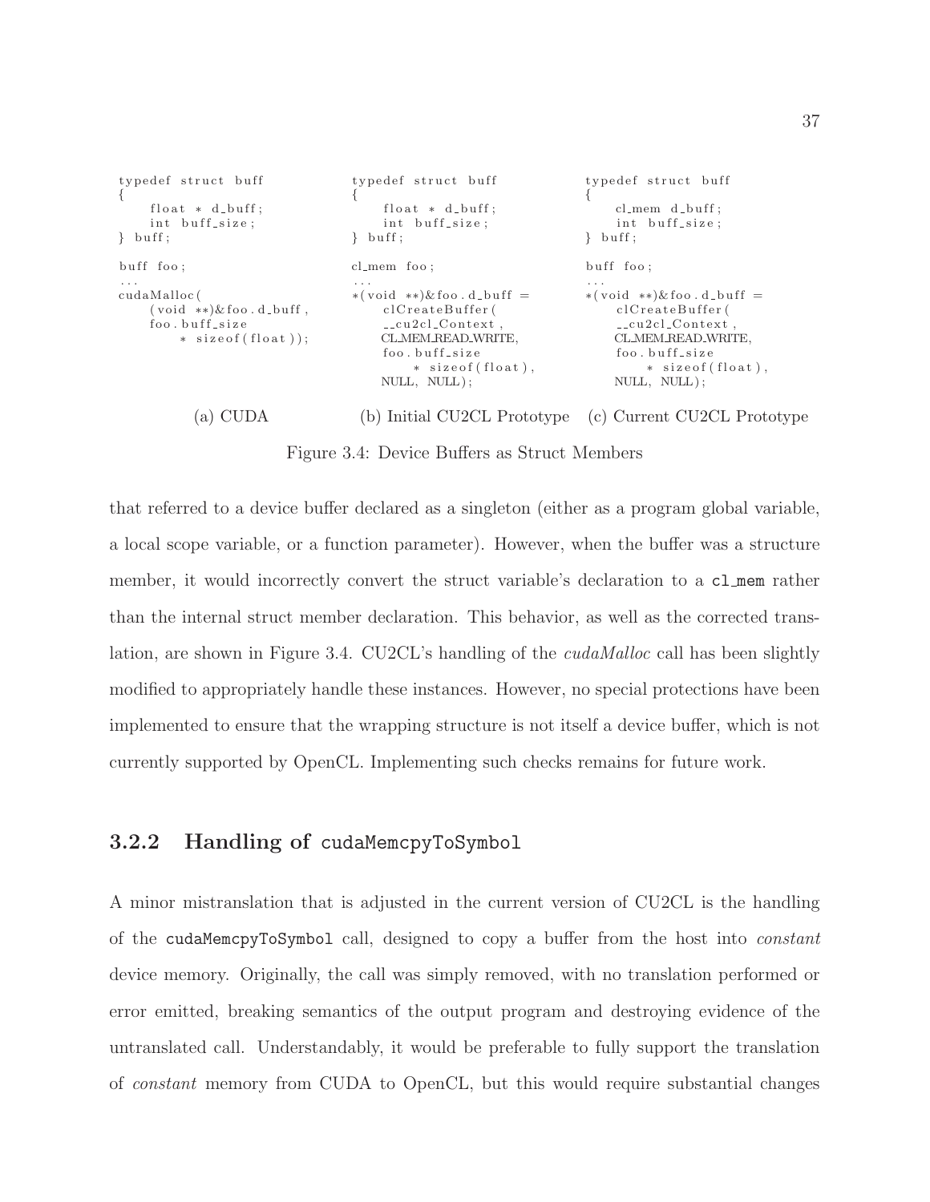```
typedef struct buff
{
    float * d_buff;
    int buff_size;
} buff;

buff foo;
...
cudaMalloc(
    (void **)&foo.d_buff,
    foo.buff_size
        * sizeof(float));
```

(a) CUDA

```
typedef struct buff
{
    float * d_buff;
    int buff_size;
} buff;

cl_mem foo;
...
*(void **)&foo.d_buff =
    clCreateBuffer(
    __cu2cl_Context,
    CL_MEM_READ_WRITE,
    foo.buff_size
        * sizeof(float),
    NULL, NULL);
```

(b) Initial CU2CL Prototype

```
typedef struct buff
{
    cl_mem d_buff;
    int buff_size;
} buff;

buff foo;
...
*(void **)&foo.d_buff =
    clCreateBuffer(
    __cu2cl_Context,
    CL_MEM_READ_WRITE,
    foo.buff_size
        * sizeof(float),
    NULL, NULL);
```

(c) Current CU2CL Prototype

Figure 3.4: Device Buffers as Struct Members

that referred to a device buffer declared as a singleton (either as a program global variable, a local scope variable, or a function parameter). However, when the buffer was a structure member, it would incorrectly convert the struct variable's declaration to a `cl_mem` rather than the internal struct member declaration. This behavior, as well as the corrected translation, are shown in Figure 3.4. CU2CL's handling of the *cudaMalloc* call has been slightly modified to appropriately handle these instances. However, no special protections have been implemented to ensure that the wrapping structure is not itself a device buffer, which is not currently supported by OpenCL. Implementing such checks remains for future work.

### 3.2.2 Handling of `cudaMemcpyToSymbol`

A minor mistranslation that is adjusted in the current version of CU2CL is the handling of the `cudaMemcpyToSymbol` call, designed to copy a buffer from the host into *constant* device memory. Originally, the call was simply removed, with no translation performed or error emitted, breaking semantics of the output program and destroying evidence of the untranslated call. Understandably, it would be preferable to fully support the translation of *constant* memory from CUDA to OpenCL, but this would require substantial changes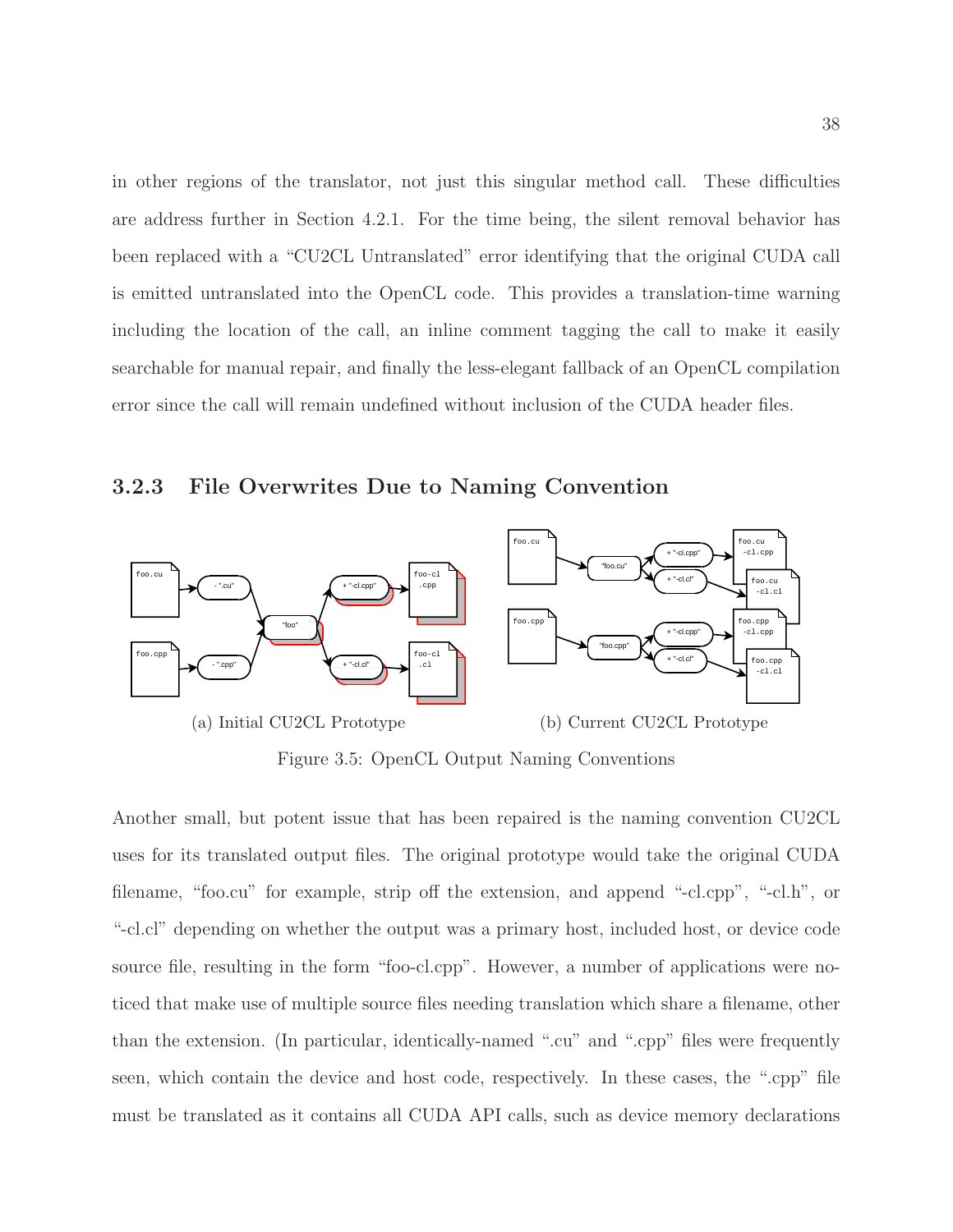in other regions of the translator, not just this singular method call. These difficulties are address further in Section 4.2.1. For the time being, the silent removal behavior has been replaced with a "CU2CL Untranslated" error identifying that the original CUDA call is emitted untranslated into the OpenCL code. This provides a translation-time warning including the location of the call, an inline comment tagging the call to make it easily searchable for manual repair, and finally the less-elegant fallback of an OpenCL compilation error since the call will remain undefined without inclusion of the CUDA header files.

### 3.2.3 File Overwrites Due to Naming Convention

(a) Initial CU2CL Prototype

(b) Current CU2CL Prototype

Figure 3.5: OpenCL Output Naming Conventions

Another small, but potent issue that has been repaired is the naming convention CU2CL uses for its translated output files. The original prototype would take the original CUDA filename, "foo.cu" for example, strip off the extension, and append "-cl.cpp", "-cl.h", or "-cl.cl" depending on whether the output was a primary host, included host, or device code source file, resulting in the form "foo-cl.cpp". However, a number of applications were noticed that make use of multiple source files needing translation which share a filename, other than the extension. (In particular, identically-named ".cu" and ".cpp" files were frequently seen, which contain the device and host code, respectively. In these cases, the ".cpp" file must be translated as it contains all CUDA API calls, such as device memory declarations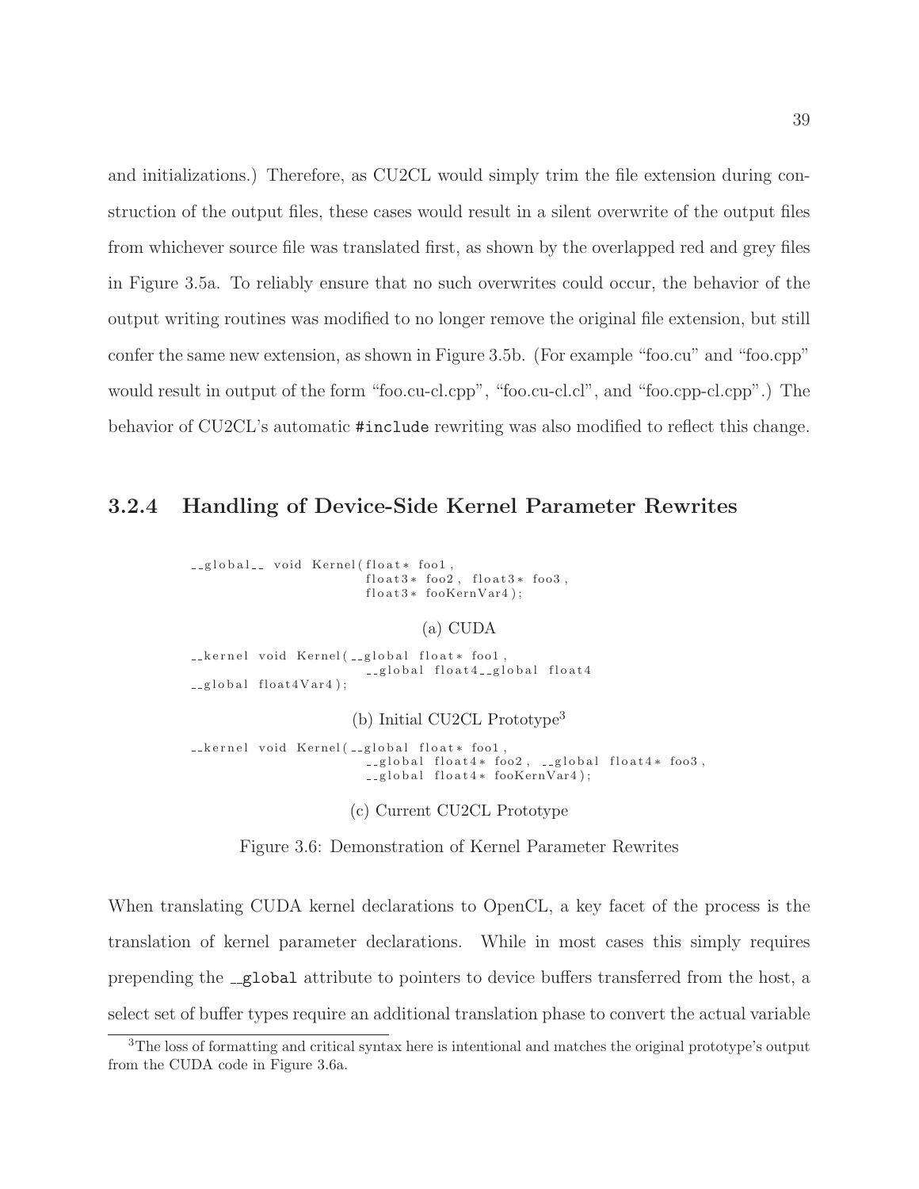and initializations.) Therefore, as CU2CL would simply trim the file extension during construction of the output files, these cases would result in a silent overwrite of the output files from whichever source file was translated first, as shown by the overlapped red and grey files in Figure 3.5a. To reliably ensure that no such overwrites could occur, the behavior of the output writing routines was modified to no longer remove the original file extension, but still confer the same new extension, as shown in Figure 3.5b. (For example "foo.cu" and "foo.cpp" would result in output of the form "foo.cu-cl.cpp", "foo.cu-cl.cl", and "foo.cpp-cl.cpp".) The behavior of CU2CL's automatic `#include` rewriting was also modified to reflect this change.

### 3.2.4 Handling of Device-Side Kernel Parameter Rewrites

```
__global__ void Kernel(float* foo1,
                       float3* foo2, float3* foo3,
                       float3* fooKernVar4);
```

(a) CUDA

```
__kernel void Kernel(__global float* foo1,
                       __global float4__global float4
__global float4Var4);
```

(b) Initial CU2CL Prototype[3]

```
__kernel void Kernel(__global float* foo1,
                       __global float4* foo2, __global float4* foo3,
                       __global float4* fooKernVar4);
```

(c) Current CU2CL Prototype

Figure 3.6: Demonstration of Kernel Parameter Rewrites

When translating CUDA kernel declarations to OpenCL, a key facet of the process is the translation of kernel parameter declarations. While in most cases this simply requires prepending the `__global` attribute to pointers to device buffers transferred from the host, a select set of buffer types require an additional translation phase to convert the actual variable

[3]The loss of formatting and critical syntax here is intentional and matches the original prototype's output from the CUDA code in Figure 3.6a.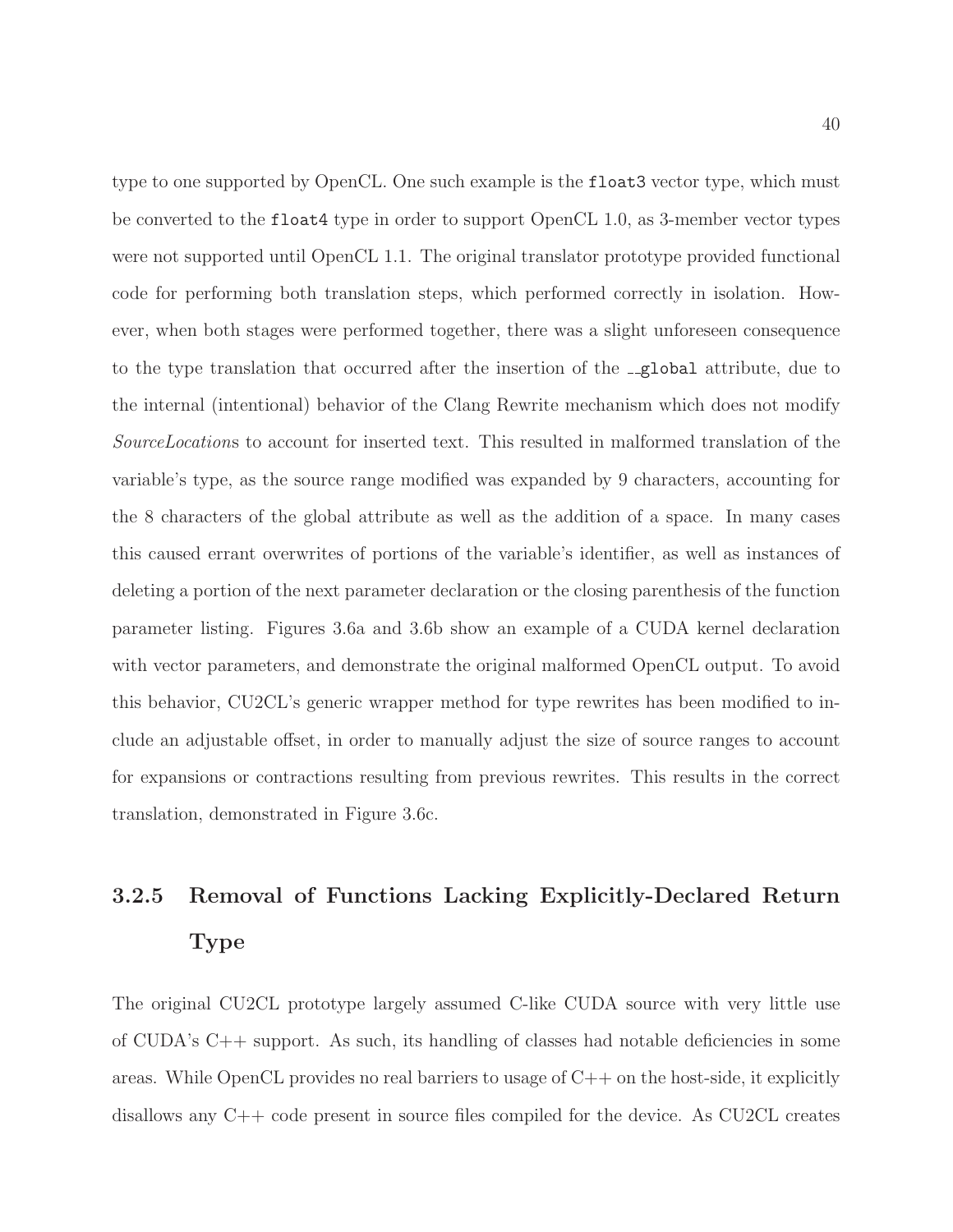type to one supported by OpenCL. One such example is the `float3` vector type, which must be converted to the `float4` type in order to support OpenCL 1.0, as 3-member vector types were not supported until OpenCL 1.1. The original translator prototype provided functional code for performing both translation steps, which performed correctly in isolation. However, when both stages were performed together, there was a slight unforeseen consequence to the type translation that occurred after the insertion of the `__global` attribute, due to the internal (intentional) behavior of the Clang Rewrite mechanism which does not modify *SourceLocation*s to account for inserted text. This resulted in malformed translation of the variable's type, as the source range modified was expanded by 9 characters, accounting for the 8 characters of the global attribute as well as the addition of a space. In many cases this caused errant overwrites of portions of the variable's identifier, as well as instances of deleting a portion of the next parameter declaration or the closing parenthesis of the function parameter listing. Figures 3.6a and 3.6b show an example of a CUDA kernel declaration with vector parameters, and demonstrate the original malformed OpenCL output. To avoid this behavior, CU2CL's generic wrapper method for type rewrites has been modified to include an adjustable offset, in order to manually adjust the size of source ranges to account for expansions or contractions resulting from previous rewrites. This results in the correct translation, demonstrated in Figure 3.6c.

### 3.2.5 Removal of Functions Lacking Explicitly-Declared Return Type

The original CU2CL prototype largely assumed C-like CUDA source with very little use of CUDA's C++ support. As such, its handling of classes had notable deficiencies in some areas. While OpenCL provides no real barriers to usage of C++ on the host-side, it explicitly disallows any C++ code present in source files compiled for the device. As CU2CL creates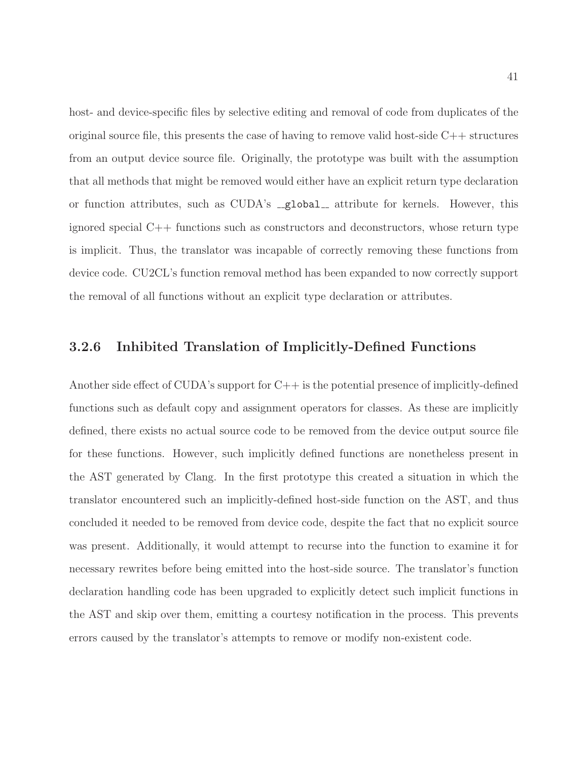host- and device-specific files by selective editing and removal of code from duplicates of the original source file, this presents the case of having to remove valid host-side C++ structures from an output device source file. Originally, the prototype was built with the assumption that all methods that might be removed would either have an explicit return type declaration or function attributes, such as CUDA's `__global__` attribute for kernels. However, this ignored special C++ functions such as constructors and deconstructors, whose return type is implicit. Thus, the translator was incapable of correctly removing these functions from device code. CU2CL's function removal method has been expanded to now correctly support the removal of all functions without an explicit type declaration or attributes.

### 3.2.6 Inhibited Translation of Implicitly-Defined Functions

Another side effect of CUDA's support for C++ is the potential presence of implicitly-defined functions such as default copy and assignment operators for classes. As these are implicitly defined, there exists no actual source code to be removed from the device output source file for these functions. However, such implicitly defined functions are nonetheless present in the AST generated by Clang. In the first prototype this created a situation in which the translator encountered such an implicitly-defined host-side function on the AST, and thus concluded it needed to be removed from device code, despite the fact that no explicit source was present. Additionally, it would attempt to recurse into the function to examine it for necessary rewrites before being emitted into the host-side source. The translator's function declaration handling code has been upgraded to explicitly detect such implicit functions in the AST and skip over them, emitting a courtesy notification in the process. This prevents errors caused by the translator's attempts to remove or modify non-existent code.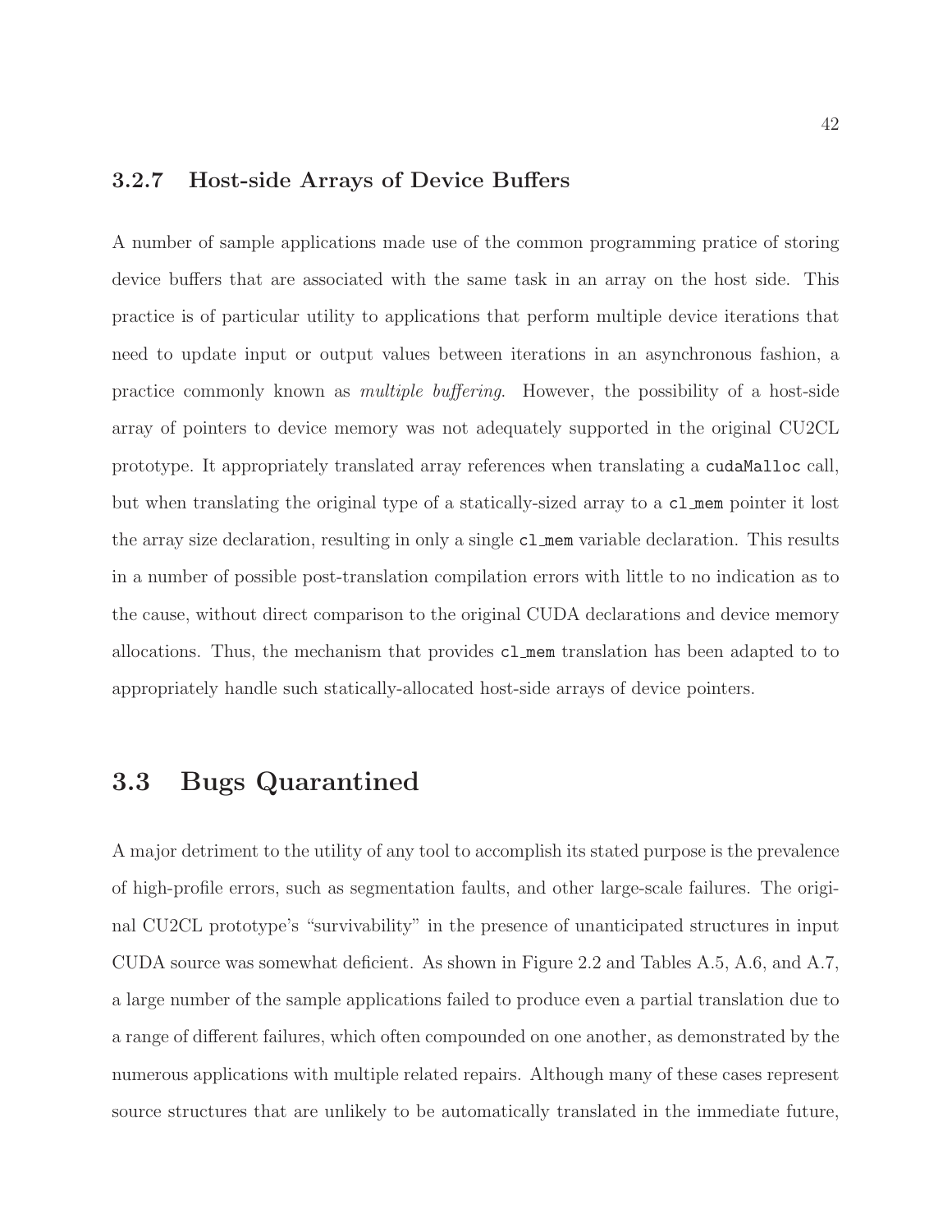### 3.2.7 Host-side Arrays of Device Buffers

A number of sample applications made use of the common programming pratice of storing device buffers that are associated with the same task in an array on the host side. This practice is of particular utility to applications that perform multiple device iterations that need to update input or output values between iterations in an asynchronous fashion, a practice commonly known as *multiple buffering*. However, the possibility of a host-side array of pointers to device memory was not adequately supported in the original CU2CL prototype. It appropriately translated array references when translating a `cudaMalloc` call, but when translating the original type of a statically-sized array to a `cl_mem` pointer it lost the array size declaration, resulting in only a single `cl_mem` variable declaration. This results in a number of possible post-translation compilation errors with little to no indication as to the cause, without direct comparison to the original CUDA declarations and device memory allocations. Thus, the mechanism that provides `cl_mem` translation has been adapted to to appropriately handle such statically-allocated host-side arrays of device pointers.

## 3.3 Bugs Quarantined

A major detriment to the utility of any tool to accomplish its stated purpose is the prevalence of high-profile errors, such as segmentation faults, and other large-scale failures. The original CU2CL prototype's "survivability" in the presence of unanticipated structures in input CUDA source was somewhat deficient. As shown in Figure 2.2 and Tables A.5, A.6, and A.7, a large number of the sample applications failed to produce even a partial translation due to a range of different failures, which often compounded on one another, as demonstrated by the numerous applications with multiple related repairs. Although many of these cases represent source structures that are unlikely to be automatically translated in the immediate future,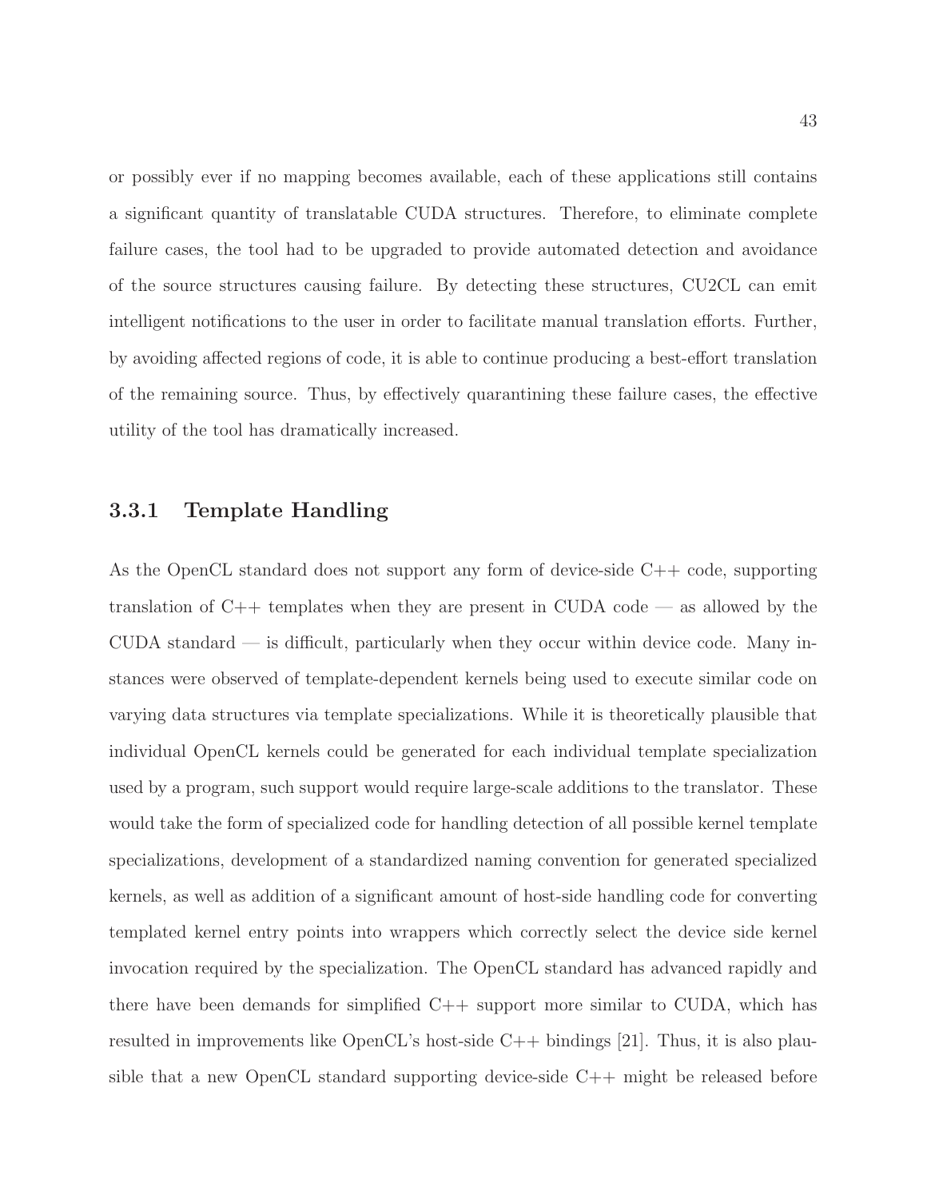or possibly ever if no mapping becomes available, each of these applications still contains a significant quantity of translatable CUDA structures. Therefore, to eliminate complete failure cases, the tool had to be upgraded to provide automated detection and avoidance of the source structures causing failure. By detecting these structures, CU2CL can emit intelligent notifications to the user in order to facilitate manual translation efforts. Further, by avoiding affected regions of code, it is able to continue producing a best-effort translation of the remaining source. Thus, by effectively quarantining these failure cases, the effective utility of the tool has dramatically increased.

### 3.3.1 Template Handling

As the OpenCL standard does not support any form of device-side C++ code, supporting translation of C++ templates when they are present in CUDA code — as allowed by the CUDA standard — is difficult, particularly when they occur within device code. Many instances were observed of template-dependent kernels being used to execute similar code on varying data structures via template specializations. While it is theoretically plausible that individual OpenCL kernels could be generated for each individual template specialization used by a program, such support would require large-scale additions to the translator. These would take the form of specialized code for handling detection of all possible kernel template specializations, development of a standardized naming convention for generated specialized kernels, as well as addition of a significant amount of host-side handling code for converting templated kernel entry points into wrappers which correctly select the device side kernel invocation required by the specialization. The OpenCL standard has advanced rapidly and there have been demands for simplified C++ support more similar to CUDA, which has resulted in improvements like OpenCL's host-side C++ bindings [21]. Thus, it is also plausible that a new OpenCL standard supporting device-side C++ might be released before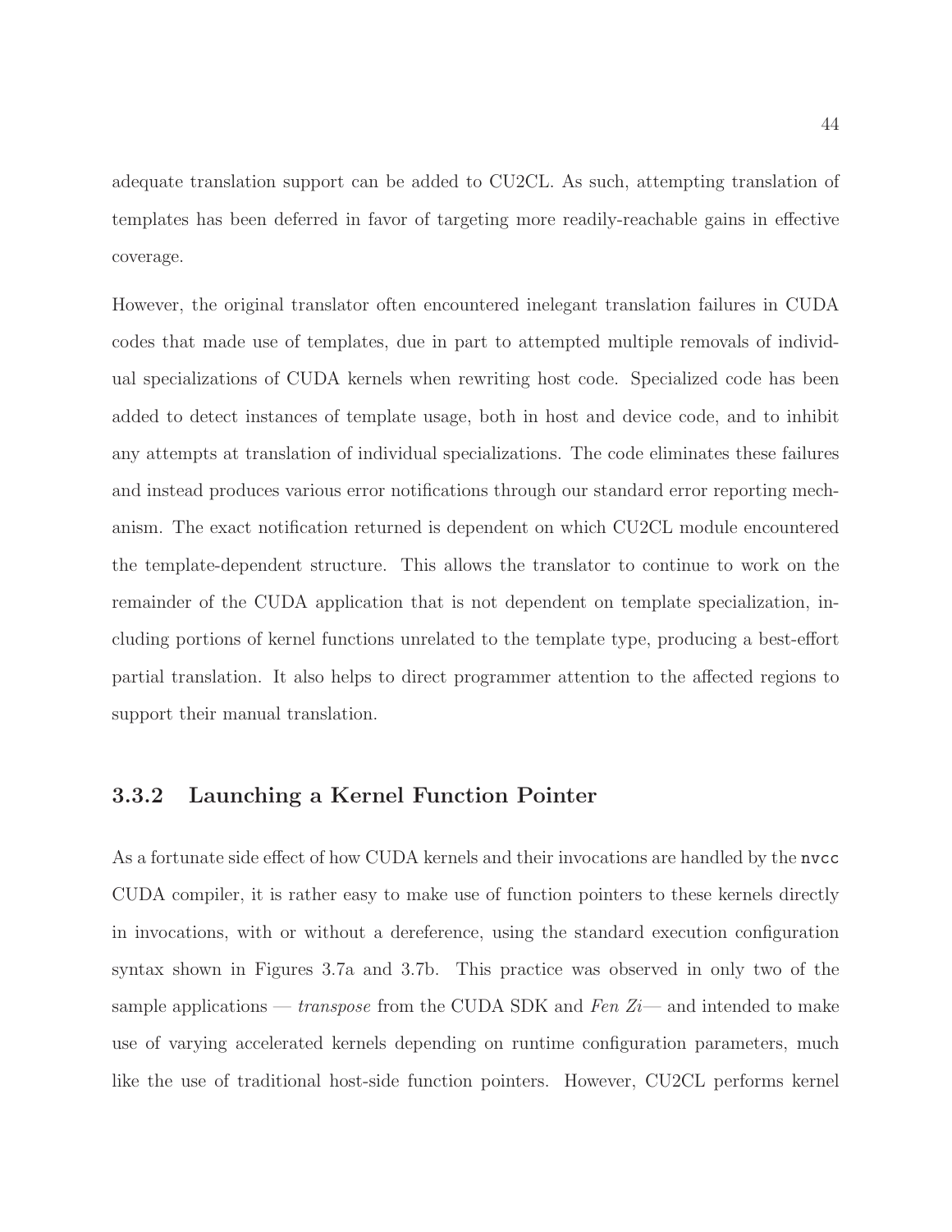adequate translation support can be added to CU2CL. As such, attempting translation of templates has been deferred in favor of targeting more readily-reachable gains in effective coverage.

However, the original translator often encountered inelegant translation failures in CUDA codes that made use of templates, due in part to attempted multiple removals of individual specializations of CUDA kernels when rewriting host code. Specialized code has been added to detect instances of template usage, both in host and device code, and to inhibit any attempts at translation of individual specializations. The code eliminates these failures and instead produces various error notifications through our standard error reporting mechanism. The exact notification returned is dependent on which CU2CL module encountered the template-dependent structure. This allows the translator to continue to work on the remainder of the CUDA application that is not dependent on template specialization, including portions of kernel functions unrelated to the template type, producing a best-effort partial translation. It also helps to direct programmer attention to the affected regions to support their manual translation.

### 3.3.2 Launching a Kernel Function Pointer

As a fortunate side effect of how CUDA kernels and their invocations are handled by the `nvcc` CUDA compiler, it is rather easy to make use of function pointers to these kernels directly in invocations, with or without a dereference, using the standard execution configuration syntax shown in Figures 3.7a and 3.7b. This practice was observed in only two of the sample applications — *transpose* from the CUDA SDK and *Fen Zi*— and intended to make use of varying accelerated kernels depending on runtime configuration parameters, much like the use of traditional host-side function pointers. However, CU2CL performs kernel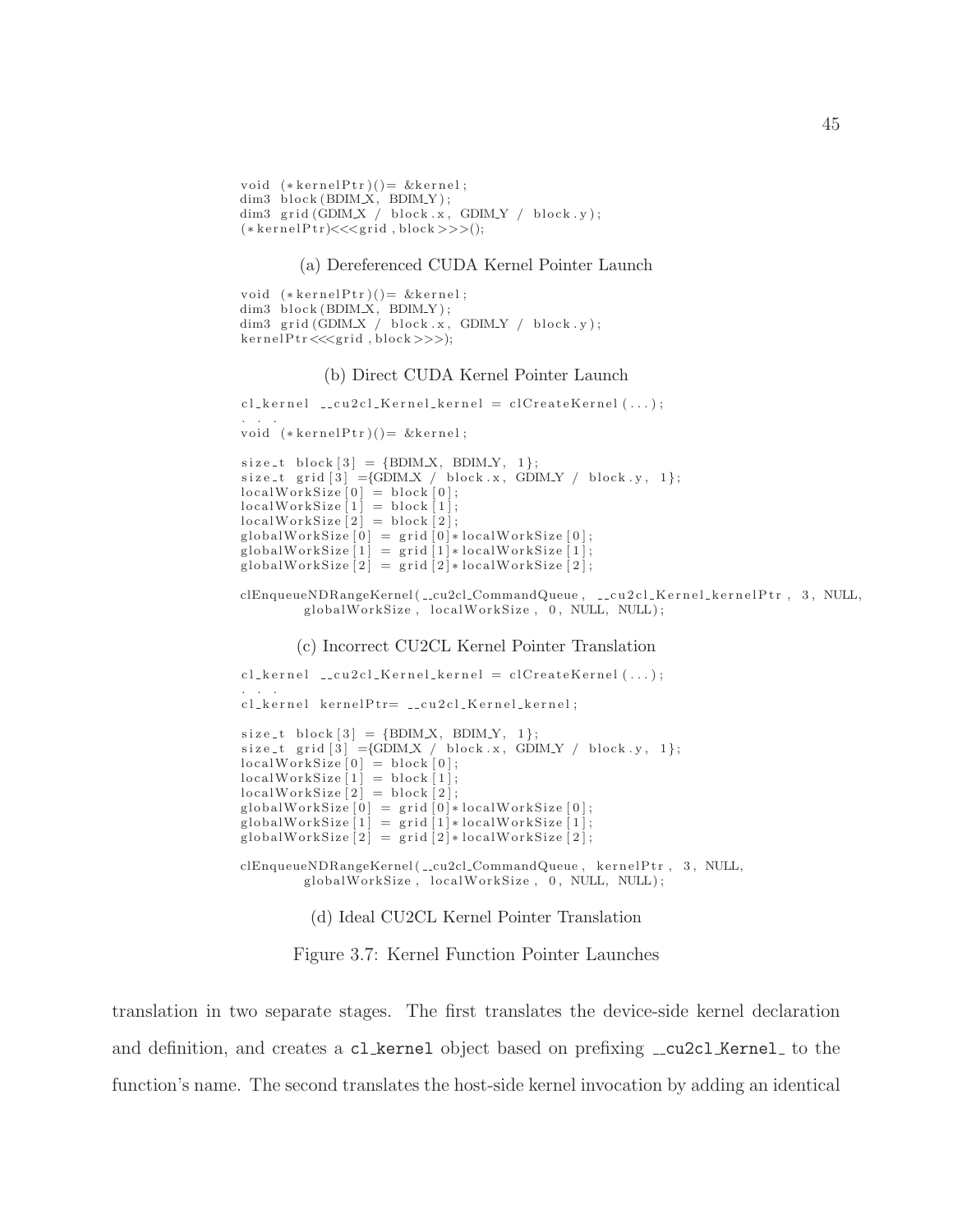```
void (*kernelPtr)()= &kernel;
dim3 block(BDIM_X, BDIM_Y);
dim3 grid(GDIM_X / block.x, GDIM_Y / block.y);
(*kernelPtr)<<<grid, block>>>();
```

(a) Dereferenced CUDA Kernel Pointer Launch

```
void (*kernelPtr)()= &kernel;
dim3 block(BDIM_X, BDIM_Y);
dim3 grid(GDIM_X / block.x, GDIM_Y / block.y);
kernelPtr<<<grid, block>>>);
```

(b) Direct CUDA Kernel Pointer Launch

```
cl_kernel __cu2cl_Kernel_kernel = clCreateKernel(...);
. . .
void (*kernelPtr)()= &kernel;

size_t block[3] = {BDIM_X, BDIM_Y, 1};
size_t grid[3] ={GDIM_X / block.x, GDIM_Y / block.y, 1};
localWorkSize[0] = block[0];
localWorkSize[1] = block[1];
localWorkSize[2] = block[2];
globalWorkSize[0] = grid[0]*localWorkSize[0];
globalWorkSize[1] = grid[1]*localWorkSize[1];
globalWorkSize[2] = grid[2]*localWorkSize[2];

clEnqueueNDRangeKernel(__cu2cl_CommandQueue, __cu2cl_Kernel_kernelPtr, 3, NULL,
        globalWorkSize, localWorkSize, 0, NULL, NULL);
```

(c) Incorrect CU2CL Kernel Pointer Translation

```
cl_kernel __cu2cl_Kernel_kernel = clCreateKernel(...);
. . .
cl_kernel kernelPtr= __cu2cl_Kernel_kernel;

size_t block[3] = {BDIM_X, BDIM_Y, 1};
size_t grid[3] ={GDIM_X / block.x, GDIM_Y / block.y, 1};
localWorkSize[0] = block[0];
localWorkSize[1] = block[1];
localWorkSize[2] = block[2];
globalWorkSize[0] = grid[0]*localWorkSize[0];
globalWorkSize[1] = grid[1]*localWorkSize[1];
globalWorkSize[2] = grid[2]*localWorkSize[2];

clEnqueueNDRangeKernel(__cu2cl_CommandQueue, kernelPtr, 3, NULL,
        globalWorkSize, localWorkSize, 0, NULL, NULL);
```

(d) Ideal CU2CL Kernel Pointer Translation

Figure 3.7: Kernel Function Pointer Launches

translation in two separate stages. The first translates the device-side kernel declaration and definition, and creates a `cl_kernel` object based on prefixing `__cu2cl_Kernel_` to the function's name. The second translates the host-side kernel invocation by adding an identical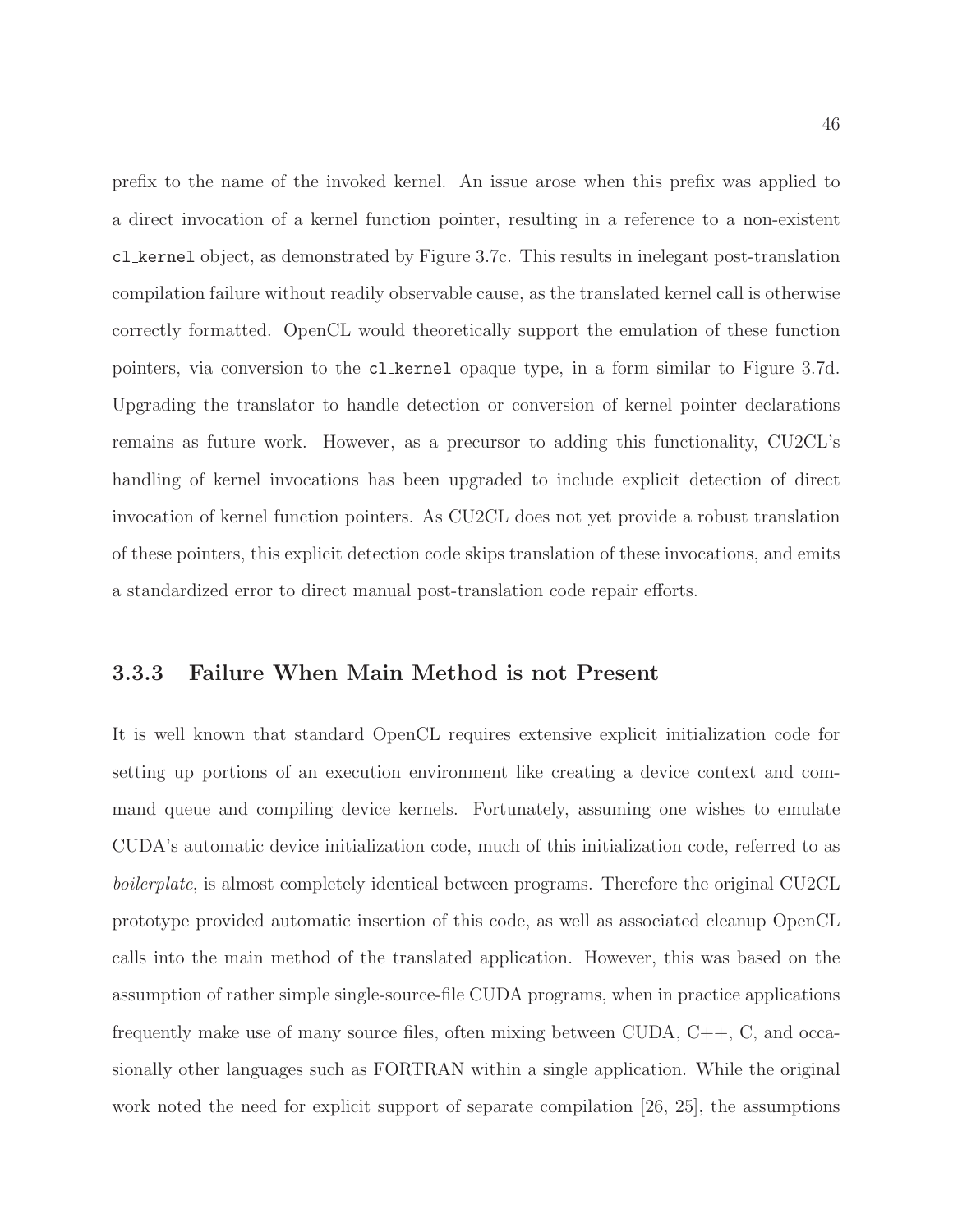prefix to the name of the invoked kernel. An issue arose when this prefix was applied to a direct invocation of a kernel function pointer, resulting in a reference to a non-existent `cl_kernel` object, as demonstrated by Figure 3.7c. This results in inelegant post-translation compilation failure without readily observable cause, as the translated kernel call is otherwise correctly formatted. OpenCL would theoretically support the emulation of these function pointers, via conversion to the `cl_kernel` opaque type, in a form similar to Figure 3.7d. Upgrading the translator to handle detection or conversion of kernel pointer declarations remains as future work. However, as a precursor to adding this functionality, CU2CL's handling of kernel invocations has been upgraded to include explicit detection of direct invocation of kernel function pointers. As CU2CL does not yet provide a robust translation of these pointers, this explicit detection code skips translation of these invocations, and emits a standardized error to direct manual post-translation code repair efforts.

### 3.3.3 Failure When Main Method is not Present

It is well known that standard OpenCL requires extensive explicit initialization code for setting up portions of an execution environment like creating a device context and command queue and compiling device kernels. Fortunately, assuming one wishes to emulate CUDA's automatic device initialization code, much of this initialization code, referred to as *boilerplate*, is almost completely identical between programs. Therefore the original CU2CL prototype provided automatic insertion of this code, as well as associated cleanup OpenCL calls into the main method of the translated application. However, this was based on the assumption of rather simple single-source-file CUDA programs, when in practice applications frequently make use of many source files, often mixing between CUDA, C++, C, and occasionally other languages such as FORTRAN within a single application. While the original work noted the need for explicit support of separate compilation [26, 25], the assumptions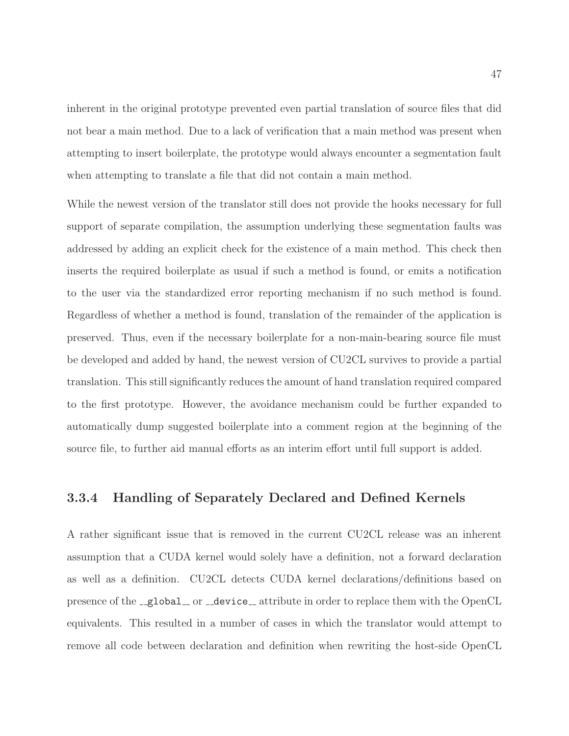inherent in the original prototype prevented even partial translation of source files that did not bear a main method. Due to a lack of verification that a main method was present when attempting to insert boilerplate, the prototype would always encounter a segmentation fault when attempting to translate a file that did not contain a main method.

While the newest version of the translator still does not provide the hooks necessary for full support of separate compilation, the assumption underlying these segmentation faults was addressed by adding an explicit check for the existence of a main method. This check then inserts the required boilerplate as usual if such a method is found, or emits a notification to the user via the standardized error reporting mechanism if no such method is found. Regardless of whether a method is found, translation of the remainder of the application is preserved. Thus, even if the necessary boilerplate for a non-main-bearing source file must be developed and added by hand, the newest version of CU2CL survives to provide a partial translation. This still significantly reduces the amount of hand translation required compared to the first prototype. However, the avoidance mechanism could be further expanded to automatically dump suggested boilerplate into a comment region at the beginning of the source file, to further aid manual efforts as an interim effort until full support is added.

### 3.3.4 Handling of Separately Declared and Defined Kernels

A rather significant issue that is removed in the current CU2CL release was an inherent assumption that a CUDA kernel would solely have a definition, not a forward declaration as well as a definition. CU2CL detects CUDA kernel declarations/definitions based on presence of the `__global__` or `__device__` attribute in order to replace them with the OpenCL equivalents. This resulted in a number of cases in which the translator would attempt to remove all code between declaration and definition when rewriting the host-side OpenCL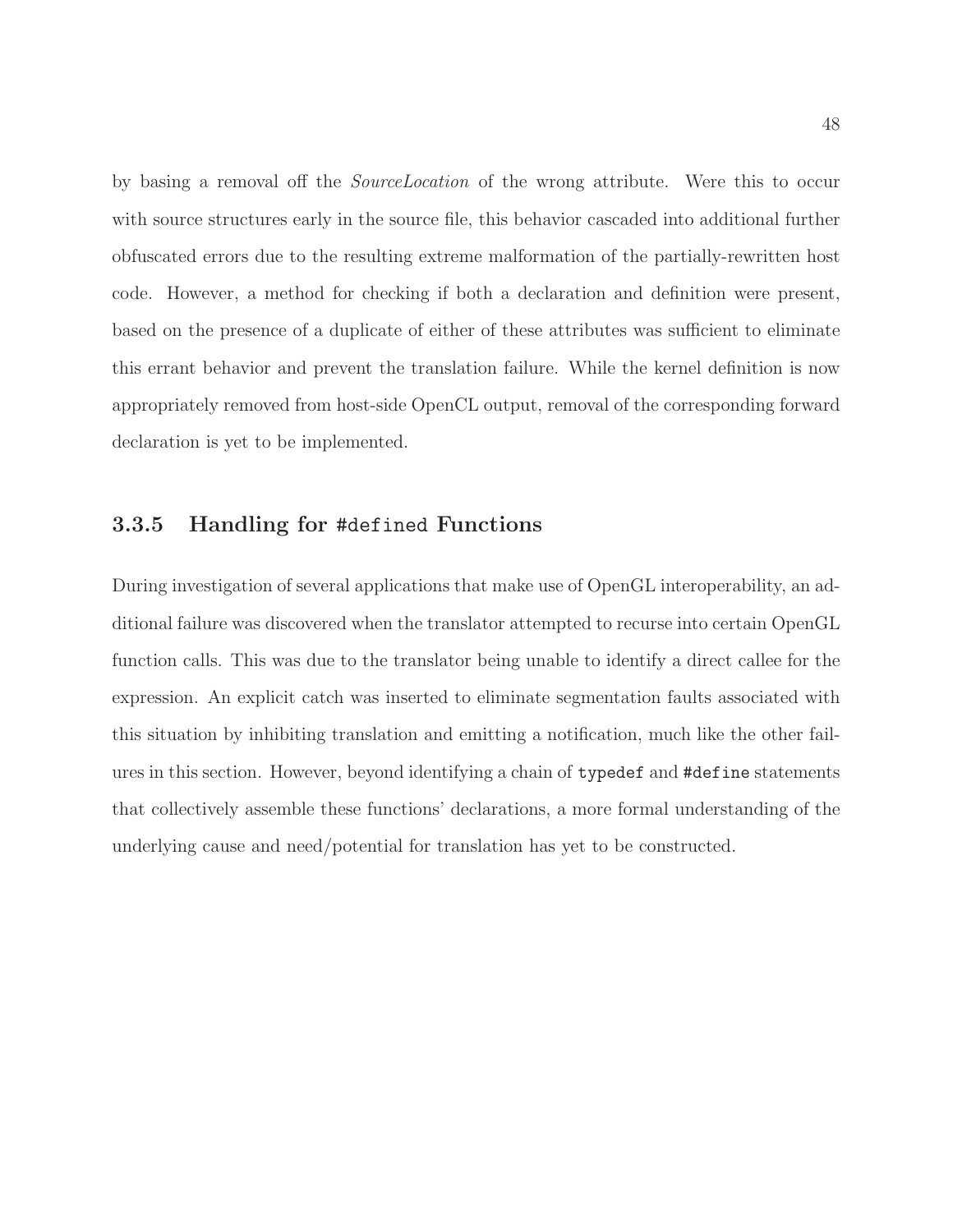by basing a removal off the *SourceLocation* of the wrong attribute. Were this to occur with source structures early in the source file, this behavior cascaded into additional further obfuscated errors due to the resulting extreme malformation of the partially-rewritten host code. However, a method for checking if both a declaration and definition were present, based on the presence of a duplicate of either of these attributes was sufficient to eliminate this errant behavior and prevent the translation failure. While the kernel definition is now appropriately removed from host-side OpenCL output, removal of the corresponding forward declaration is yet to be implemented.

### 3.3.5 Handling for `#defined` Functions

During investigation of several applications that make use of OpenGL interoperability, an additional failure was discovered when the translator attempted to recurse into certain OpenGL function calls. This was due to the translator being unable to identify a direct callee for the expression. An explicit catch was inserted to eliminate segmentation faults associated with this situation by inhibiting translation and emitting a notification, much like the other failures in this section. However, beyond identifying a chain of `typedef` and `#define` statements that collectively assemble these functions' declarations, a more formal understanding of the underlying cause and need/potential for translation has yet to be constructed.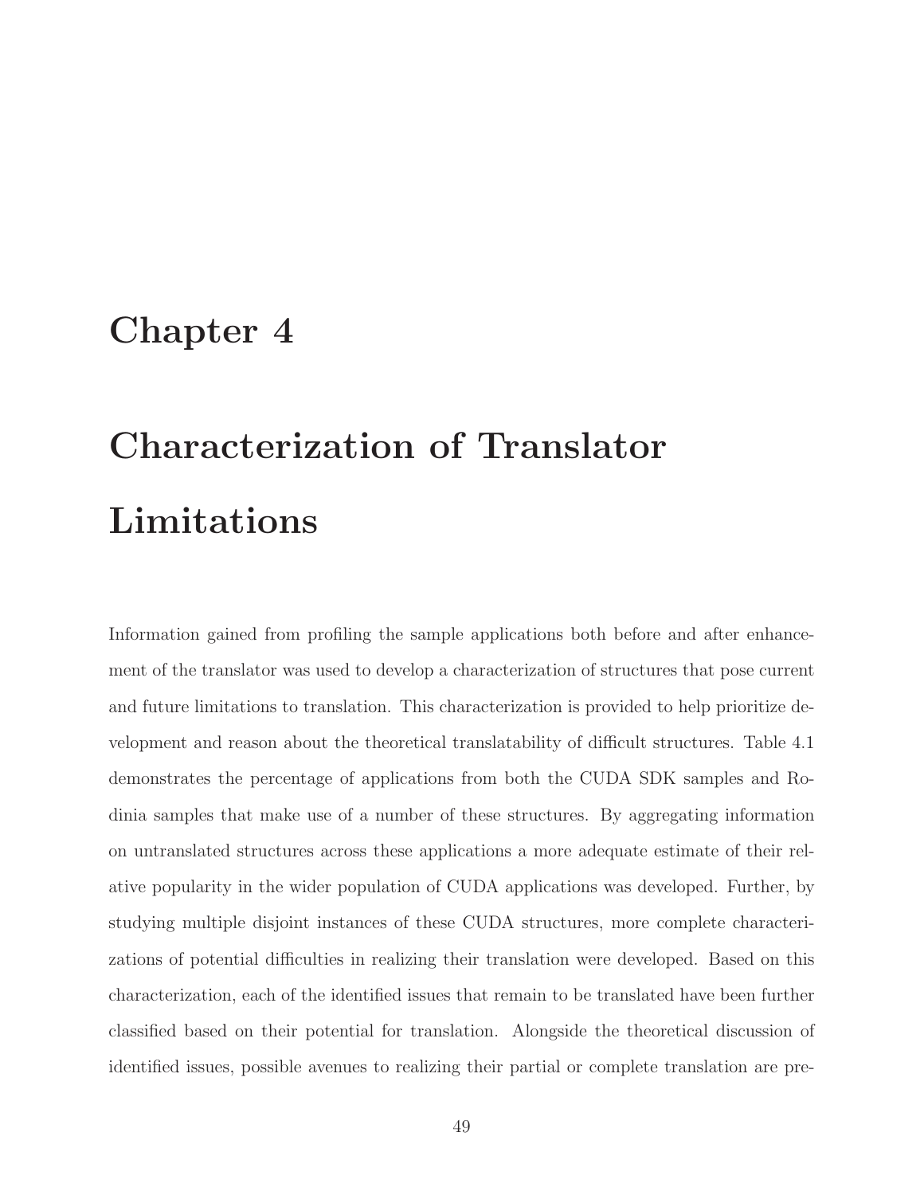# Chapter 4

# Characterization of Translator Limitations

Information gained from profiling the sample applications both before and after enhancement of the translator was used to develop a characterization of structures that pose current and future limitations to translation. This characterization is provided to help prioritize development and reason about the theoretical translatability of difficult structures. Table 4.1 demonstrates the percentage of applications from both the CUDA SDK samples and Rodinia samples that make use of a number of these structures. By aggregating information on untranslated structures across these applications a more adequate estimate of their relative popularity in the wider population of CUDA applications was developed. Further, by studying multiple disjoint instances of these CUDA structures, more complete characterizations of potential difficulties in realizing their translation were developed. Based on this characterization, each of the identified issues that remain to be translated have been further classified based on their potential for translation. Alongside the theoretical discussion of identified issues, possible avenues to realizing their partial or complete translation are pre-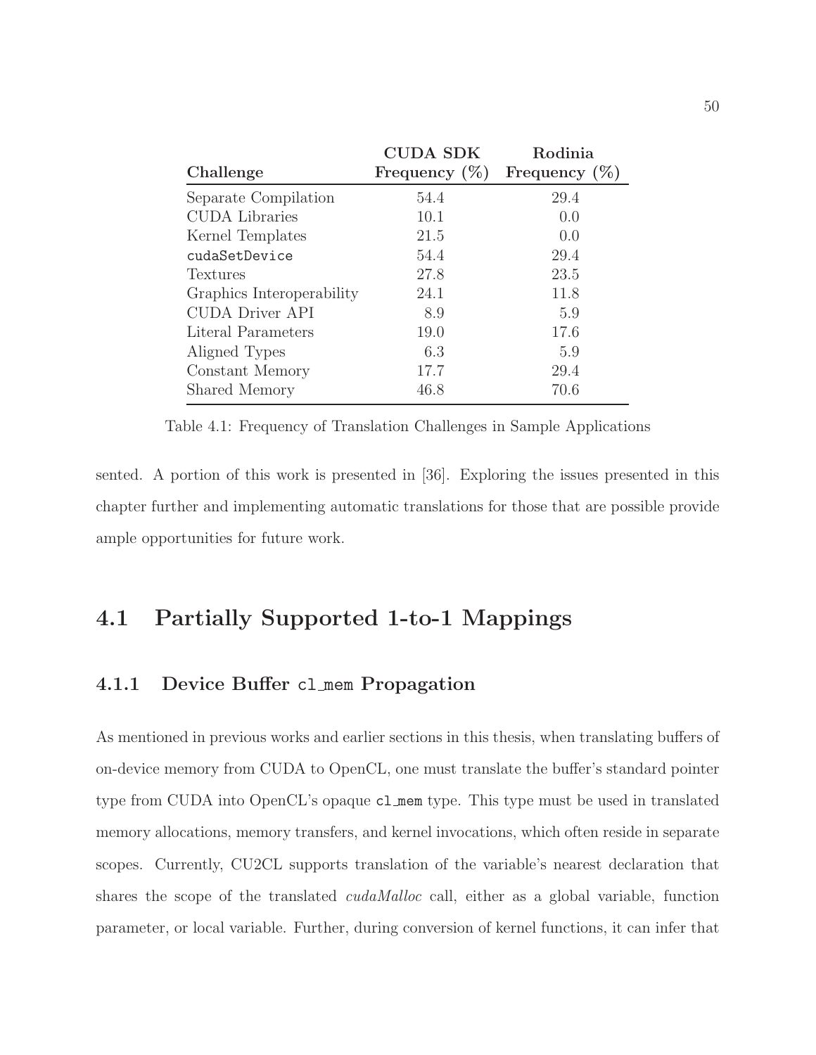| Challenge | CUDA SDK Frequency (%) | Rodinia Frequency (%) |
|---|---|---|
| Separate Compilation | 54.4 | 29.4 |
| CUDA Libraries | 10.1 | 0.0 |
| Kernel Templates | 21.5 | 0.0 |
| `cudaSetDevice` | 54.4 | 29.4 |
| Textures | 27.8 | 23.5 |
| Graphics Interoperability | 24.1 | 11.8 |
| CUDA Driver API | 8.9 | 5.9 |
| Literal Parameters | 19.0 | 17.6 |
| Aligned Types | 6.3 | 5.9 |
| Constant Memory | 17.7 | 29.4 |
| Shared Memory | 46.8 | 70.6 |

Table 4.1: Frequency of Translation Challenges in Sample Applications

sented. A portion of this work is presented in [36]. Exploring the issues presented in this chapter further and implementing automatic translations for those that are possible provide ample opportunities for future work.

## 4.1 Partially Supported 1-to-1 Mappings

### 4.1.1 Device Buffer `cl_mem` Propagation

As mentioned in previous works and earlier sections in this thesis, when translating buffers of on-device memory from CUDA to OpenCL, one must translate the buffer's standard pointer type from CUDA into OpenCL's opaque `cl_mem` type. This type must be used in translated memory allocations, memory transfers, and kernel invocations, which often reside in separate scopes. Currently, CU2CL supports translation of the variable's nearest declaration that shares the scope of the translated *cudaMalloc* call, either as a global variable, function parameter, or local variable. Further, during conversion of kernel functions, it can infer that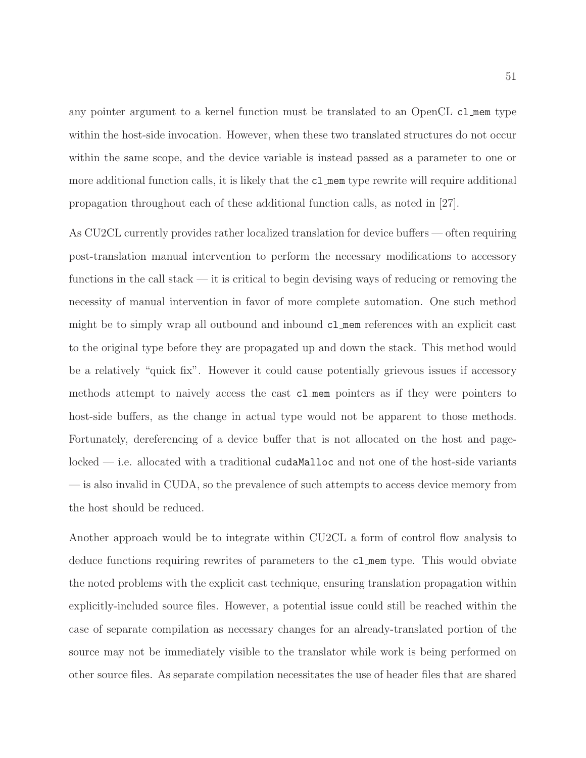any pointer argument to a kernel function must be translated to an OpenCL `cl_mem` type within the host-side invocation. However, when these two translated structures do not occur within the same scope, and the device variable is instead passed as a parameter to one or more additional function calls, it is likely that the `cl_mem` type rewrite will require additional propagation throughout each of these additional function calls, as noted in [27].

As CU2CL currently provides rather localized translation for device buffers — often requiring post-translation manual intervention to perform the necessary modifications to accessory functions in the call stack — it is critical to begin devising ways of reducing or removing the necessity of manual intervention in favor of more complete automation. One such method might be to simply wrap all outbound and inbound `cl_mem` references with an explicit cast to the original type before they are propagated up and down the stack. This method would be a relatively "quick fix". However it could cause potentially grievous issues if accessory methods attempt to naively access the cast `cl_mem` pointers as if they were pointers to host-side buffers, as the change in actual type would not be apparent to those methods. Fortunately, dereferencing of a device buffer that is not allocated on the host and page-locked — i.e. allocated with a traditional `cudaMalloc` and not one of the host-side variants — is also invalid in CUDA, so the prevalence of such attempts to access device memory from the host should be reduced.

Another approach would be to integrate within CU2CL a form of control flow analysis to deduce functions requiring rewrites of parameters to the `cl_mem` type. This would obviate the noted problems with the explicit cast technique, ensuring translation propagation within explicitly-included source files. However, a potential issue could still be reached within the case of separate compilation as necessary changes for an already-translated portion of the source may not be immediately visible to the translator while work is being performed on other source files. As separate compilation necessitates the use of header files that are shared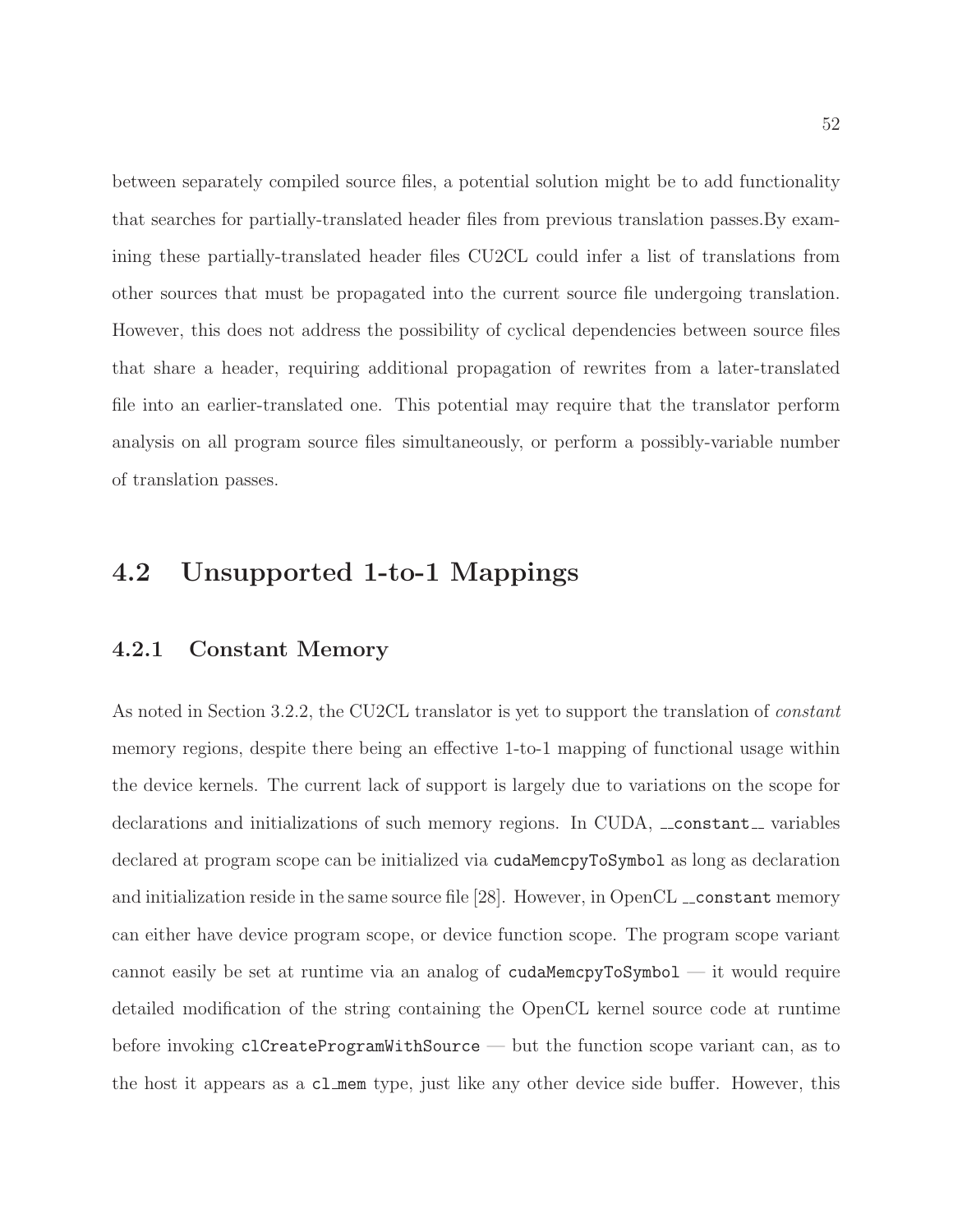between separately compiled source files, a potential solution might be to add functionality that searches for partially-translated header files from previous translation passes.By examining these partially-translated header files CU2CL could infer a list of translations from other sources that must be propagated into the current source file undergoing translation. However, this does not address the possibility of cyclical dependencies between source files that share a header, requiring additional propagation of rewrites from a later-translated file into an earlier-translated one. This potential may require that the translator perform analysis on all program source files simultaneously, or perform a possibly-variable number of translation passes.

## 4.2 Unsupported 1-to-1 Mappings

### 4.2.1 Constant Memory

As noted in Section 3.2.2, the CU2CL translator is yet to support the translation of *constant* memory regions, despite there being an effective 1-to-1 mapping of functional usage within the device kernels. The current lack of support is largely due to variations on the scope for declarations and initializations of such memory regions. In CUDA, `__constant__` variables declared at program scope can be initialized via `cudaMemcpyToSymbol` as long as declaration and initialization reside in the same source file [28]. However, in OpenCL `__constant` memory can either have device program scope, or device function scope. The program scope variant cannot easily be set at runtime via an analog of `cudaMemcpyToSymbol` — it would require detailed modification of the string containing the OpenCL kernel source code at runtime before invoking `clCreateProgramWithSource` — but the function scope variant can, as to the host it appears as a `cl_mem` type, just like any other device side buffer. However, this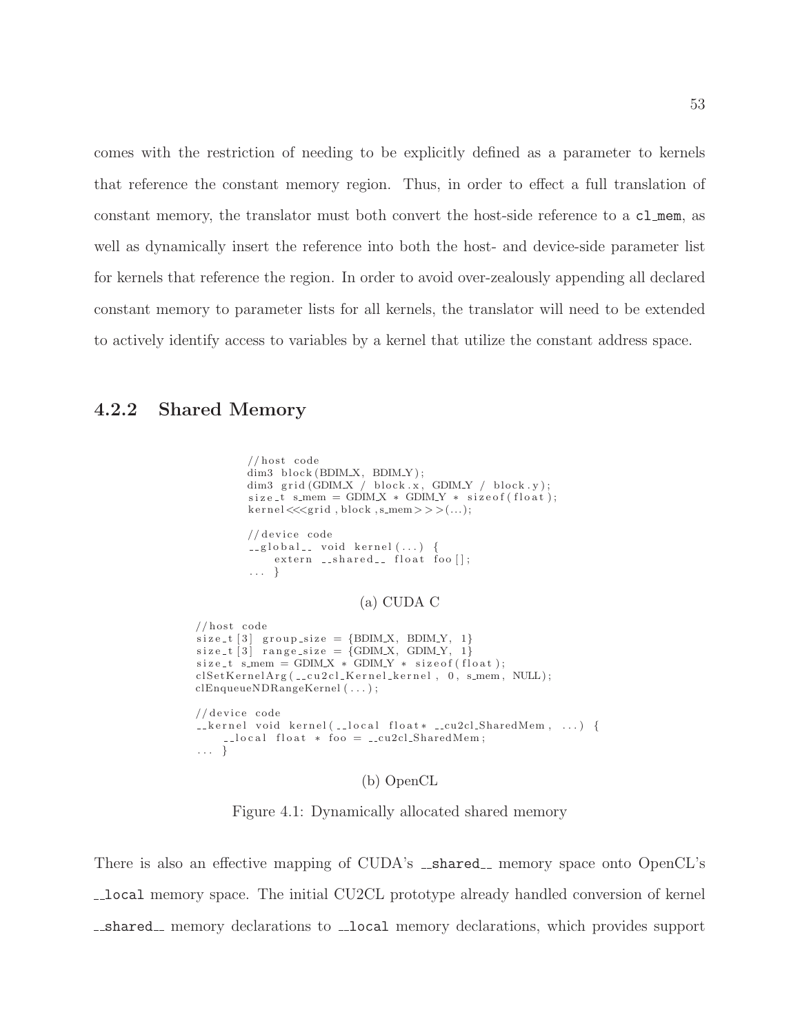comes with the restriction of needing to be explicitly defined as a parameter to kernels that reference the constant memory region. Thus, in order to effect a full translation of constant memory, the translator must both convert the host-side reference to a `cl_mem`, as well as dynamically insert the reference into both the host- and device-side parameter list for kernels that reference the region. In order to avoid over-zealously appending all declared constant memory to parameter lists for all kernels, the translator will need to be extended to actively identify access to variables by a kernel that utilize the constant address space.

### 4.2.2 Shared Memory

```
//host code
dim3 block(BDIM_X, BDIM_Y);
dim3 grid(GDIM_X / block.x, GDIM_Y / block.y);
size_t s_mem = GDIM_X * GDIM_Y * sizeof(float);
kernel<<<grid,block,s_mem>>>(...);

//device code
__global__ void kernel(...) {
    extern __shared__ float foo[];
... }
```

(a) CUDA C

```
//host code
size_t[3] group_size = {BDIM_X, BDIM_Y, 1}
size_t[3] range_size = {GDIM_X, GDIM_Y, 1}
size_t s_mem = GDIM_X * GDIM_Y * sizeof(float);
clSetKernelArg(__cu2cl_Kernel_kernel, 0, s_mem, NULL);
clEnqueueNDRangeKernel(...);

//device code
__kernel void kernel(__local float* __cu2cl_SharedMem, ...) {
    __local float * foo = __cu2cl_SharedMem;
... }
```

(b) OpenCL

Figure 4.1: Dynamically allocated shared memory

There is also an effective mapping of CUDA's `__shared__` memory space onto OpenCL's `__local` memory space. The initial CU2CL prototype already handled conversion of kernel `__shared__` memory declarations to `__local` memory declarations, which provides support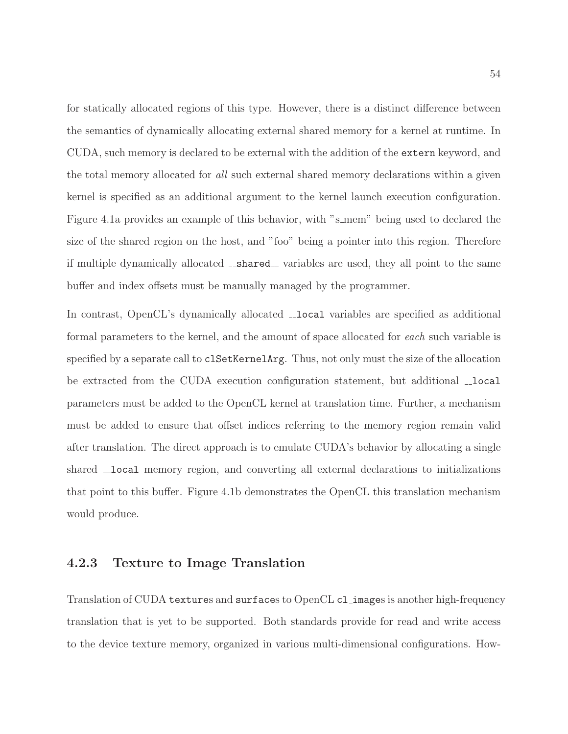for statically allocated regions of this type. However, there is a distinct difference between the semantics of dynamically allocating external shared memory for a kernel at runtime. In CUDA, such memory is declared to be external with the addition of the `extern` keyword, and the total memory allocated for *all* such external shared memory declarations within a given kernel is specified as an additional argument to the kernel launch execution configuration. Figure 4.1a provides an example of this behavior, with "s_mem" being used to declared the size of the shared region on the host, and "foo" being a pointer into this region. Therefore if multiple dynamically allocated `__shared__` variables are used, they all point to the same buffer and index offsets must be manually managed by the programmer.

In contrast, OpenCL's dynamically allocated `__local` variables are specified as additional formal parameters to the kernel, and the amount of space allocated for *each* such variable is specified by a separate call to `clSetKernelArg`. Thus, not only must the size of the allocation be extracted from the CUDA execution configuration statement, but additional `__local` parameters must be added to the OpenCL kernel at translation time. Further, a mechanism must be added to ensure that offset indices referring to the memory region remain valid after translation. The direct approach is to emulate CUDA's behavior by allocating a single shared `__local` memory region, and converting all external declarations to initializations that point to this buffer. Figure 4.1b demonstrates the OpenCL this translation mechanism would produce.

### 4.2.3 Texture to Image Translation

Translation of CUDA `texture`s and `surface`s to OpenCL `cl_image`s is another high-frequency translation that is yet to be supported. Both standards provide for read and write access to the device texture memory, organized in various multi-dimensional configurations. How-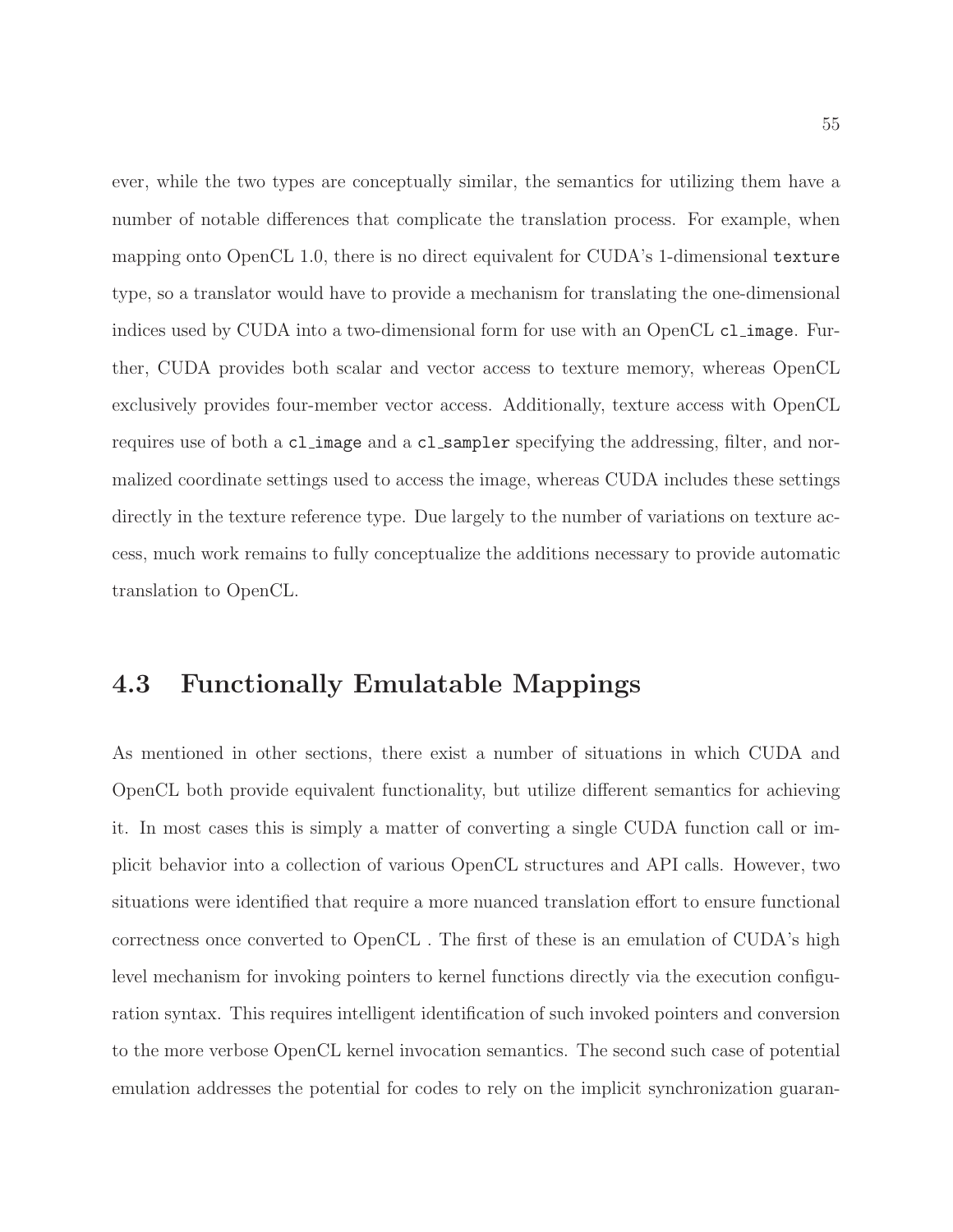ever, while the two types are conceptually similar, the semantics for utilizing them have a number of notable differences that complicate the translation process. For example, when mapping onto OpenCL 1.0, there is no direct equivalent for CUDA's 1-dimensional `texture` type, so a translator would have to provide a mechanism for translating the one-dimensional indices used by CUDA into a two-dimensional form for use with an OpenCL `cl_image`. Further, CUDA provides both scalar and vector access to texture memory, whereas OpenCL exclusively provides four-member vector access. Additionally, texture access with OpenCL requires use of both a `cl_image` and a `cl_sampler` specifying the addressing, filter, and normalized coordinate settings used to access the image, whereas CUDA includes these settings directly in the texture reference type. Due largely to the number of variations on texture access, much work remains to fully conceptualize the additions necessary to provide automatic translation to OpenCL.

## 4.3 Functionally Emulatable Mappings

As mentioned in other sections, there exist a number of situations in which CUDA and OpenCL both provide equivalent functionality, but utilize different semantics for achieving it. In most cases this is simply a matter of converting a single CUDA function call or implicit behavior into a collection of various OpenCL structures and API calls. However, two situations were identified that require a more nuanced translation effort to ensure functional correctness once converted to OpenCL . The first of these is an emulation of CUDA's high level mechanism for invoking pointers to kernel functions directly via the execution configuration syntax. This requires intelligent identification of such invoked pointers and conversion to the more verbose OpenCL kernel invocation semantics. The second such case of potential emulation addresses the potential for codes to rely on the implicit synchronization guaran-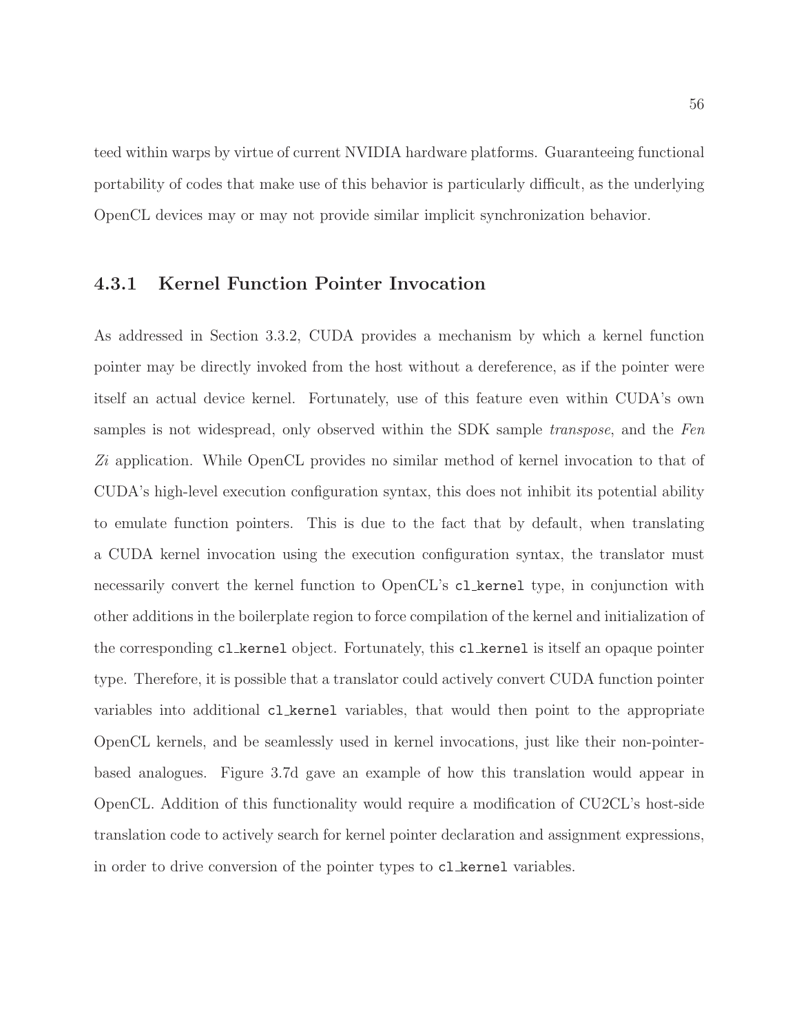teed within warps by virtue of current NVIDIA hardware platforms. Guaranteeing functional portability of codes that make use of this behavior is particularly difficult, as the underlying OpenCL devices may or may not provide similar implicit synchronization behavior.

### 4.3.1 Kernel Function Pointer Invocation

As addressed in Section 3.3.2, CUDA provides a mechanism by which a kernel function pointer may be directly invoked from the host without a dereference, as if the pointer were itself an actual device kernel. Fortunately, use of this feature even within CUDA's own samples is not widespread, only observed within the SDK sample *transpose*, and the *Fen Zi* application. While OpenCL provides no similar method of kernel invocation to that of CUDA's high-level execution configuration syntax, this does not inhibit its potential ability to emulate function pointers. This is due to the fact that by default, when translating a CUDA kernel invocation using the execution configuration syntax, the translator must necessarily convert the kernel function to OpenCL's `cl_kernel` type, in conjunction with other additions in the boilerplate region to force compilation of the kernel and initialization of the corresponding `cl_kernel` object. Fortunately, this `cl_kernel` is itself an opaque pointer type. Therefore, it is possible that a translator could actively convert CUDA function pointer variables into additional `cl_kernel` variables, that would then point to the appropriate OpenCL kernels, and be seamlessly used in kernel invocations, just like their non-pointer-based analogues. Figure 3.7d gave an example of how this translation would appear in OpenCL. Addition of this functionality would require a modification of CU2CL's host-side translation code to actively search for kernel pointer declaration and assignment expressions, in order to drive conversion of the pointer types to `cl_kernel` variables.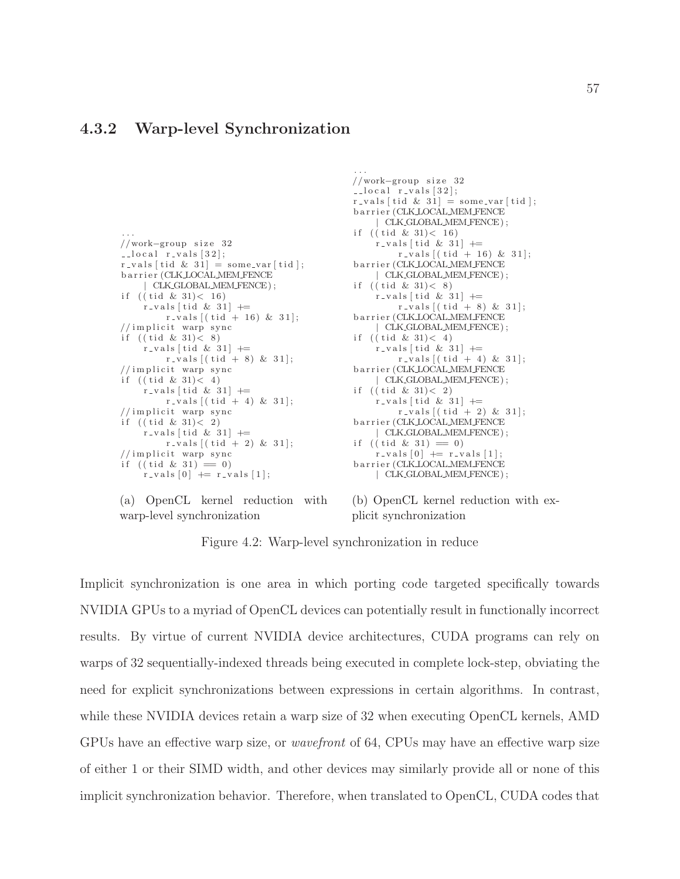### 4.3.2 Warp-level Synchronization

```
...
//work-group size 32
__local r_vals[32];
r_vals[tid & 31] = some_var[tid];
barrier(CLK_LOCAL_MEM_FENCE
    | CLK_GLOBAL_MEM_FENCE);
if ((tid & 31)< 16)
    r_vals[tid & 31] +=
        r_vals[(tid + 16) & 31];
//implicit warp sync
if ((tid & 31)< 8)
    r_vals[tid & 31] +=
        r_vals[(tid + 8) & 31];
//implicit warp sync
if ((tid & 31)< 4)
    r_vals[tid & 31] +=
        r_vals[(tid + 4) & 31];
//implicit warp sync
if ((tid & 31)< 2)
    r_vals[tid & 31] +=
        r_vals[(tid + 2) & 31];
//implicit warp sync
if ((tid & 31) == 0)
    r_vals[0] += r_vals[1];
```

(a) OpenCL kernel reduction with warp-level synchronization

```
...
//work-group size 32
__local r_vals[32];
r_vals[tid & 31] = some_var[tid];
barrier(CLK_LOCAL_MEM_FENCE
    | CLK_GLOBAL_MEM_FENCE);
if ((tid & 31)< 16)
    r_vals[tid & 31] +=
        r_vals[(tid + 16) & 31];
barrier(CLK_LOCAL_MEM_FENCE
    | CLK_GLOBAL_MEM_FENCE);
if ((tid & 31)< 8)
    r_vals[tid & 31] +=
        r_vals[(tid + 8) & 31];
barrier(CLK_LOCAL_MEM_FENCE
    | CLK_GLOBAL_MEM_FENCE);
if ((tid & 31)< 4)
    r_vals[tid & 31] +=
        r_vals[(tid + 4) & 31];
barrier(CLK_LOCAL_MEM_FENCE
    | CLK_GLOBAL_MEM_FENCE);
if ((tid & 31)< 2)
    r_vals[tid & 31] +=
        r_vals[(tid + 2) & 31];
barrier(CLK_LOCAL_MEM_FENCE
    | CLK_GLOBAL_MEM_FENCE);
if ((tid & 31) == 0)
    r_vals[0] += r_vals[1];
barrier(CLK_LOCAL_MEM_FENCE
    | CLK_GLOBAL_MEM_FENCE);
```

(b) OpenCL kernel reduction with explicit synchronization

Figure 4.2: Warp-level synchronization in reduce

Implicit synchronization is one area in which porting code targeted specifically towards NVIDIA GPUs to a myriad of OpenCL devices can potentially result in functionally incorrect results. By virtue of current NVIDIA device architectures, CUDA programs can rely on warps of 32 sequentially-indexed threads being executed in complete lock-step, obviating the need for explicit synchronizations between expressions in certain algorithms. In contrast, while these NVIDIA devices retain a warp size of 32 when executing OpenCL kernels, AMD GPUs have an effective warp size, or *wavefront* of 64, CPUs may have an effective warp size of either 1 or their SIMD width, and other devices may similarly provide all or none of this implicit synchronization behavior. Therefore, when translated to OpenCL, CUDA codes that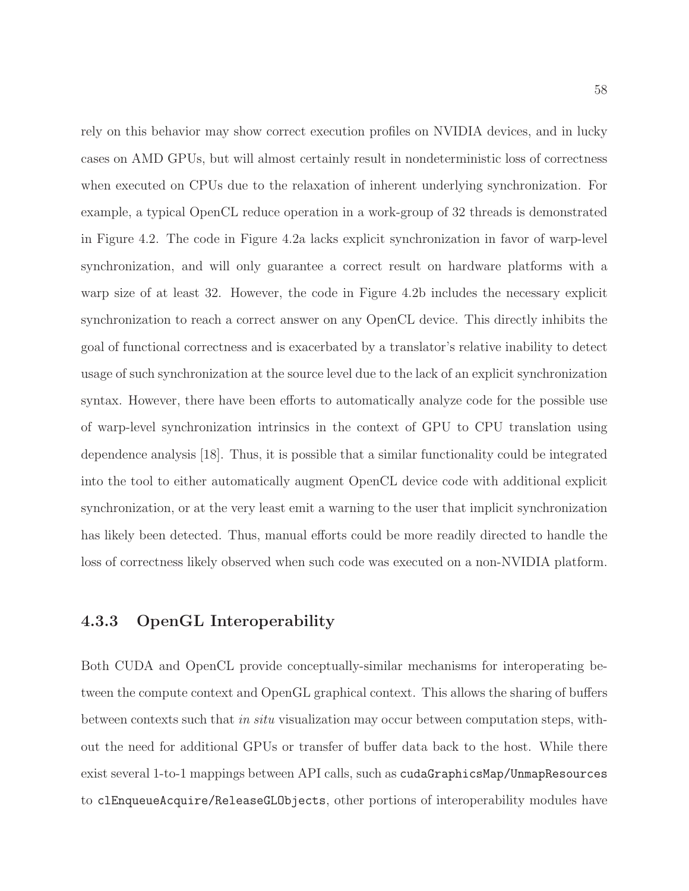rely on this behavior may show correct execution profiles on NVIDIA devices, and in lucky cases on AMD GPUs, but will almost certainly result in nondeterministic loss of correctness when executed on CPUs due to the relaxation of inherent underlying synchronization. For example, a typical OpenCL reduce operation in a work-group of 32 threads is demonstrated in Figure 4.2. The code in Figure 4.2a lacks explicit synchronization in favor of warp-level synchronization, and will only guarantee a correct result on hardware platforms with a warp size of at least 32. However, the code in Figure 4.2b includes the necessary explicit synchronization to reach a correct answer on any OpenCL device. This directly inhibits the goal of functional correctness and is exacerbated by a translator's relative inability to detect usage of such synchronization at the source level due to the lack of an explicit synchronization syntax. However, there have been efforts to automatically analyze code for the possible use of warp-level synchronization intrinsics in the context of GPU to CPU translation using dependence analysis [18]. Thus, it is possible that a similar functionality could be integrated into the tool to either automatically augment OpenCL device code with additional explicit synchronization, or at the very least emit a warning to the user that implicit synchronization has likely been detected. Thus, manual efforts could be more readily directed to handle the loss of correctness likely observed when such code was executed on a non-NVIDIA platform.

### 4.3.3 OpenGL Interoperability

Both CUDA and OpenCL provide conceptually-similar mechanisms for interoperating between the compute context and OpenGL graphical context. This allows the sharing of buffers between contexts such that *in situ* visualization may occur between computation steps, without the need for additional GPUs or transfer of buffer data back to the host. While there exist several 1-to-1 mappings between API calls, such as `cudaGraphicsMap/UnmapResources` to `clEnqueueAcquire/ReleaseGLObjects`, other portions of interoperability modules have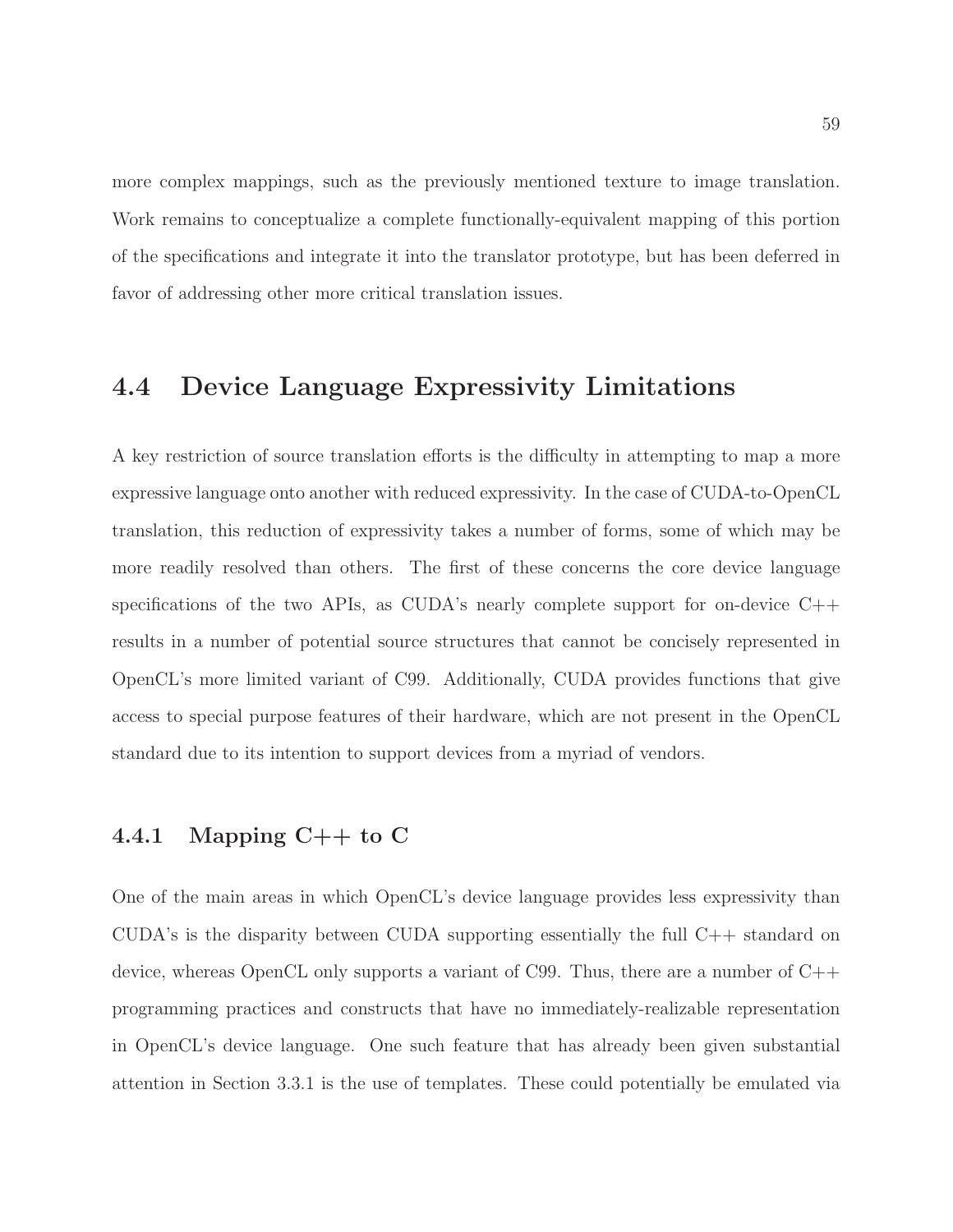more complex mappings, such as the previously mentioned texture to image translation. Work remains to conceptualize a complete functionally-equivalent mapping of this portion of the specifications and integrate it into the translator prototype, but has been deferred in favor of addressing other more critical translation issues.

## 4.4 Device Language Expressivity Limitations

A key restriction of source translation efforts is the difficulty in attempting to map a more expressive language onto another with reduced expressivity. In the case of CUDA-to-OpenCL translation, this reduction of expressivity takes a number of forms, some of which may be more readily resolved than others. The first of these concerns the core device language specifications of the two APIs, as CUDA's nearly complete support for on-device C++ results in a number of potential source structures that cannot be concisely represented in OpenCL's more limited variant of C99. Additionally, CUDA provides functions that give access to special purpose features of their hardware, which are not present in the OpenCL standard due to its intention to support devices from a myriad of vendors.

### 4.4.1 Mapping C++ to C

One of the main areas in which OpenCL's device language provides less expressivity than CUDA's is the disparity between CUDA supporting essentially the full C++ standard on device, whereas OpenCL only supports a variant of C99. Thus, there are a number of C++ programming practices and constructs that have no immediately-realizable representation in OpenCL's device language. One such feature that has already been given substantial attention in Section 3.3.1 is the use of templates. These could potentially be emulated via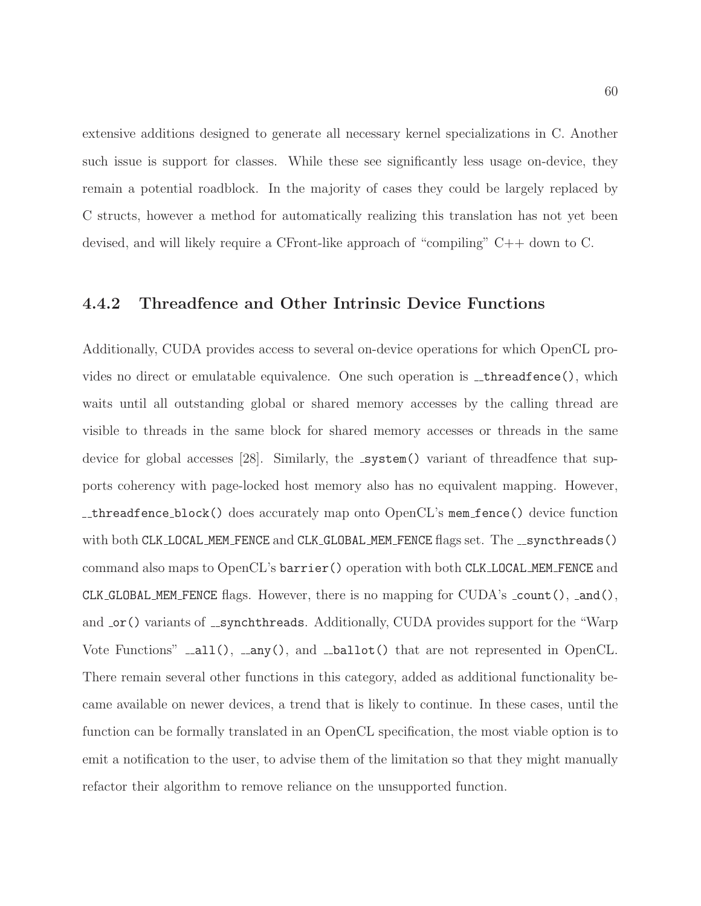extensive additions designed to generate all necessary kernel specializations in C. Another such issue is support for classes. While these see significantly less usage on-device, they remain a potential roadblock. In the majority of cases they could be largely replaced by C structs, however a method for automatically realizing this translation has not yet been devised, and will likely require a CFront-like approach of "compiling" C++ down to C.

### 4.4.2 Threadfence and Other Intrinsic Device Functions

Additionally, CUDA provides access to several on-device operations for which OpenCL provides no direct or emulatable equivalence. One such operation is `__threadfence()`, which waits until all outstanding global or shared memory accesses by the calling thread are visible to threads in the same block for shared memory accesses or threads in the same device for global accesses [28]. Similarly, the `_system()` variant of threadfence that supports coherency with page-locked host memory also has no equivalent mapping. However, `__threadfence_block()` does accurately map onto OpenCL's `mem_fence()` device function with both `CLK_LOCAL_MEM_FENCE` and `CLK_GLOBAL_MEM_FENCE` flags set. The `__syncthreads()` command also maps to OpenCL's `barrier()` operation with both `CLK_LOCAL_MEM_FENCE` and `CLK_GLOBAL_MEM_FENCE` flags. However, there is no mapping for CUDA's `_count()`, `_and()`, and `_or()` variants of `__synchthreads`. Additionally, CUDA provides support for the "Warp Vote Functions" `__all()`, `__any()`, and `__ballot()` that are not represented in OpenCL. There remain several other functions in this category, added as additional functionality became available on newer devices, a trend that is likely to continue. In these cases, until the function can be formally translated in an OpenCL specification, the most viable option is to emit a notification to the user, to advise them of the limitation so that they might manually refactor their algorithm to remove reliance on the unsupported function.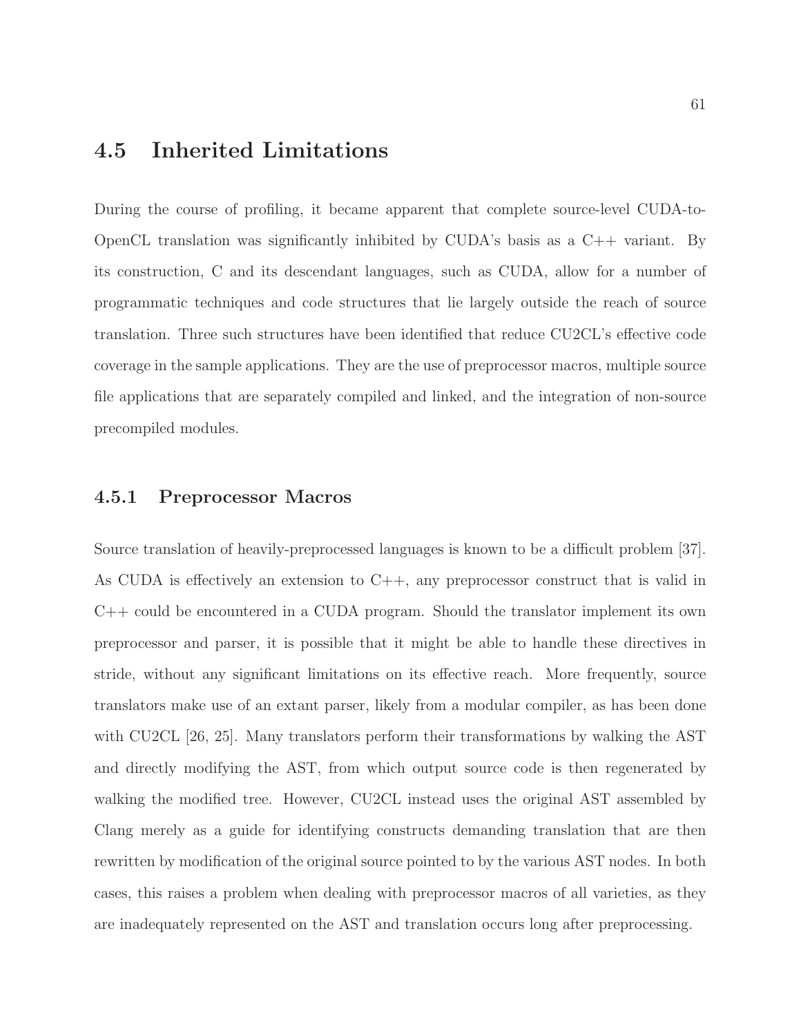## 4.5 Inherited Limitations

During the course of profiling, it became apparent that complete source-level CUDA-to-OpenCL translation was significantly inhibited by CUDA's basis as a C++ variant. By its construction, C and its descendant languages, such as CUDA, allow for a number of programmatic techniques and code structures that lie largely outside the reach of source translation. Three such structures have been identified that reduce CU2CL's effective code coverage in the sample applications. They are the use of preprocessor macros, multiple source file applications that are separately compiled and linked, and the integration of non-source precompiled modules.

### 4.5.1 Preprocessor Macros

Source translation of heavily-preprocessed languages is known to be a difficult problem [37]. As CUDA is effectively an extension to C++, any preprocessor construct that is valid in C++ could be encountered in a CUDA program. Should the translator implement its own preprocessor and parser, it is possible that it might be able to handle these directives in stride, without any significant limitations on its effective reach. More frequently, source translators make use of an extant parser, likely from a modular compiler, as has been done with CU2CL [26, 25]. Many translators perform their transformations by walking the AST and directly modifying the AST, from which output source code is then regenerated by walking the modified tree. However, CU2CL instead uses the original AST assembled by Clang merely as a guide for identifying constructs demanding translation that are then rewritten by modification of the original source pointed to by the various AST nodes. In both cases, this raises a problem when dealing with preprocessor macros of all varieties, as they are inadequately represented on the AST and translation occurs long after preprocessing.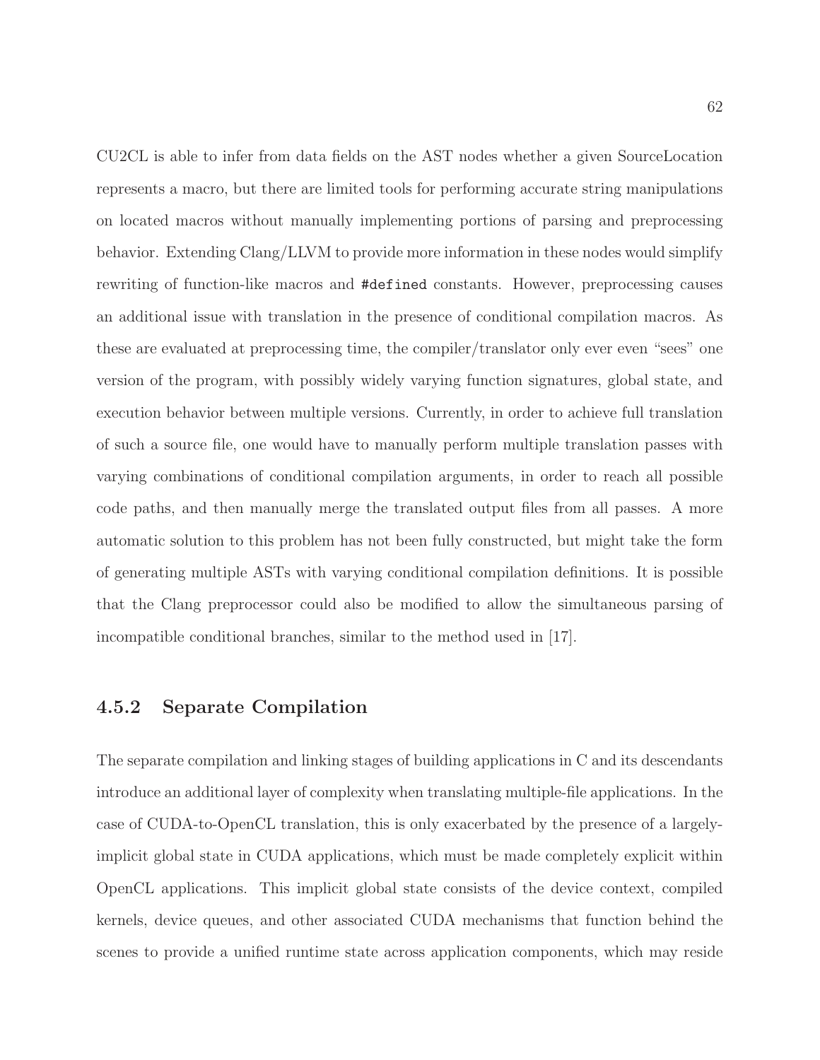CU2CL is able to infer from data fields on the AST nodes whether a given SourceLocation represents a macro, but there are limited tools for performing accurate string manipulations on located macros without manually implementing portions of parsing and preprocessing behavior. Extending Clang/LLVM to provide more information in these nodes would simplify rewriting of function-like macros and `#defined` constants. However, preprocessing causes an additional issue with translation in the presence of conditional compilation macros. As these are evaluated at preprocessing time, the compiler/translator only ever even "sees" one version of the program, with possibly widely varying function signatures, global state, and execution behavior between multiple versions. Currently, in order to achieve full translation of such a source file, one would have to manually perform multiple translation passes with varying combinations of conditional compilation arguments, in order to reach all possible code paths, and then manually merge the translated output files from all passes. A more automatic solution to this problem has not been fully constructed, but might take the form of generating multiple ASTs with varying conditional compilation definitions. It is possible that the Clang preprocessor could also be modified to allow the simultaneous parsing of incompatible conditional branches, similar to the method used in [17].

### 4.5.2 Separate Compilation

The separate compilation and linking stages of building applications in C and its descendants introduce an additional layer of complexity when translating multiple-file applications. In the case of CUDA-to-OpenCL translation, this is only exacerbated by the presence of a largely-implicit global state in CUDA applications, which must be made completely explicit within OpenCL applications. This implicit global state consists of the device context, compiled kernels, device queues, and other associated CUDA mechanisms that function behind the scenes to provide a unified runtime state across application components, which may reside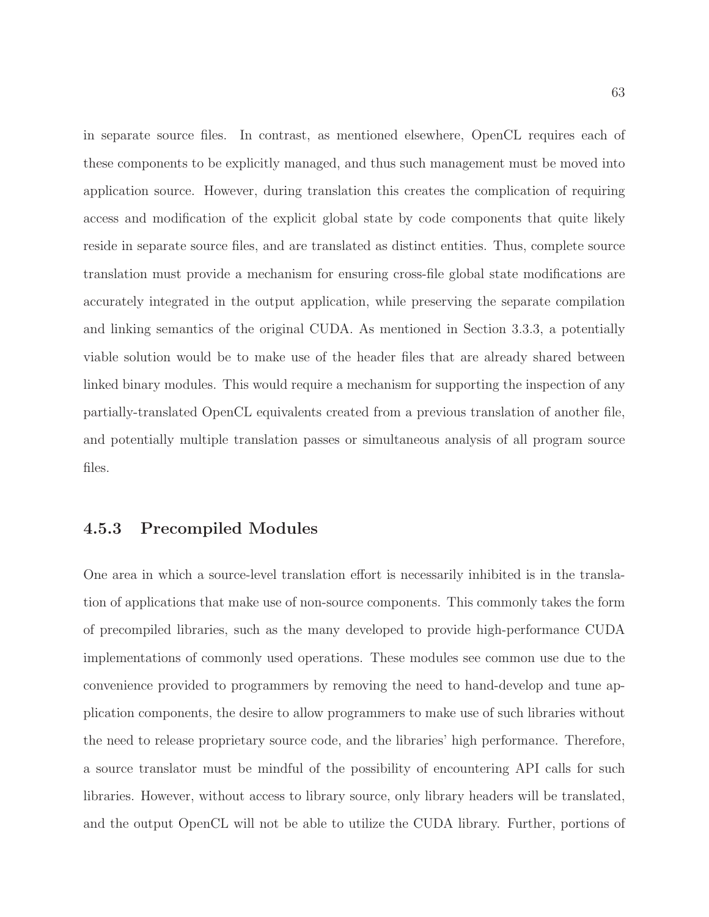in separate source files. In contrast, as mentioned elsewhere, OpenCL requires each of these components to be explicitly managed, and thus such management must be moved into application source. However, during translation this creates the complication of requiring access and modification of the explicit global state by code components that quite likely reside in separate source files, and are translated as distinct entities. Thus, complete source translation must provide a mechanism for ensuring cross-file global state modifications are accurately integrated in the output application, while preserving the separate compilation and linking semantics of the original CUDA. As mentioned in Section 3.3.3, a potentially viable solution would be to make use of the header files that are already shared between linked binary modules. This would require a mechanism for supporting the inspection of any partially-translated OpenCL equivalents created from a previous translation of another file, and potentially multiple translation passes or simultaneous analysis of all program source files.

### 4.5.3 Precompiled Modules

One area in which a source-level translation effort is necessarily inhibited is in the translation of applications that make use of non-source components. This commonly takes the form of precompiled libraries, such as the many developed to provide high-performance CUDA implementations of commonly used operations. These modules see common use due to the convenience provided to programmers by removing the need to hand-develop and tune application components, the desire to allow programmers to make use of such libraries without the need to release proprietary source code, and the libraries' high performance. Therefore, a source translator must be mindful of the possibility of encountering API calls for such libraries. However, without access to library source, only library headers will be translated, and the output OpenCL will not be able to utilize the CUDA library. Further, portions of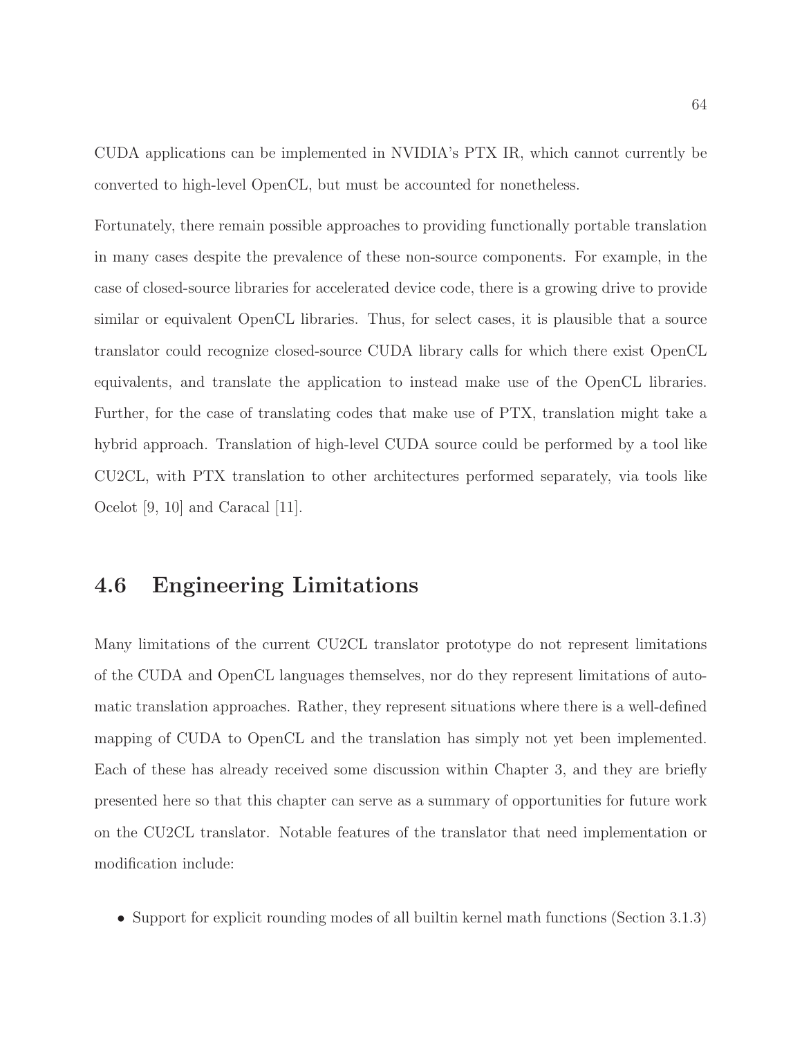CUDA applications can be implemented in NVIDIA's PTX IR, which cannot currently be converted to high-level OpenCL, but must be accounted for nonetheless.

Fortunately, there remain possible approaches to providing functionally portable translation in many cases despite the prevalence of these non-source components. For example, in the case of closed-source libraries for accelerated device code, there is a growing drive to provide similar or equivalent OpenCL libraries. Thus, for select cases, it is plausible that a source translator could recognize closed-source CUDA library calls for which there exist OpenCL equivalents, and translate the application to instead make use of the OpenCL libraries. Further, for the case of translating codes that make use of PTX, translation might take a hybrid approach. Translation of high-level CUDA source could be performed by a tool like CU2CL, with PTX translation to other architectures performed separately, via tools like Ocelot [9, 10] and Caracal [11].

## 4.6 Engineering Limitations

Many limitations of the current CU2CL translator prototype do not represent limitations of the CUDA and OpenCL languages themselves, nor do they represent limitations of automatic translation approaches. Rather, they represent situations where there is a well-defined mapping of CUDA to OpenCL and the translation has simply not yet been implemented. Each of these has already received some discussion within Chapter 3, and they are briefly presented here so that this chapter can serve as a summary of opportunities for future work on the CU2CL translator. Notable features of the translator that need implementation or modification include:

- Support for explicit rounding modes of all builtin kernel math functions (Section 3.1.3)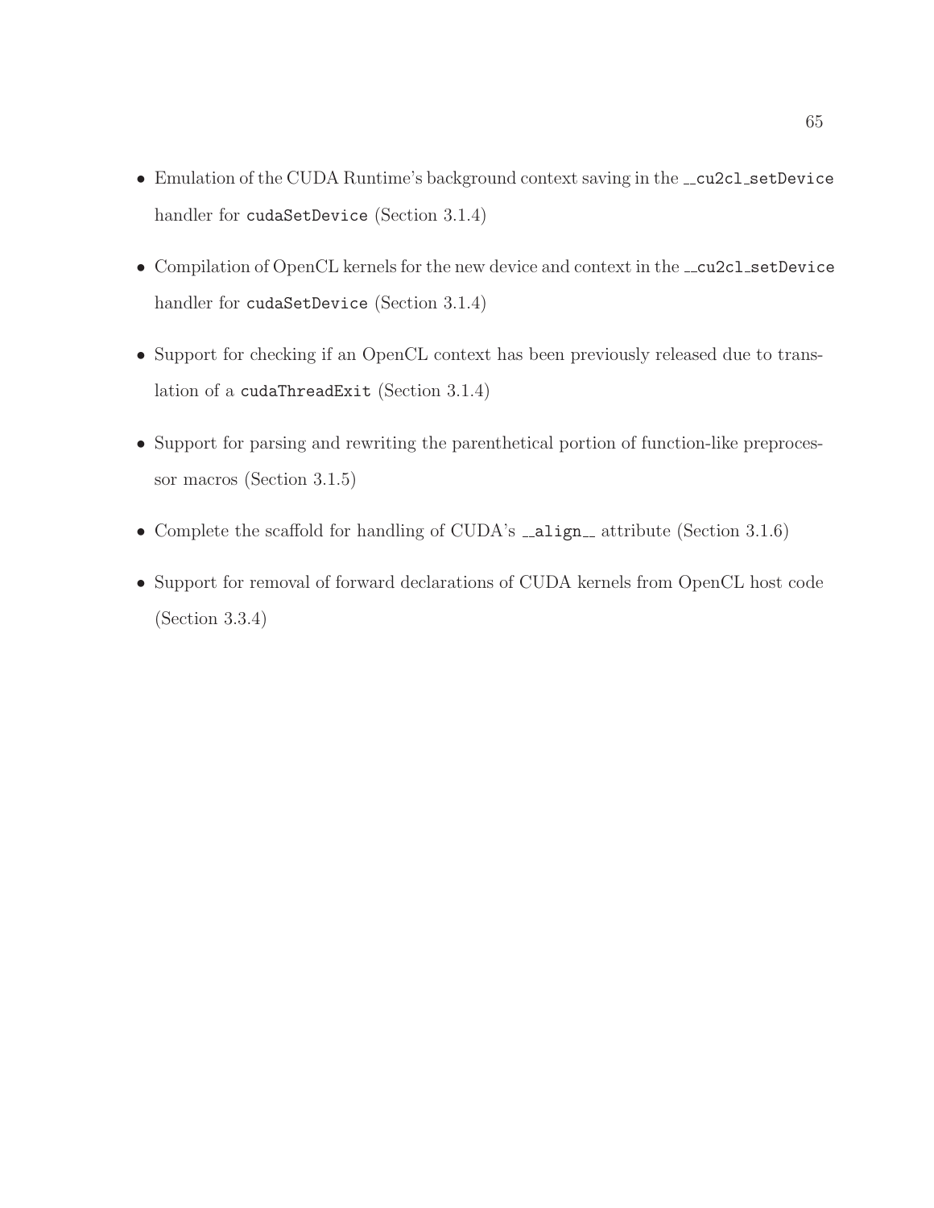- Emulation of the CUDA Runtime's background context saving in the `__cu2cl_setDevice` handler for `cudaSetDevice` (Section 3.1.4)

- Compilation of OpenCL kernels for the new device and context in the `__cu2cl_setDevice` handler for `cudaSetDevice` (Section 3.1.4)

- Support for checking if an OpenCL context has been previously released due to translation of a `cudaThreadExit` (Section 3.1.4)

- Support for parsing and rewriting the parenthetical portion of function-like preprocessor macros (Section 3.1.5)

- Complete the scaffold for handling of CUDA's `__align__` attribute (Section 3.1.6)

- Support for removal of forward declarations of CUDA kernels from OpenCL host code (Section 3.3.4)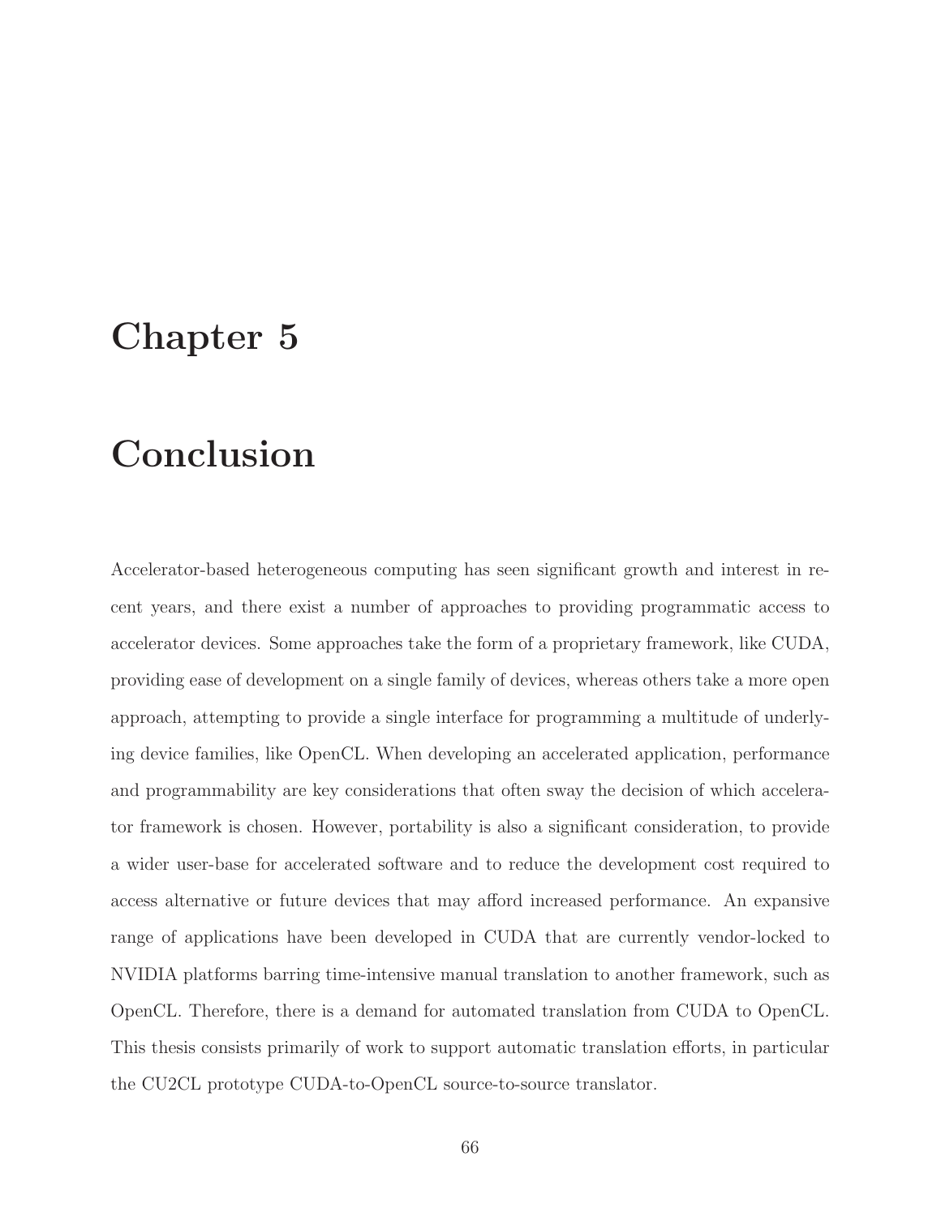# Chapter 5

# Conclusion

Accelerator-based heterogeneous computing has seen significant growth and interest in recent years, and there exist a number of approaches to providing programmatic access to accelerator devices. Some approaches take the form of a proprietary framework, like CUDA, providing ease of development on a single family of devices, whereas others take a more open approach, attempting to provide a single interface for programming a multitude of underlying device families, like OpenCL. When developing an accelerated application, performance and programmability are key considerations that often sway the decision of which accelerator framework is chosen. However, portability is also a significant consideration, to provide a wider user-base for accelerated software and to reduce the development cost required to access alternative or future devices that may afford increased performance. An expansive range of applications have been developed in CUDA that are currently vendor-locked to NVIDIA platforms barring time-intensive manual translation to another framework, such as OpenCL. Therefore, there is a demand for automated translation from CUDA to OpenCL. This thesis consists primarily of work to support automatic translation efforts, in particular the CU2CL prototype CUDA-to-OpenCL source-to-source translator.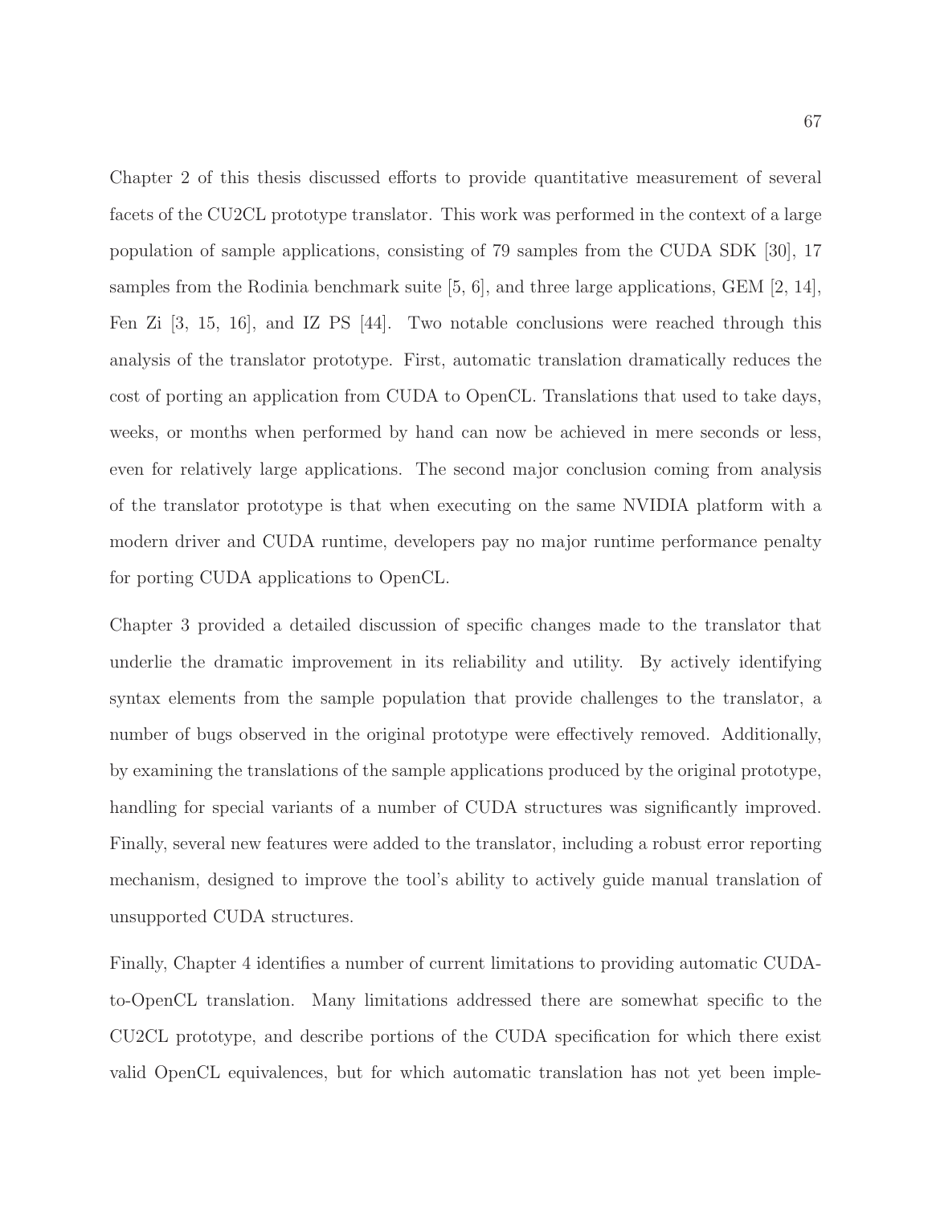Chapter 2 of this thesis discussed efforts to provide quantitative measurement of several facets of the CU2CL prototype translator. This work was performed in the context of a large population of sample applications, consisting of 79 samples from the CUDA SDK [30], 17 samples from the Rodinia benchmark suite [5, 6], and three large applications, GEM [2, 14], Fen Zi [3, 15, 16], and IZ PS [44]. Two notable conclusions were reached through this analysis of the translator prototype. First, automatic translation dramatically reduces the cost of porting an application from CUDA to OpenCL. Translations that used to take days, weeks, or months when performed by hand can now be achieved in mere seconds or less, even for relatively large applications. The second major conclusion coming from analysis of the translator prototype is that when executing on the same NVIDIA platform with a modern driver and CUDA runtime, developers pay no major runtime performance penalty for porting CUDA applications to OpenCL.

Chapter 3 provided a detailed discussion of specific changes made to the translator that underlie the dramatic improvement in its reliability and utility. By actively identifying syntax elements from the sample population that provide challenges to the translator, a number of bugs observed in the original prototype were effectively removed. Additionally, by examining the translations of the sample applications produced by the original prototype, handling for special variants of a number of CUDA structures was significantly improved. Finally, several new features were added to the translator, including a robust error reporting mechanism, designed to improve the tool's ability to actively guide manual translation of unsupported CUDA structures.

Finally, Chapter 4 identifies a number of current limitations to providing automatic CUDA-to-OpenCL translation. Many limitations addressed there are somewhat specific to the CU2CL prototype, and describe portions of the CUDA specification for which there exist valid OpenCL equivalences, but for which automatic translation has not yet been imple-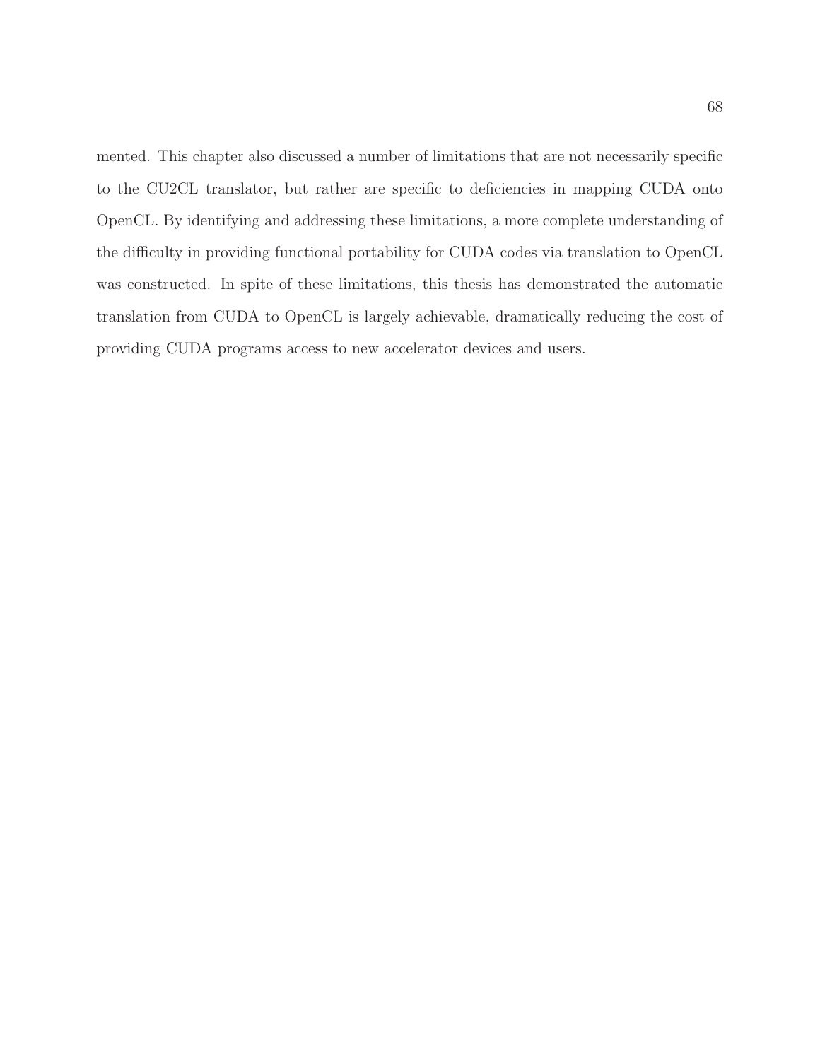mented. This chapter also discussed a number of limitations that are not necessarily specific to the CU2CL translator, but rather are specific to deficiencies in mapping CUDA onto OpenCL. By identifying and addressing these limitations, a more complete understanding of the difficulty in providing functional portability for CUDA codes via translation to OpenCL was constructed. In spite of these limitations, this thesis has demonstrated the automatic translation from CUDA to OpenCL is largely achievable, dramatically reducing the cost of providing CUDA programs access to new accelerator devices and users.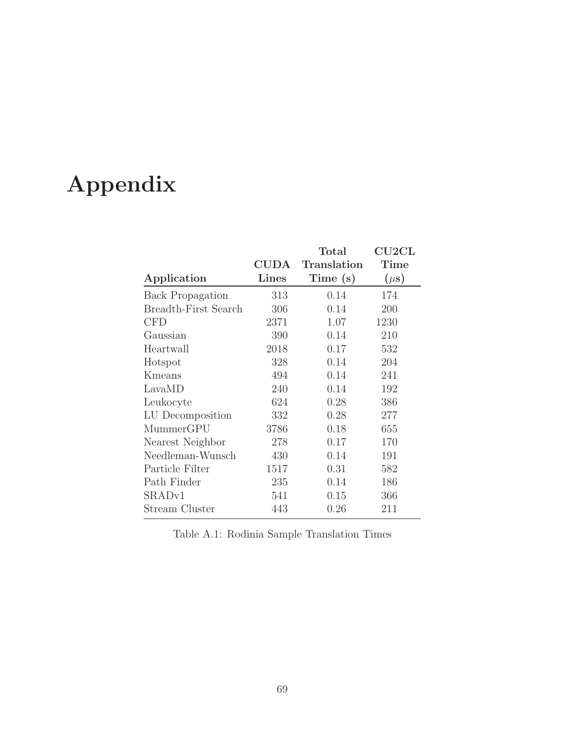# Appendix

| Application | CUDA Lines | Total Translation Time (s) | CU2CL Time ($\mu$s) |
|---|---|---|---|
| Back Propagation | 313 | 0.14 | 174 |
| Breadth-First Search | 306 | 0.14 | 200 |
| CFD | 2371 | 1.07 | 1230 |
| Gaussian | 390 | 0.14 | 210 |
| Heartwall | 2018 | 0.17 | 532 |
| Hotspot | 328 | 0.14 | 204 |
| Kmeans | 494 | 0.14 | 241 |
| LavaMD | 240 | 0.14 | 192 |
| Leukocyte | 624 | 0.28 | 386 |
| LU Decomposition | 332 | 0.28 | 277 |
| MummerGPU | 3786 | 0.18 | 655 |
| Nearest Neighbor | 278 | 0.17 | 170 |
| Needleman-Wunsch | 430 | 0.14 | 191 |
| Particle Filter | 1517 | 0.31 | 582 |
| Path Finder | 235 | 0.14 | 186 |
| SRADv1 | 541 | 0.15 | 366 |
| Stream Cluster | 443 | 0.26 | 211 |

Table A.1: Rodinia Sample Translation Times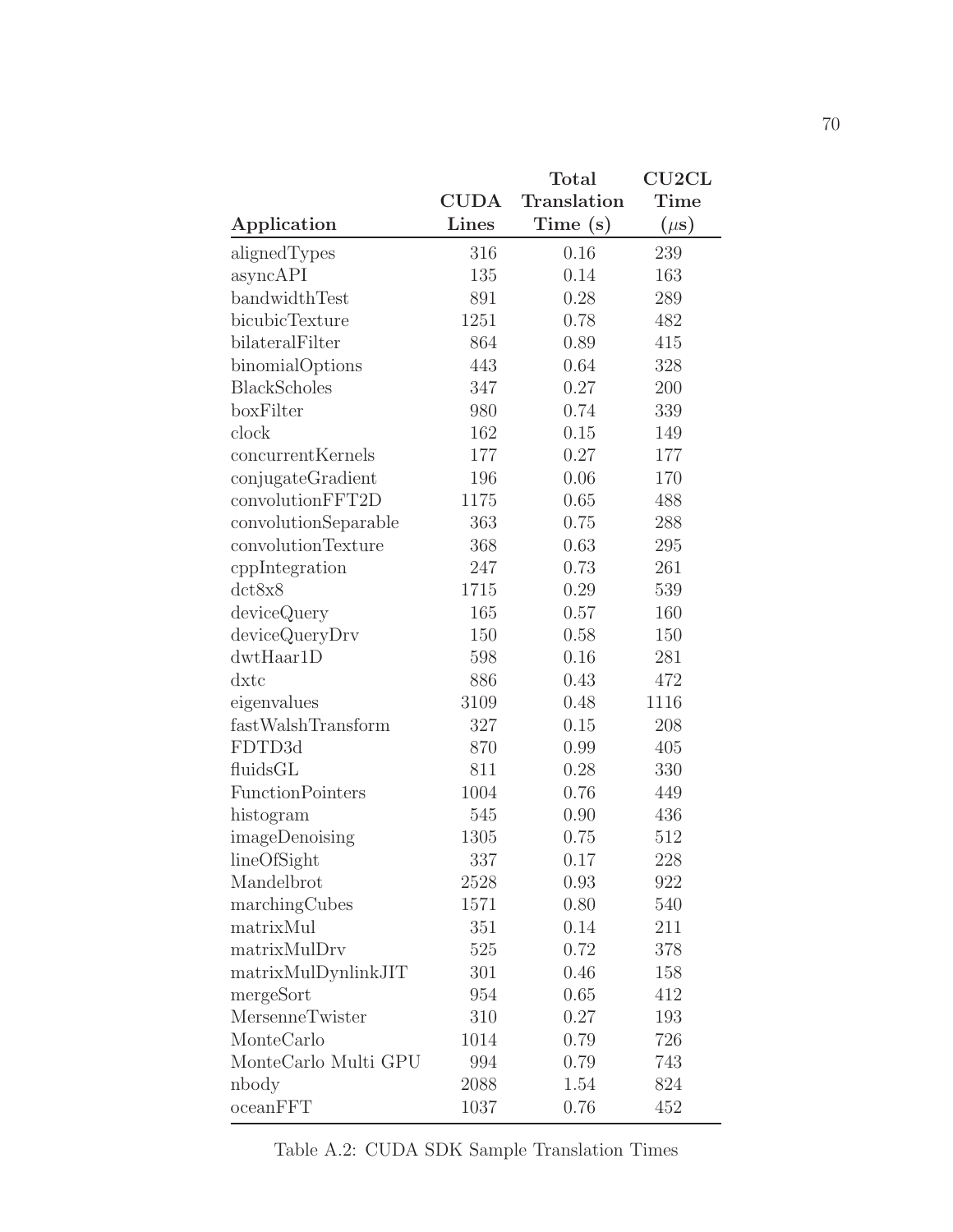| Application | CUDA Lines | Total Translation Time (s) | CU2CL Time ($\mu$s) |
|---|---|---|---|
| alignedTypes | 316 | 0.16 | 239 |
| asyncAPI | 135 | 0.14 | 163 |
| bandwidthTest | 891 | 0.28 | 289 |
| bicubicTexture | 1251 | 0.78 | 482 |
| bilateralFilter | 864 | 0.89 | 415 |
| binomialOptions | 443 | 0.64 | 328 |
| BlackScholes | 347 | 0.27 | 200 |
| boxFilter | 980 | 0.74 | 339 |
| clock | 162 | 0.15 | 149 |
| concurrentKernels | 177 | 0.27 | 177 |
| conjugateGradient | 196 | 0.06 | 170 |
| convolutionFFT2D | 1175 | 0.65 | 488 |
| convolutionSeparable | 363 | 0.75 | 288 |
| convolutionTexture | 368 | 0.63 | 295 |
| cppIntegration | 247 | 0.73 | 261 |
| dct8x8 | 1715 | 0.29 | 539 |
| deviceQuery | 165 | 0.57 | 160 |
| deviceQueryDrv | 150 | 0.58 | 150 |
| dwtHaar1D | 598 | 0.16 | 281 |
| dxtc | 886 | 0.43 | 472 |
| eigenvalues | 3109 | 0.48 | 1116 |
| fastWalshTransform | 327 | 0.15 | 208 |
| FDTD3d | 870 | 0.99 | 405 |
| fluidsGL | 811 | 0.28 | 330 |
| FunctionPointers | 1004 | 0.76 | 449 |
| histogram | 545 | 0.90 | 436 |
| imageDenoising | 1305 | 0.75 | 512 |
| lineOfSight | 337 | 0.17 | 228 |
| Mandelbrot | 2528 | 0.93 | 922 |
| marchingCubes | 1571 | 0.80 | 540 |
| matrixMul | 351 | 0.14 | 211 |
| matrixMulDrv | 525 | 0.72 | 378 |
| matrixMulDynlinkJIT | 301 | 0.46 | 158 |
| mergeSort | 954 | 0.65 | 412 |
| MersenneTwister | 310 | 0.27 | 193 |
| MonteCarlo | 1014 | 0.79 | 726 |
| MonteCarlo Multi GPU | 994 | 0.79 | 743 |
| nbody | 2088 | 1.54 | 824 |
| oceanFFT | 1037 | 0.76 | 452 |

Table A.2: CUDA SDK Sample Translation Times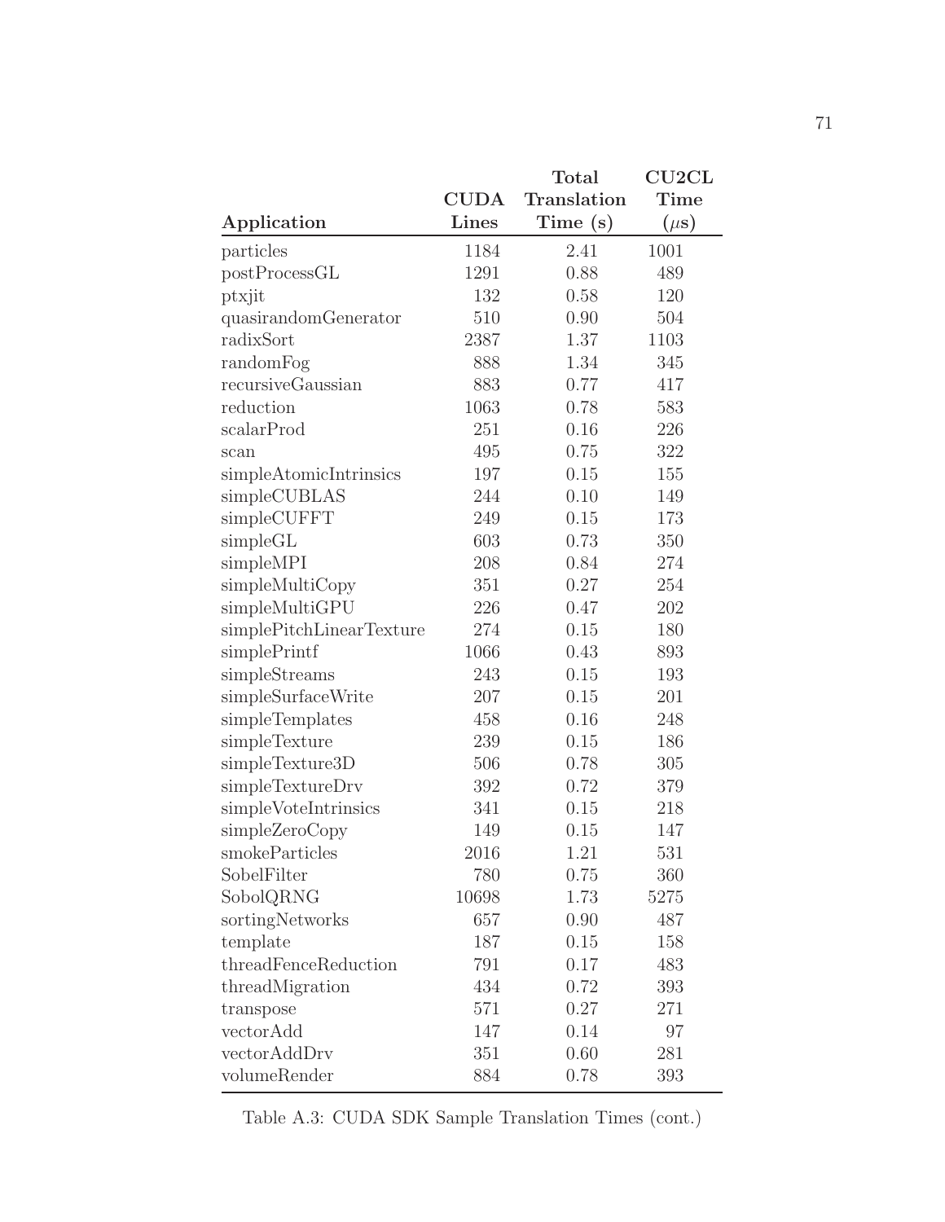| Application | CUDA Lines | Total Translation Time (s) | CU2CL Time ($\mu$s) |
|---|---|---|---|
| particles | 1184 | 2.41 | 1001 |
| postProcessGL | 1291 | 0.88 | 489 |
| ptxjit | 132 | 0.58 | 120 |
| quasirandomGenerator | 510 | 0.90 | 504 |
| radixSort | 2387 | 1.37 | 1103 |
| randomFog | 888 | 1.34 | 345 |
| recursiveGaussian | 883 | 0.77 | 417 |
| reduction | 1063 | 0.78 | 583 |
| scalarProd | 251 | 0.16 | 226 |
| scan | 495 | 0.75 | 322 |
| simpleAtomicIntrinsics | 197 | 0.15 | 155 |
| simpleCUBLAS | 244 | 0.10 | 149 |
| simpleCUFFT | 249 | 0.15 | 173 |
| simpleGL | 603 | 0.73 | 350 |
| simpleMPI | 208 | 0.84 | 274 |
| simpleMultiCopy | 351 | 0.27 | 254 |
| simpleMultiGPU | 226 | 0.47 | 202 |
| simplePitchLinearTexture | 274 | 0.15 | 180 |
| simplePrintf | 1066 | 0.43 | 893 |
| simpleStreams | 243 | 0.15 | 193 |
| simpleSurfaceWrite | 207 | 0.15 | 201 |
| simpleTemplates | 458 | 0.16 | 248 |
| simpleTexture | 239 | 0.15 | 186 |
| simpleTexture3D | 506 | 0.78 | 305 |
| simpleTextureDrv | 392 | 0.72 | 379 |
| simpleVoteIntrinsics | 341 | 0.15 | 218 |
| simpleZeroCopy | 149 | 0.15 | 147 |
| smokeParticles | 2016 | 1.21 | 531 |
| SobelFilter | 780 | 0.75 | 360 |
| SobolQRNG | 10698 | 1.73 | 5275 |
| sortingNetworks | 657 | 0.90 | 487 |
| template | 187 | 0.15 | 158 |
| threadFenceReduction | 791 | 0.17 | 483 |
| threadMigration | 434 | 0.72 | 393 |
| transpose | 571 | 0.27 | 271 |
| vectorAdd | 147 | 0.14 | 97 |
| vectorAddDrv | 351 | 0.60 | 281 |
| volumeRender | 884 | 0.78 | 393 |

Table A.3: CUDA SDK Sample Translation Times (cont.)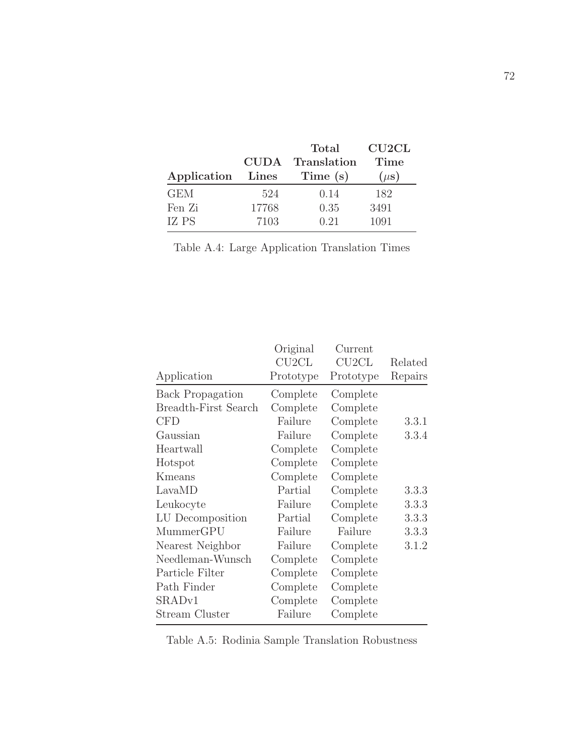| Application | CUDA Lines | Total Translation Time (s) | CU2CL Time ($\mu$s) |
|---|---|---|---|
| GEM | 524 | 0.14 | 182 |
| Fen Zi | 17768 | 0.35 | 3491 |
| IZ PS | 7103 | 0.21 | 1091 |

Table A.4: Large Application Translation Times

| Application | Original CU2CL Prototype | Current CU2CL Prototype | Related Repairs |
|---|---|---|---|
| Back Propagation | Complete | Complete | |
| Breadth-First Search | Complete | Complete | |
| CFD | Failure | Complete | 3.3.1 |
| Gaussian | Failure | Complete | 3.3.4 |
| Heartwall | Complete | Complete | |
| Hotspot | Complete | Complete | |
| Kmeans | Complete | Complete | |
| LavaMD | Partial | Complete | 3.3.3 |
| Leukocyte | Failure | Complete | 3.3.3 |
| LU Decomposition | Partial | Complete | 3.3.3 |
| MummerGPU | Failure | Failure | 3.3.3 |
| Nearest Neighbor | Failure | Complete | 3.1.2 |
| Needleman-Wunsch | Complete | Complete | |
| Particle Filter | Complete | Complete | |
| Path Finder | Complete | Complete | |
| SRADv1 | Complete | Complete | |
| Stream Cluster | Failure | Complete | |

Table A.5: Rodinia Sample Translation Robustness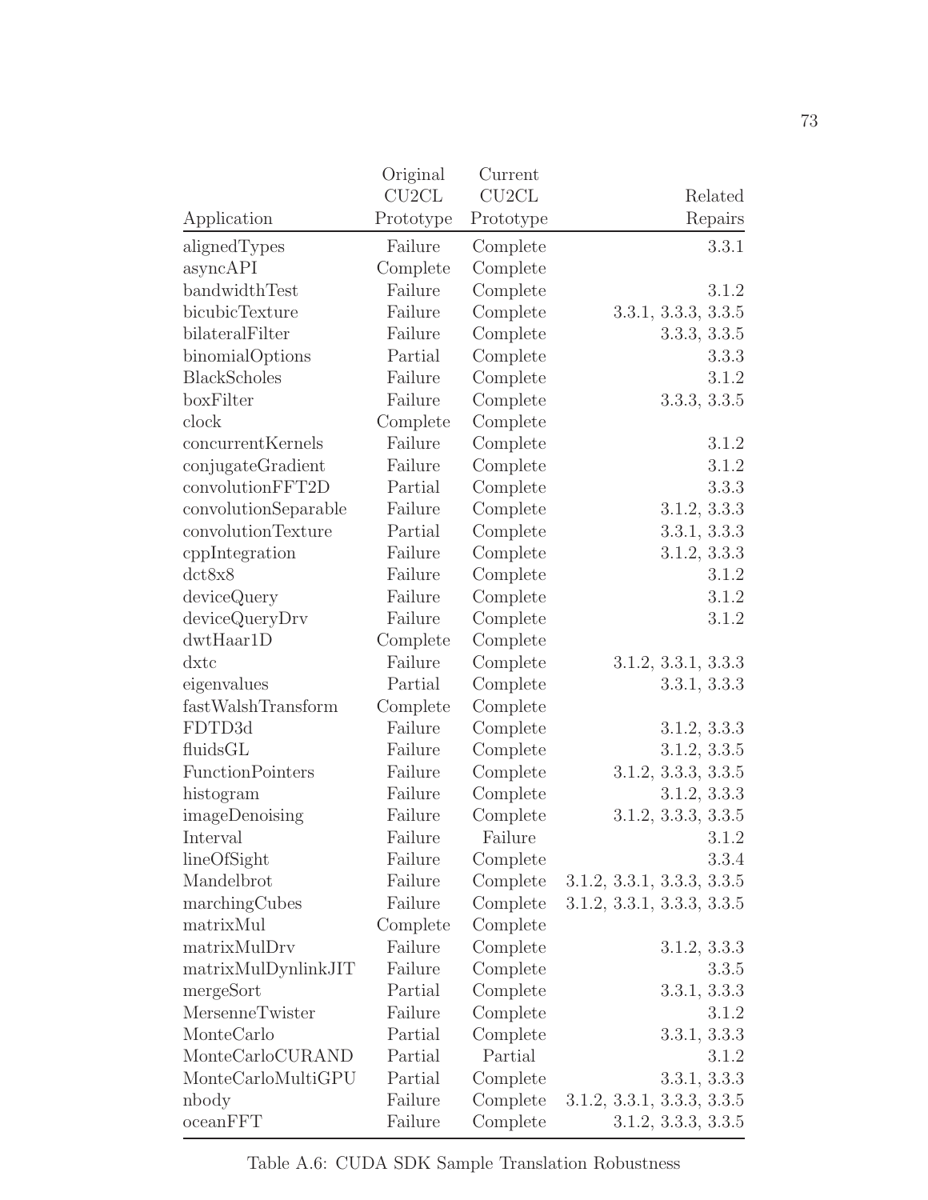| Application | Original CU2CL Prototype | Current CU2CL Prototype | Related Repairs |
|---|---|---|---|
| alignedTypes | Failure | Complete | 3.3.1 |
| asyncAPI | Complete | Complete | |
| bandwidthTest | Failure | Complete | 3.1.2 |
| bicubicTexture | Failure | Complete | 3.3.1, 3.3.3, 3.3.5 |
| bilateralFilter | Failure | Complete | 3.3.3, 3.3.5 |
| binomialOptions | Partial | Complete | 3.3.3 |
| BlackScholes | Failure | Complete | 3.1.2 |
| boxFilter | Failure | Complete | 3.3.3, 3.3.5 |
| clock | Complete | Complete | |
| concurrentKernels | Failure | Complete | 3.1.2 |
| conjugateGradient | Failure | Complete | 3.1.2 |
| convolutionFFT2D | Partial | Complete | 3.3.3 |
| convolutionSeparable | Failure | Complete | 3.1.2, 3.3.3 |
| convolutionTexture | Partial | Complete | 3.3.1, 3.3.3 |
| cppIntegration | Failure | Complete | 3.1.2, 3.3.3 |
| dct8x8 | Failure | Complete | 3.1.2 |
| deviceQuery | Failure | Complete | 3.1.2 |
| deviceQueryDrv | Failure | Complete | 3.1.2 |
| dwtHaar1D | Complete | Complete | |
| dxtc | Failure | Complete | 3.1.2, 3.3.1, 3.3.3 |
| eigenvalues | Partial | Complete | 3.3.1, 3.3.3 |
| fastWalshTransform | Complete | Complete | |
| FDTD3d | Failure | Complete | 3.1.2, 3.3.3 |
| fluidsGL | Failure | Complete | 3.1.2, 3.3.5 |
| FunctionPointers | Failure | Complete | 3.1.2, 3.3.3, 3.3.5 |
| histogram | Failure | Complete | 3.1.2, 3.3.3 |
| imageDenoising | Failure | Complete | 3.1.2, 3.3.3, 3.3.5 |
| Interval | Failure | Failure | 3.1.2 |
| lineOfSight | Failure | Complete | 3.3.4 |
| Mandelbrot | Failure | Complete | 3.1.2, 3.3.1, 3.3.3, 3.3.5 |
| marchingCubes | Failure | Complete | 3.1.2, 3.3.1, 3.3.3, 3.3.5 |
| matrixMul | Complete | Complete | |
| matrixMulDrv | Failure | Complete | 3.1.2, 3.3.3 |
| matrixMulDynlinkJIT | Failure | Complete | 3.3.5 |
| mergeSort | Partial | Complete | 3.3.1, 3.3.3 |
| MersenneTwister | Failure | Complete | 3.1.2 |
| MonteCarlo | Partial | Complete | 3.3.1, 3.3.3 |
| MonteCarloCURAND | Partial | Partial | 3.1.2 |
| MonteCarloMultiGPU | Partial | Complete | 3.3.1, 3.3.3 |
| nbody | Failure | Complete | 3.1.2, 3.3.1, 3.3.3, 3.3.5 |
| oceanFFT | Failure | Complete | 3.1.2, 3.3.3, 3.3.5 |

Table A.6: CUDA SDK Sample Translation Robustness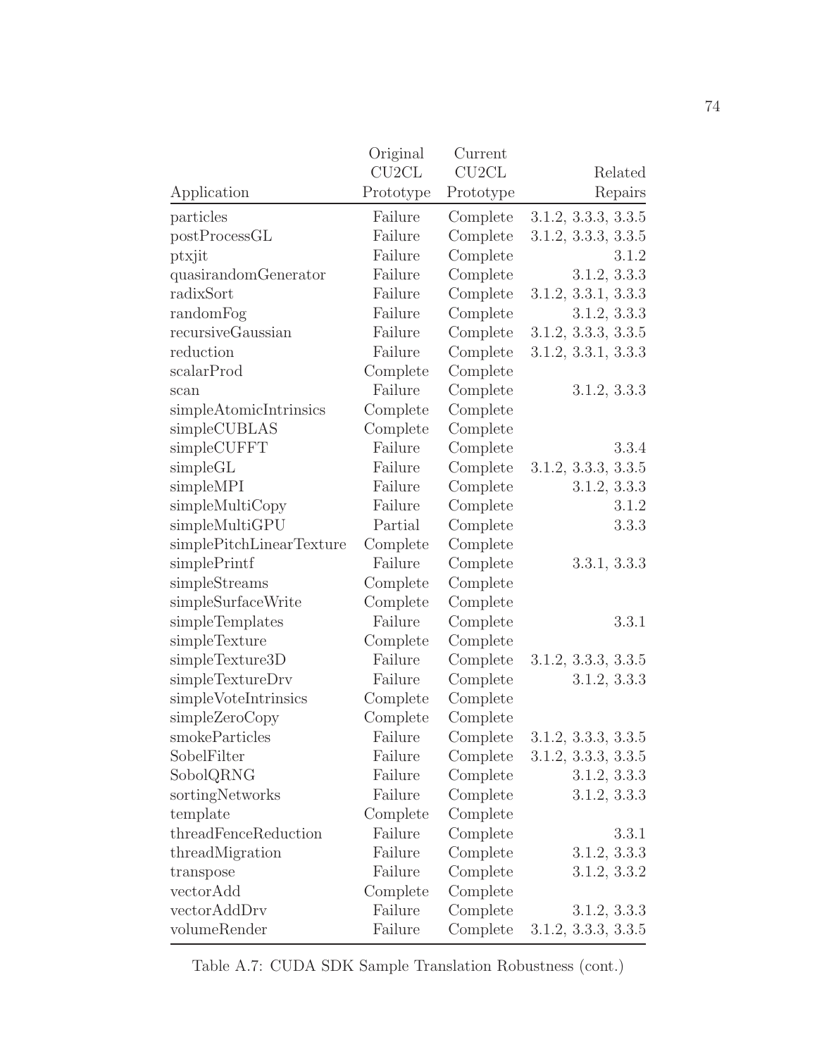| Application | Original CU2CL Prototype | Current CU2CL Prototype | Related Repairs |
|---|---|---|---|
| particles | Failure | Complete | 3.1.2, 3.3.3, 3.3.5 |
| postProcessGL | Failure | Complete | 3.1.2, 3.3.3, 3.3.5 |
| ptxjit | Failure | Complete | 3.1.2 |
| quasirandomGenerator | Failure | Complete | 3.1.2, 3.3.3 |
| radixSort | Failure | Complete | 3.1.2, 3.3.1, 3.3.3 |
| randomFog | Failure | Complete | 3.1.2, 3.3.3 |
| recursiveGaussian | Failure | Complete | 3.1.2, 3.3.3, 3.3.5 |
| reduction | Failure | Complete | 3.1.2, 3.3.1, 3.3.3 |
| scalarProd | Complete | Complete | |
| scan | Failure | Complete | 3.1.2, 3.3.3 |
| simpleAtomicIntrinsics | Complete | Complete | |
| simpleCUBLAS | Complete | Complete | |
| simpleCUFFT | Failure | Complete | 3.3.4 |
| simpleGL | Failure | Complete | 3.1.2, 3.3.3, 3.3.5 |
| simpleMPI | Failure | Complete | 3.1.2, 3.3.3 |
| simpleMultiCopy | Failure | Complete | 3.1.2 |
| simpleMultiGPU | Partial | Complete | 3.3.3 |
| simplePitchLinearTexture | Complete | Complete | |
| simplePrintf | Failure | Complete | 3.3.1, 3.3.3 |
| simpleStreams | Complete | Complete | |
| simpleSurfaceWrite | Complete | Complete | |
| simpleTemplates | Failure | Complete | 3.3.1 |
| simpleTexture | Complete | Complete | |
| simpleTexture3D | Failure | Complete | 3.1.2, 3.3.3, 3.3.5 |
| simpleTextureDrv | Failure | Complete | 3.1.2, 3.3.3 |
| simpleVoteIntrinsics | Complete | Complete | |
| simpleZeroCopy | Complete | Complete | |
| smokeParticles | Failure | Complete | 3.1.2, 3.3.3, 3.3.5 |
| SobelFilter | Failure | Complete | 3.1.2, 3.3.3, 3.3.5 |
| SobolQRNG | Failure | Complete | 3.1.2, 3.3.3 |
| sortingNetworks | Failure | Complete | 3.1.2, 3.3.3 |
| template | Complete | Complete | |
| threadFenceReduction | Failure | Complete | 3.3.1 |
| threadMigration | Failure | Complete | 3.1.2, 3.3.3 |
| transpose | Failure | Complete | 3.1.2, 3.3.2 |
| vectorAdd | Complete | Complete | |
| vectorAddDrv | Failure | Complete | 3.1.2, 3.3.3 |
| volumeRender | Failure | Complete | 3.1.2, 3.3.3, 3.3.5 |

Table A.7: CUDA SDK Sample Translation Robustness (cont.)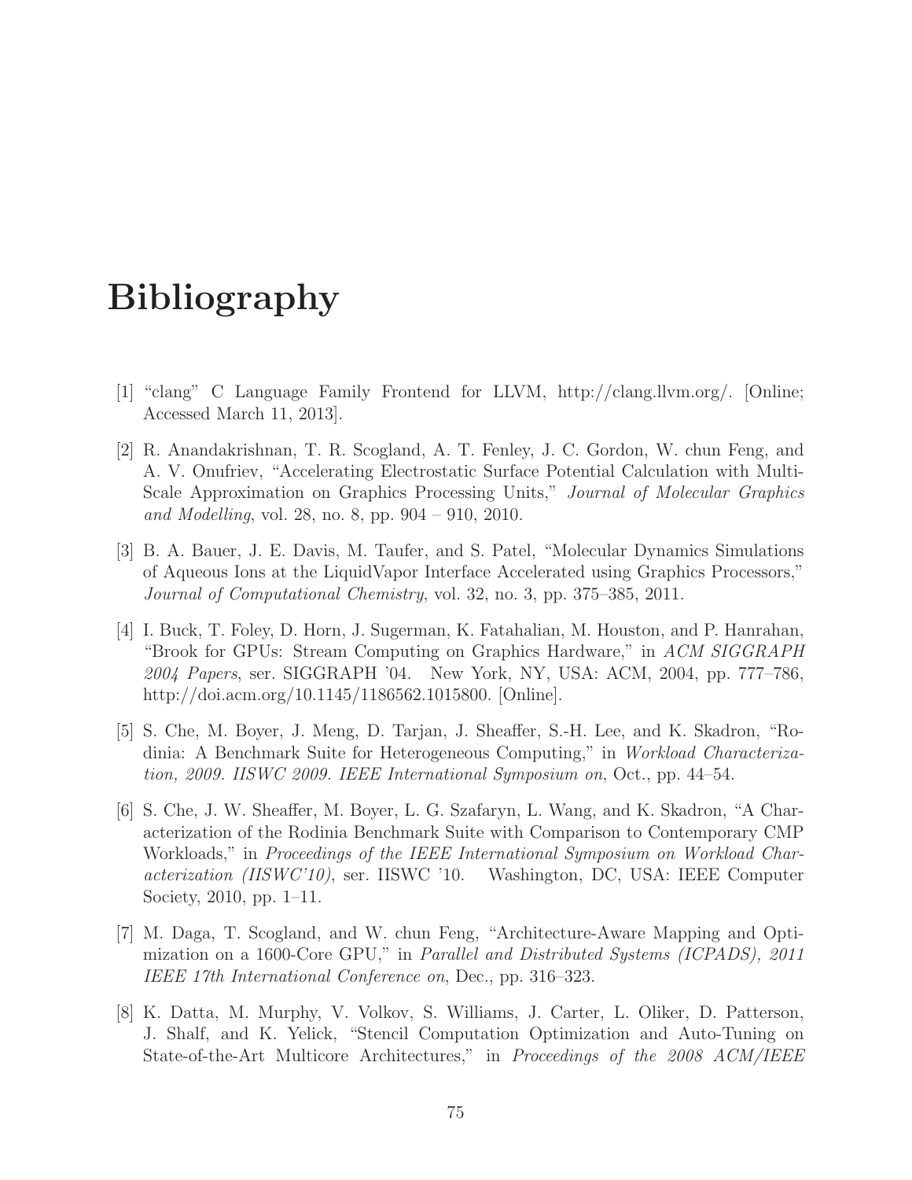# Bibliography

[1] "clang" C Language Family Frontend for LLVM, http://clang.llvm.org/. [Online; Accessed March 11, 2013].

[2] R. Anandakrishnan, T. R. Scogland, A. T. Fenley, J. C. Gordon, W. chun Feng, and A. V. Onufriev, "Accelerating Electrostatic Surface Potential Calculation with Multi-Scale Approximation on Graphics Processing Units," *Journal of Molecular Graphics and Modelling*, vol. 28, no. 8, pp. 904 – 910, 2010.

[3] B. A. Bauer, J. E. Davis, M. Taufer, and S. Patel, "Molecular Dynamics Simulations of Aqueous Ions at the LiquidVapor Interface Accelerated using Graphics Processors," *Journal of Computational Chemistry*, vol. 32, no. 3, pp. 375–385, 2011.

[4] I. Buck, T. Foley, D. Horn, J. Sugerman, K. Fatahalian, M. Houston, and P. Hanrahan, "Brook for GPUs: Stream Computing on Graphics Hardware," in *ACM SIGGRAPH 2004 Papers*, ser. SIGGRAPH '04. New York, NY, USA: ACM, 2004, pp. 777–786, http://doi.acm.org/10.1145/1186562.1015800. [Online].

[5] S. Che, M. Boyer, J. Meng, D. Tarjan, J. Sheaffer, S.-H. Lee, and K. Skadron, "Rodinia: A Benchmark Suite for Heterogeneous Computing," in *Workload Characterization, 2009. IISWC 2009. IEEE International Symposium on*, Oct., pp. 44–54.

[6] S. Che, J. W. Sheaffer, M. Boyer, L. G. Szafaryn, L. Wang, and K. Skadron, "A Characterization of the Rodinia Benchmark Suite with Comparison to Contemporary CMP Workloads," in *Proceedings of the IEEE International Symposium on Workload Characterization (IISWC'10)*, ser. IISWC '10. Washington, DC, USA: IEEE Computer Society, 2010, pp. 1–11.

[7] M. Daga, T. Scogland, and W. chun Feng, "Architecture-Aware Mapping and Optimization on a 1600-Core GPU," in *Parallel and Distributed Systems (ICPADS), 2011 IEEE 17th International Conference on*, Dec., pp. 316–323.

[8] K. Datta, M. Murphy, V. Volkov, S. Williams, J. Carter, L. Oliker, D. Patterson, J. Shalf, and K. Yelick, "Stencil Computation Optimization and Auto-Tuning on State-of-the-Art Multicore Architectures," in *Proceedings of the 2008 ACM/IEEE*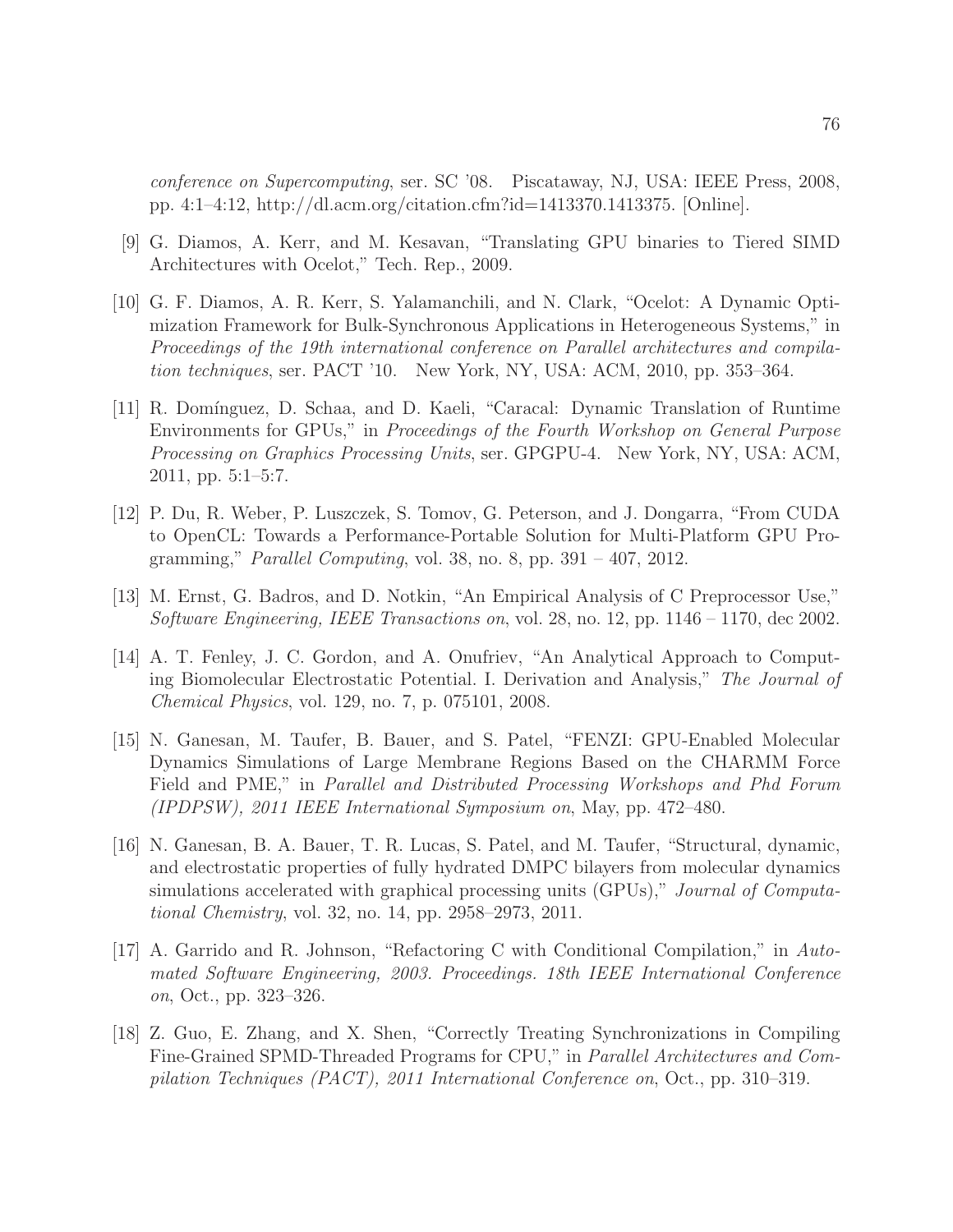*conference on Supercomputing*, ser. SC '08. Piscataway, NJ, USA: IEEE Press, 2008, pp. 4:1–4:12, http://dl.acm.org/citation.cfm?id=1413370.1413375. [Online].

[9] G. Diamos, A. Kerr, and M. Kesavan, "Translating GPU binaries to Tiered SIMD Architectures with Ocelot," Tech. Rep., 2009.

[10] G. F. Diamos, A. R. Kerr, S. Yalamanchili, and N. Clark, "Ocelot: A Dynamic Optimization Framework for Bulk-Synchronous Applications in Heterogeneous Systems," in *Proceedings of the 19th international conference on Parallel architectures and compilation techniques*, ser. PACT '10. New York, NY, USA: ACM, 2010, pp. 353–364.

[11] R. Domínguez, D. Schaa, and D. Kaeli, "Caracal: Dynamic Translation of Runtime Environments for GPUs," in *Proceedings of the Fourth Workshop on General Purpose Processing on Graphics Processing Units*, ser. GPGPU-4. New York, NY, USA: ACM, 2011, pp. 5:1–5:7.

[12] P. Du, R. Weber, P. Luszczek, S. Tomov, G. Peterson, and J. Dongarra, "From CUDA to OpenCL: Towards a Performance-Portable Solution for Multi-Platform GPU Programming," *Parallel Computing*, vol. 38, no. 8, pp. 391 – 407, 2012.

[13] M. Ernst, G. Badros, and D. Notkin, "An Empirical Analysis of C Preprocessor Use," *Software Engineering, IEEE Transactions on*, vol. 28, no. 12, pp. 1146 – 1170, dec 2002.

[14] A. T. Fenley, J. C. Gordon, and A. Onufriev, "An Analytical Approach to Computing Biomolecular Electrostatic Potential. I. Derivation and Analysis," *The Journal of Chemical Physics*, vol. 129, no. 7, p. 075101, 2008.

[15] N. Ganesan, M. Taufer, B. Bauer, and S. Patel, "FENZI: GPU-Enabled Molecular Dynamics Simulations of Large Membrane Regions Based on the CHARMM Force Field and PME," in *Parallel and Distributed Processing Workshops and Phd Forum (IPDPSW), 2011 IEEE International Symposium on*, May, pp. 472–480.

[16] N. Ganesan, B. A. Bauer, T. R. Lucas, S. Patel, and M. Taufer, "Structural, dynamic, and electrostatic properties of fully hydrated DMPC bilayers from molecular dynamics simulations accelerated with graphical processing units (GPUs)," *Journal of Computational Chemistry*, vol. 32, no. 14, pp. 2958–2973, 2011.

[17] A. Garrido and R. Johnson, "Refactoring C with Conditional Compilation," in *Automated Software Engineering, 2003. Proceedings. 18th IEEE International Conference on*, Oct., pp. 323–326.

[18] Z. Guo, E. Zhang, and X. Shen, "Correctly Treating Synchronizations in Compiling Fine-Grained SPMD-Threaded Programs for CPU," in *Parallel Architectures and Compilation Techniques (PACT), 2011 International Conference on*, Oct., pp. 310–319.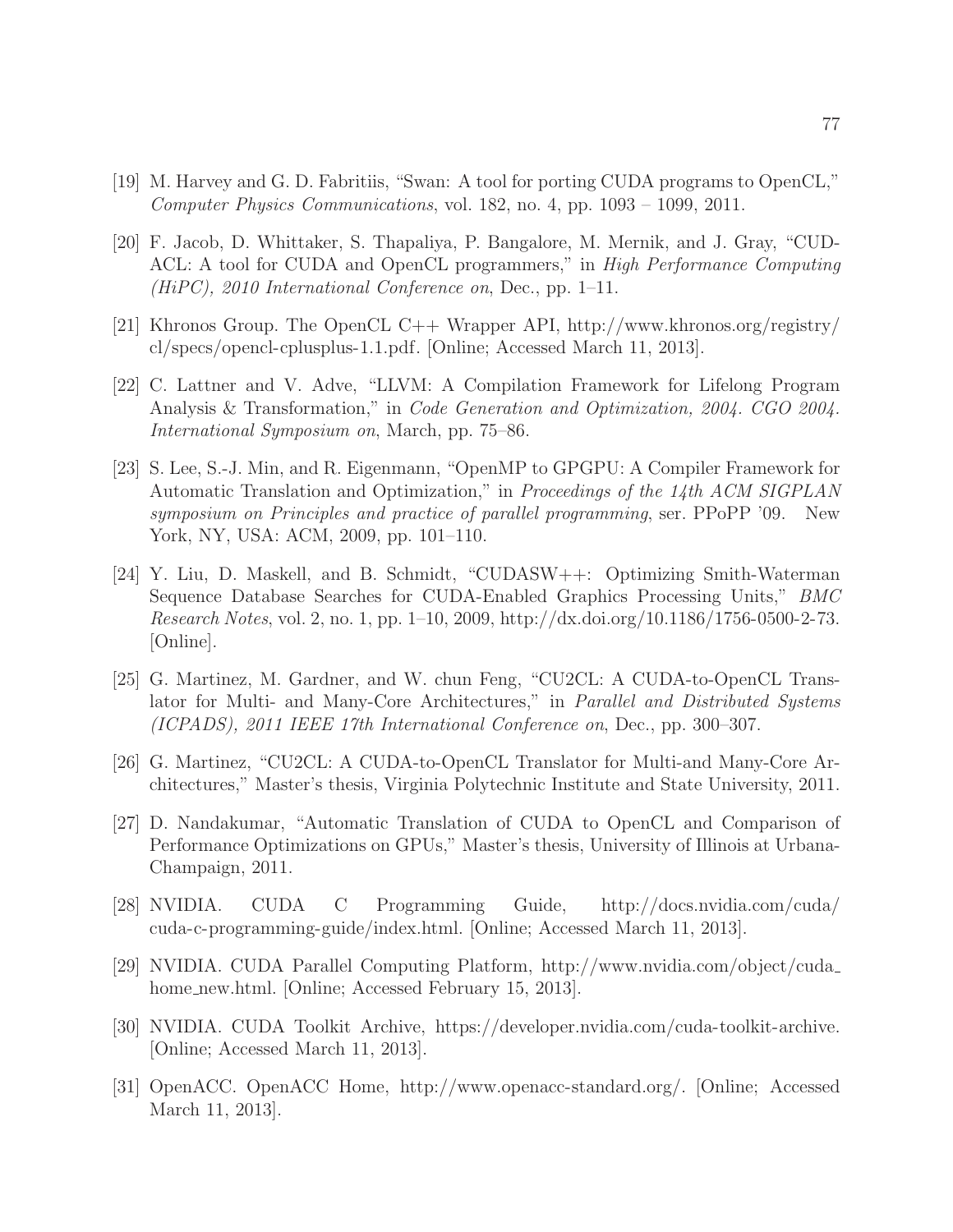[19] M. Harvey and G. D. Fabritiis, "Swan: A tool for porting CUDA programs to OpenCL," *Computer Physics Communications*, vol. 182, no. 4, pp. 1093 – 1099, 2011.

[20] F. Jacob, D. Whittaker, S. Thapaliya, P. Bangalore, M. Mernik, and J. Gray, "CUDACL: A tool for CUDA and OpenCL programmers," in *High Performance Computing (HiPC), 2010 International Conference on*, Dec., pp. 1–11.

[21] Khronos Group. The OpenCL C++ Wrapper API, http://www.khronos.org/registry/cl/specs/opencl-cplusplus-1.1.pdf. [Online; Accessed March 11, 2013].

[22] C. Lattner and V. Adve, "LLVM: A Compilation Framework for Lifelong Program Analysis & Transformation," in *Code Generation and Optimization, 2004. CGO 2004. International Symposium on*, March, pp. 75–86.

[23] S. Lee, S.-J. Min, and R. Eigenmann, "OpenMP to GPGPU: A Compiler Framework for Automatic Translation and Optimization," in *Proceedings of the 14th ACM SIGPLAN symposium on Principles and practice of parallel programming*, ser. PPoPP '09. New York, NY, USA: ACM, 2009, pp. 101–110.

[24] Y. Liu, D. Maskell, and B. Schmidt, "CUDASW++: Optimizing Smith-Waterman Sequence Database Searches for CUDA-Enabled Graphics Processing Units," *BMC Research Notes*, vol. 2, no. 1, pp. 1–10, 2009, http://dx.doi.org/10.1186/1756-0500-2-73. [Online].

[25] G. Martinez, M. Gardner, and W. chun Feng, "CU2CL: A CUDA-to-OpenCL Translator for Multi- and Many-Core Architectures," in *Parallel and Distributed Systems (ICPADS), 2011 IEEE 17th International Conference on*, Dec., pp. 300–307.

[26] G. Martinez, "CU2CL: A CUDA-to-OpenCL Translator for Multi-and Many-Core Architectures," Master's thesis, Virginia Polytechnic Institute and State University, 2011.

[27] D. Nandakumar, "Automatic Translation of CUDA to OpenCL and Comparison of Performance Optimizations on GPUs," Master's thesis, University of Illinois at Urbana-Champaign, 2011.

[28] NVIDIA. CUDA C Programming Guide, http://docs.nvidia.com/cuda/cuda-c-programming-guide/index.html. [Online; Accessed March 11, 2013].

[29] NVIDIA. CUDA Parallel Computing Platform, http://www.nvidia.com/object/cuda_home_new.html. [Online; Accessed February 15, 2013].

[30] NVIDIA. CUDA Toolkit Archive, https://developer.nvidia.com/cuda-toolkit-archive. [Online; Accessed March 11, 2013].

[31] OpenACC. OpenACC Home, http://www.openacc-standard.org/. [Online; Accessed March 11, 2013].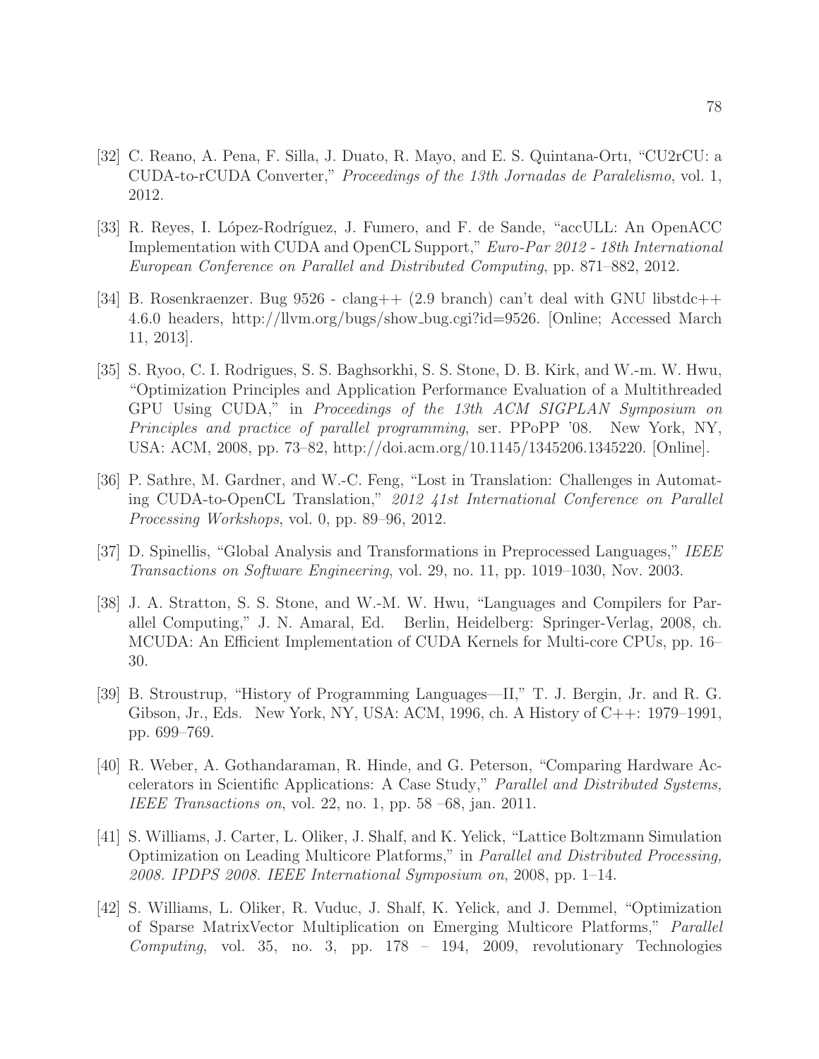[32] C. Reano, A. Pena, F. Silla, J. Duato, R. Mayo, and E. S. Quintana-Ortı, "CU2rCU: a CUDA-to-rCUDA Converter," *Proceedings of the 13th Jornadas de Paralelismo*, vol. 1, 2012.

[33] R. Reyes, I. López-Rodríguez, J. Fumero, and F. de Sande, "accULL: An OpenACC Implementation with CUDA and OpenCL Support," *Euro-Par 2012 - 18th International European Conference on Parallel and Distributed Computing*, pp. 871–882, 2012.

[34] B. Rosenkraenzer. Bug 9526 - clang++ (2.9 branch) can't deal with GNU libstdc++ 4.6.0 headers, http://llvm.org/bugs/show_bug.cgi?id=9526. [Online; Accessed March 11, 2013].

[35] S. Ryoo, C. I. Rodrigues, S. S. Baghsorkhi, S. S. Stone, D. B. Kirk, and W.-m. W. Hwu, "Optimization Principles and Application Performance Evaluation of a Multithreaded GPU Using CUDA," in *Proceedings of the 13th ACM SIGPLAN Symposium on Principles and practice of parallel programming*, ser. PPoPP '08. New York, NY, USA: ACM, 2008, pp. 73–82, http://doi.acm.org/10.1145/1345206.1345220. [Online].

[36] P. Sathre, M. Gardner, and W.-C. Feng, "Lost in Translation: Challenges in Automating CUDA-to-OpenCL Translation," *2012 41st International Conference on Parallel Processing Workshops*, vol. 0, pp. 89–96, 2012.

[37] D. Spinellis, "Global Analysis and Transformations in Preprocessed Languages," *IEEE Transactions on Software Engineering*, vol. 29, no. 11, pp. 1019–1030, Nov. 2003.

[38] J. A. Stratton, S. S. Stone, and W.-M. W. Hwu, "Languages and Compilers for Parallel Computing," J. N. Amaral, Ed. Berlin, Heidelberg: Springer-Verlag, 2008, ch. MCUDA: An Efficient Implementation of CUDA Kernels for Multi-core CPUs, pp. 16–30.

[39] B. Stroustrup, "History of Programming Languages—II," T. J. Bergin, Jr. and R. G. Gibson, Jr., Eds. New York, NY, USA: ACM, 1996, ch. A History of C++: 1979–1991, pp. 699–769.

[40] R. Weber, A. Gothandaraman, R. Hinde, and G. Peterson, "Comparing Hardware Accelerators in Scientific Applications: A Case Study," *Parallel and Distributed Systems, IEEE Transactions on*, vol. 22, no. 1, pp. 58 –68, jan. 2011.

[41] S. Williams, J. Carter, L. Oliker, J. Shalf, and K. Yelick, "Lattice Boltzmann Simulation Optimization on Leading Multicore Platforms," in *Parallel and Distributed Processing, 2008. IPDPS 2008. IEEE International Symposium on*, 2008, pp. 1–14.

[42] S. Williams, L. Oliker, R. Vuduc, J. Shalf, K. Yelick, and J. Demmel, "Optimization of Sparse MatrixVector Multiplication on Emerging Multicore Platforms," *Parallel Computing*, vol. 35, no. 3, pp. 178 – 194, 2009, revolutionary Technologies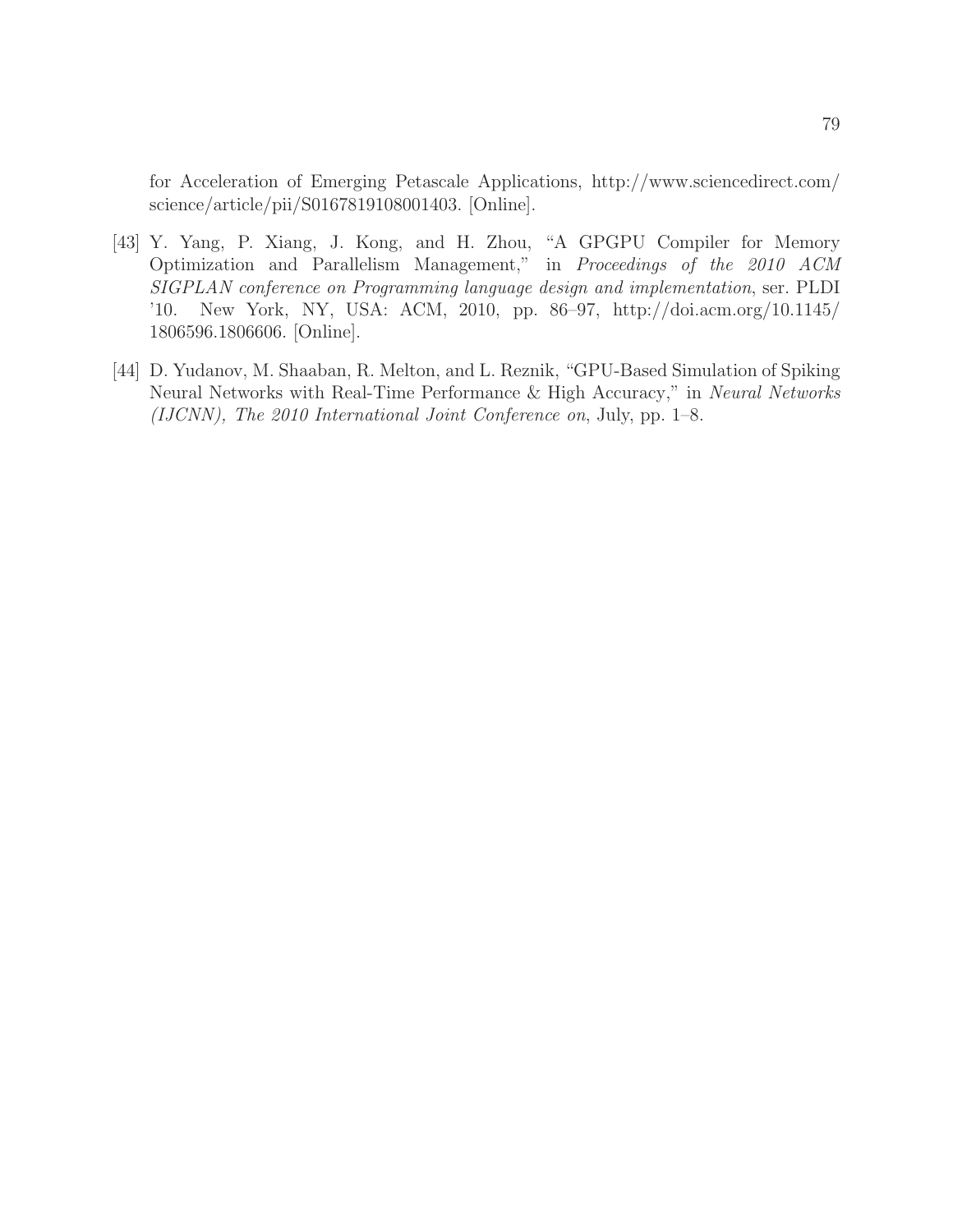for Acceleration of Emerging Petascale Applications, http://www.sciencedirect.com/science/article/pii/S0167819108001403. [Online].

[43] Y. Yang, P. Xiang, J. Kong, and H. Zhou, "A GPGPU Compiler for Memory Optimization and Parallelism Management," in *Proceedings of the 2010 ACM SIGPLAN conference on Programming language design and implementation*, ser. PLDI '10. New York, NY, USA: ACM, 2010, pp. 86–97, http://doi.acm.org/10.1145/1806596.1806606. [Online].

[44] D. Yudanov, M. Shaaban, R. Melton, and L. Reznik, "GPU-Based Simulation of Spiking Neural Networks with Real-Time Performance & High Accuracy," in *Neural Networks (IJCNN), The 2010 International Joint Conference on*, July, pp. 1–8.